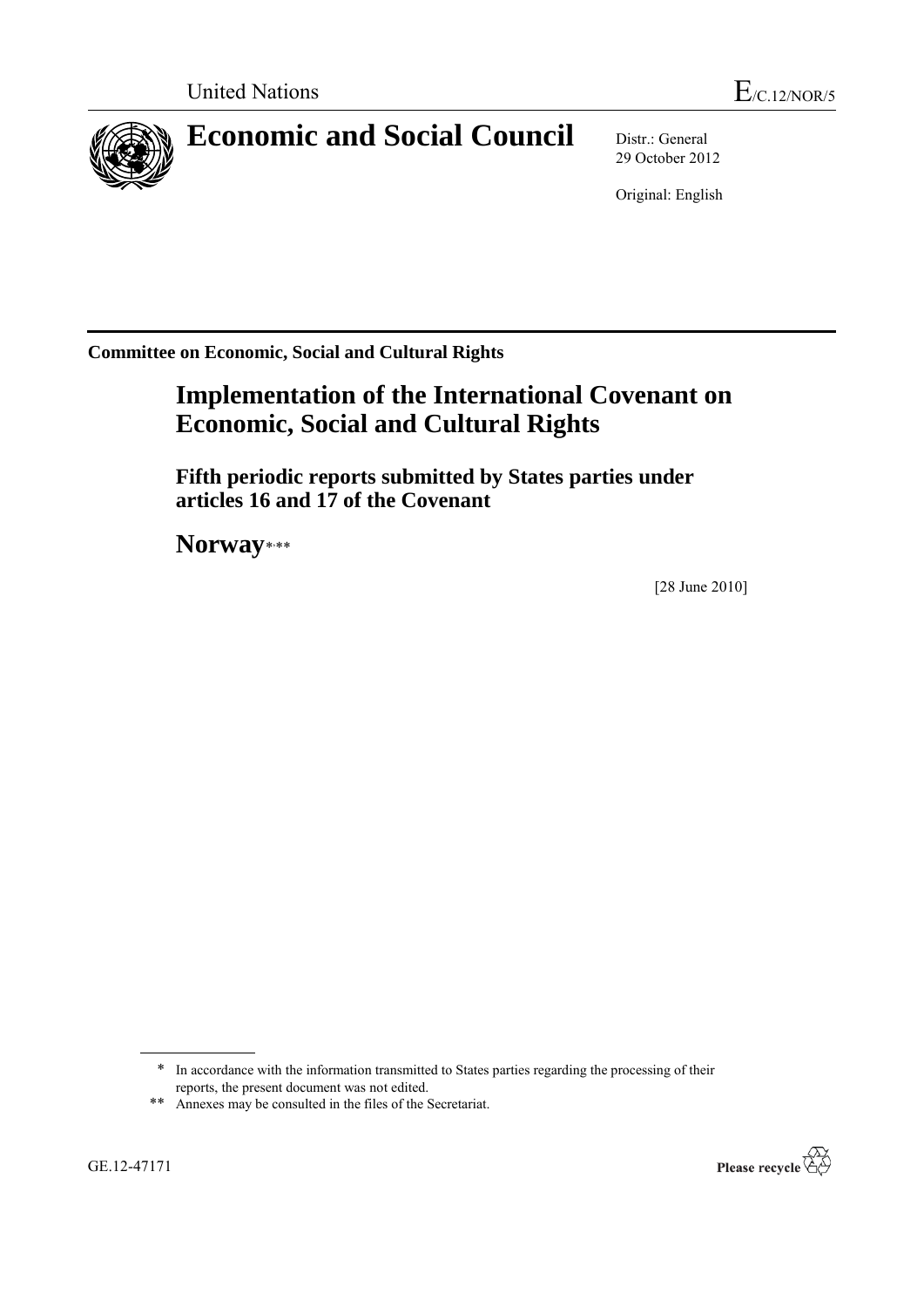United Nations E/C.12/NOR/5

# Economic and Social Council

Distr.: General
29 October 2012

Original: English

**Committee on Economic, Social and Cultural Rights**

## Implementation of the International Covenant on Economic, Social and Cultural Rights

### Fifth periodic reports submitted by States parties under articles 16 and 17 of the Covenant

## Norway*,**

[28 June 2010]

---

\* In accordance with the information transmitted to States parties regarding the processing of their reports, the present document was not edited.

\*\* Annexes may be consulted in the files of the Secretariat.

GE.12-47171

Please recycle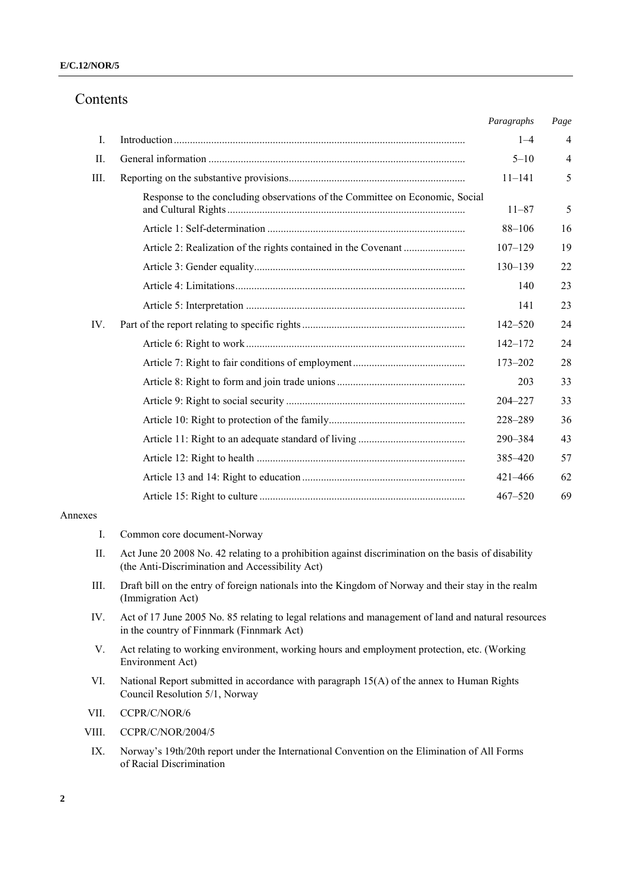# Contents

| | | *Paragraphs* | *Page* |
|---|---|---|---|
| I. | Introduction | 1–4 | 4 |
| II. | General information | 5–10 | 4 |
| III. | Reporting on the substantive provisions | 11–141 | 5 |
| | Response to the concluding observations of the Committee on Economic, Social and Cultural Rights | 11–87 | 5 |
| | Article 1: Self-determination | 88–106 | 16 |
| | Article 2: Realization of the rights contained in the Covenant | 107–129 | 19 |
| | Article 3: Gender equality | 130–139 | 22 |
| | Article 4: Limitations | 140 | 23 |
| | Article 5: Interpretation | 141 | 23 |
| IV. | Part of the report relating to specific rights | 142–520 | 24 |
| | Article 6: Right to work | 142–172 | 24 |
| | Article 7: Right to fair conditions of employment | 173–202 | 28 |
| | Article 8: Right to form and join trade unions | 203 | 33 |
| | Article 9: Right to social security | 204–227 | 33 |
| | Article 10: Right to protection of the family | 228–289 | 36 |
| | Article 11: Right to an adequate standard of living | 290–384 | 43 |
| | Article 12: Right to health | 385–420 | 57 |
| | Article 13 and 14: Right to education | 421–466 | 62 |
| | Article 15: Right to culture | 467–520 | 69 |

Annexes

I. Common core document-Norway

II. Act June 20 2008 No. 42 relating to a prohibition against discrimination on the basis of disability (the Anti-Discrimination and Accessibility Act)

III. Draft bill on the entry of foreign nationals into the Kingdom of Norway and their stay in the realm (Immigration Act)

IV. Act of 17 June 2005 No. 85 relating to legal relations and management of land and natural resources in the country of Finnmark (Finnmark Act)

V. Act relating to working environment, working hours and employment protection, etc. (Working Environment Act)

VI. National Report submitted in accordance with paragraph 15(A) of the annex to Human Rights Council Resolution 5/1, Norway

VII. CCPR/C/NOR/6

VIII. CCPR/C/NOR/2004/5

IX. Norway's 19th/20th report under the International Convention on the Elimination of All Forms of Racial Discrimination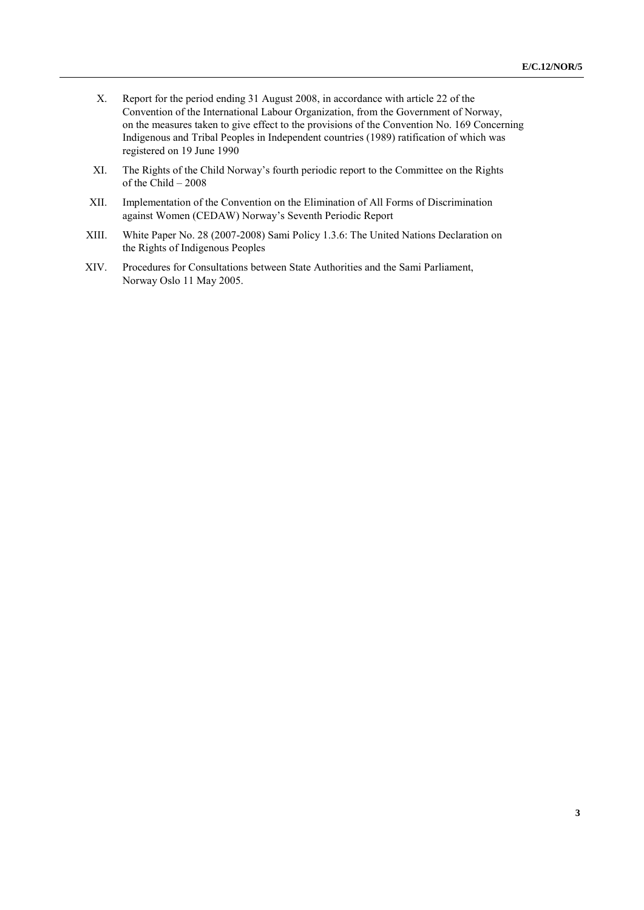X. Report for the period ending 31 August 2008, in accordance with article 22 of the Convention of the International Labour Organization, from the Government of Norway, on the measures taken to give effect to the provisions of the Convention No. 169 Concerning Indigenous and Tribal Peoples in Independent countries (1989) ratification of which was registered on 19 June 1990

XI. The Rights of the Child Norway's fourth periodic report to the Committee on the Rights of the Child – 2008

XII. Implementation of the Convention on the Elimination of All Forms of Discrimination against Women (CEDAW) Norway's Seventh Periodic Report

XIII. White Paper No. 28 (2007-2008) Sami Policy 1.3.6: The United Nations Declaration on the Rights of Indigenous Peoples

XIV. Procedures for Consultations between State Authorities and the Sami Parliament, Norway Oslo 11 May 2005.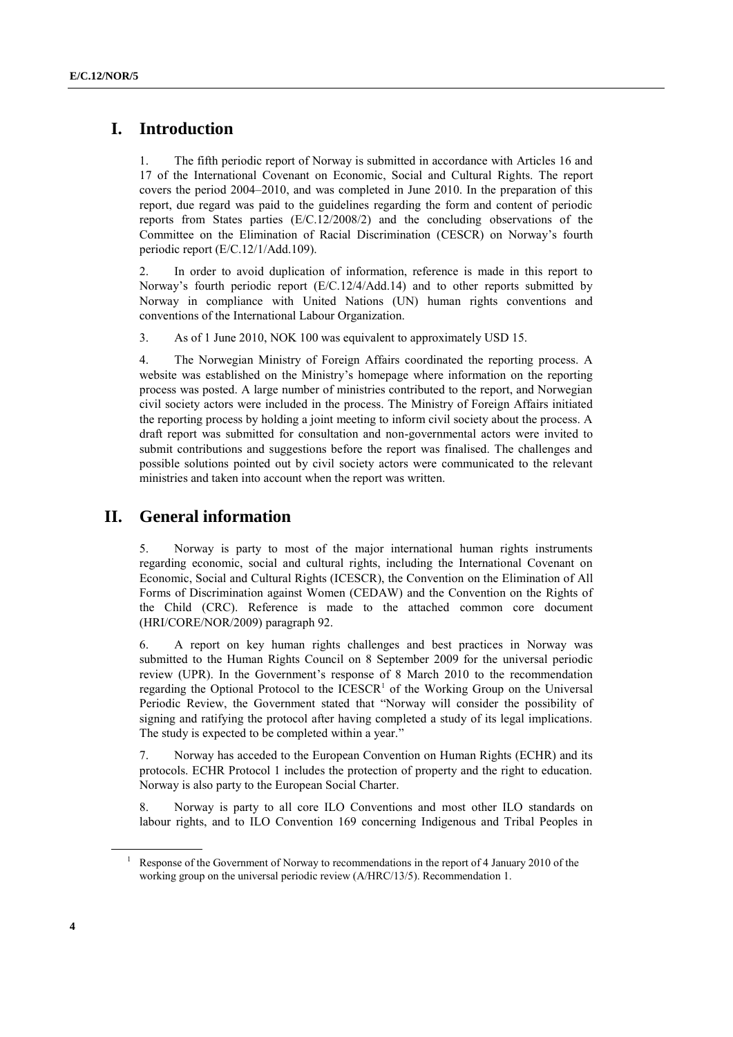# I. Introduction

1. The fifth periodic report of Norway is submitted in accordance with Articles 16 and 17 of the International Covenant on Economic, Social and Cultural Rights. The report covers the period 2004–2010, and was completed in June 2010. In the preparation of this report, due regard was paid to the guidelines regarding the form and content of periodic reports from States parties (E/C.12/2008/2) and the concluding observations of the Committee on the Elimination of Racial Discrimination (CESCR) on Norway's fourth periodic report (E/C.12/1/Add.109).

2. In order to avoid duplication of information, reference is made in this report to Norway's fourth periodic report (E/C.12/4/Add.14) and to other reports submitted by Norway in compliance with United Nations (UN) human rights conventions and conventions of the International Labour Organization.

3. As of 1 June 2010, NOK 100 was equivalent to approximately USD 15.

4. The Norwegian Ministry of Foreign Affairs coordinated the reporting process. A website was established on the Ministry's homepage where information on the reporting process was posted. A large number of ministries contributed to the report, and Norwegian civil society actors were included in the process. The Ministry of Foreign Affairs initiated the reporting process by holding a joint meeting to inform civil society about the process. A draft report was submitted for consultation and non-governmental actors were invited to submit contributions and suggestions before the report was finalised. The challenges and possible solutions pointed out by civil society actors were communicated to the relevant ministries and taken into account when the report was written.

# II. General information

5. Norway is party to most of the major international human rights instruments regarding economic, social and cultural rights, including the International Covenant on Economic, Social and Cultural Rights (ICESCR), the Convention on the Elimination of All Forms of Discrimination against Women (CEDAW) and the Convention on the Rights of the Child (CRC). Reference is made to the attached common core document (HRI/CORE/NOR/2009) paragraph 92.

6. A report on key human rights challenges and best practices in Norway was submitted to the Human Rights Council on 8 September 2009 for the universal periodic review (UPR). In the Government's response of 8 March 2010 to the recommendation regarding the Optional Protocol to the ICESCR[1] of the Working Group on the Universal Periodic Review, the Government stated that "Norway will consider the possibility of signing and ratifying the protocol after having completed a study of its legal implications. The study is expected to be completed within a year."

7. Norway has acceded to the European Convention on Human Rights (ECHR) and its protocols. ECHR Protocol 1 includes the protection of property and the right to education. Norway is also party to the European Social Charter.

8. Norway is party to all core ILO Conventions and most other ILO standards on labour rights, and to ILO Convention 169 concerning Indigenous and Tribal Peoples in

---

[1] Response of the Government of Norway to recommendations in the report of 4 January 2010 of the working group on the universal periodic review (A/HRC/13/5). Recommendation 1.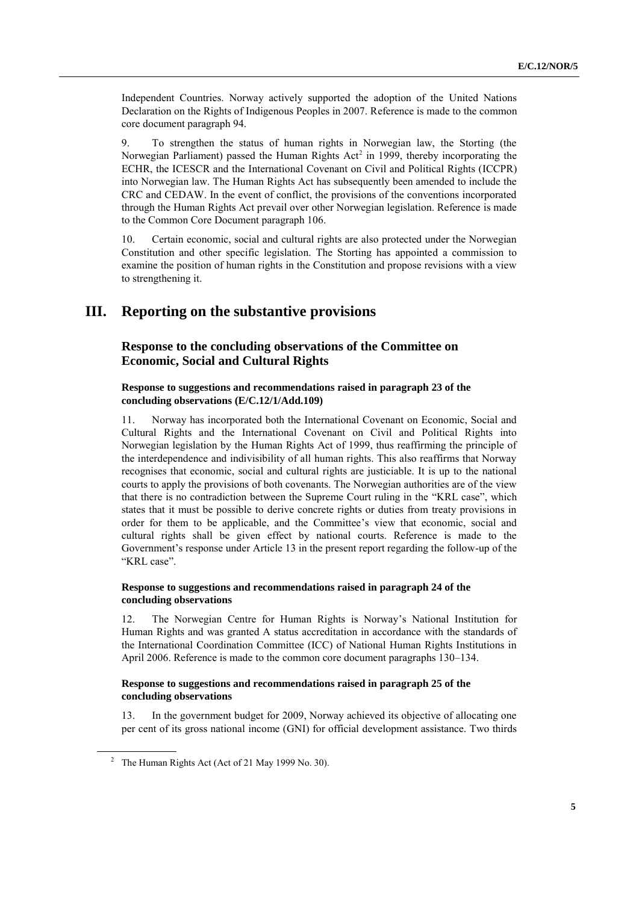Independent Countries. Norway actively supported the adoption of the United Nations Declaration on the Rights of Indigenous Peoples in 2007. Reference is made to the common core document paragraph 94.

9. To strengthen the status of human rights in Norwegian law, the Storting (the Norwegian Parliament) passed the Human Rights Act[2] in 1999, thereby incorporating the ECHR, the ICESCR and the International Covenant on Civil and Political Rights (ICCPR) into Norwegian law. The Human Rights Act has subsequently been amended to include the CRC and CEDAW. In the event of conflict, the provisions of the conventions incorporated through the Human Rights Act prevail over other Norwegian legislation. Reference is made to the Common Core Document paragraph 106.

10. Certain economic, social and cultural rights are also protected under the Norwegian Constitution and other specific legislation. The Storting has appointed a commission to examine the position of human rights in the Constitution and propose revisions with a view to strengthening it.

# III. Reporting on the substantive provisions

## Response to the concluding observations of the Committee on Economic, Social and Cultural Rights

### Response to suggestions and recommendations raised in paragraph 23 of the concluding observations (E/C.12/1/Add.109)

11. Norway has incorporated both the International Covenant on Economic, Social and Cultural Rights and the International Covenant on Civil and Political Rights into Norwegian legislation by the Human Rights Act of 1999, thus reaffirming the principle of the interdependence and indivisibility of all human rights. This also reaffirms that Norway recognises that economic, social and cultural rights are justiciable. It is up to the national courts to apply the provisions of both covenants. The Norwegian authorities are of the view that there is no contradiction between the Supreme Court ruling in the "KRL case", which states that it must be possible to derive concrete rights or duties from treaty provisions in order for them to be applicable, and the Committee's view that economic, social and cultural rights shall be given effect by national courts. Reference is made to the Government's response under Article 13 in the present report regarding the follow-up of the "KRL case".

### Response to suggestions and recommendations raised in paragraph 24 of the concluding observations

12. The Norwegian Centre for Human Rights is Norway's National Institution for Human Rights and was granted A status accreditation in accordance with the standards of the International Coordination Committee (ICC) of National Human Rights Institutions in April 2006. Reference is made to the common core document paragraphs 130–134.

### Response to suggestions and recommendations raised in paragraph 25 of the concluding observations

13. In the government budget for 2009, Norway achieved its objective of allocating one per cent of its gross national income (GNI) for official development assistance. Two thirds

[2] The Human Rights Act (Act of 21 May 1999 No. 30).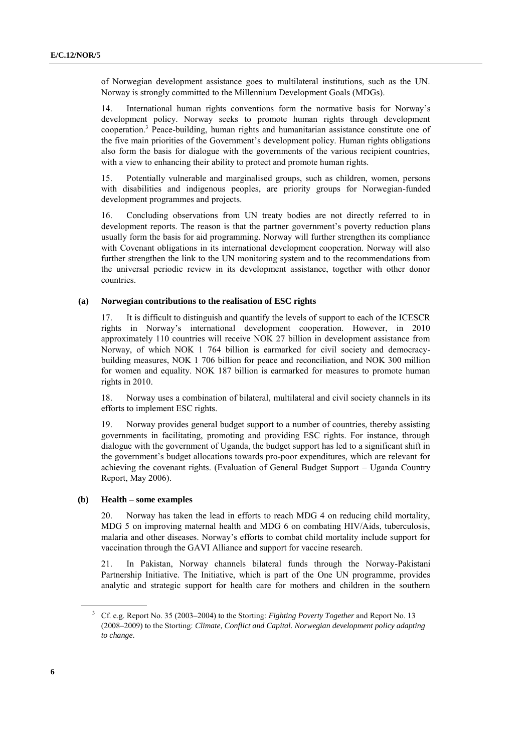of Norwegian development assistance goes to multilateral institutions, such as the UN. Norway is strongly committed to the Millennium Development Goals (MDGs).

14. International human rights conventions form the normative basis for Norway's development policy. Norway seeks to promote human rights through development cooperation.[3] Peace-building, human rights and humanitarian assistance constitute one of the five main priorities of the Government's development policy. Human rights obligations also form the basis for dialogue with the governments of the various recipient countries, with a view to enhancing their ability to protect and promote human rights.

15. Potentially vulnerable and marginalised groups, such as children, women, persons with disabilities and indigenous peoples, are priority groups for Norwegian-funded development programmes and projects.

16. Concluding observations from UN treaty bodies are not directly referred to in development reports. The reason is that the partner government's poverty reduction plans usually form the basis for aid programming. Norway will further strengthen its compliance with Covenant obligations in its international development cooperation. Norway will also further strengthen the link to the UN monitoring system and to the recommendations from the universal periodic review in its development assistance, together with other donor countries.

### (a) Norwegian contributions to the realisation of ESC rights

17. It is difficult to distinguish and quantify the levels of support to each of the ICESCR rights in Norway's international development cooperation. However, in 2010 approximately 110 countries will receive NOK 27 billion in development assistance from Norway, of which NOK 1 764 billion is earmarked for civil society and democracy-building measures, NOK 1 706 billion for peace and reconciliation, and NOK 300 million for women and equality. NOK 187 billion is earmarked for measures to promote human rights in 2010.

18. Norway uses a combination of bilateral, multilateral and civil society channels in its efforts to implement ESC rights.

19. Norway provides general budget support to a number of countries, thereby assisting governments in facilitating, promoting and providing ESC rights. For instance, through dialogue with the government of Uganda, the budget support has led to a significant shift in the government's budget allocations towards pro-poor expenditures, which are relevant for achieving the covenant rights. (Evaluation of General Budget Support – Uganda Country Report, May 2006).

### (b) Health – some examples

20. Norway has taken the lead in efforts to reach MDG 4 on reducing child mortality, MDG 5 on improving maternal health and MDG 6 on combating HIV/Aids, tuberculosis, malaria and other diseases. Norway's efforts to combat child mortality include support for vaccination through the GAVI Alliance and support for vaccine research.

21. In Pakistan, Norway channels bilateral funds through the Norway-Pakistani Partnership Initiative. The Initiative, which is part of the One UN programme, provides analytic and strategic support for health care for mothers and children in the southern

[3] Cf. e.g. Report No. 35 (2003–2004) to the Storting: *Fighting Poverty Together* and Report No. 13 (2008–2009) to the Storting: *Climate, Conflict and Capital. Norwegian development policy adapting to change*.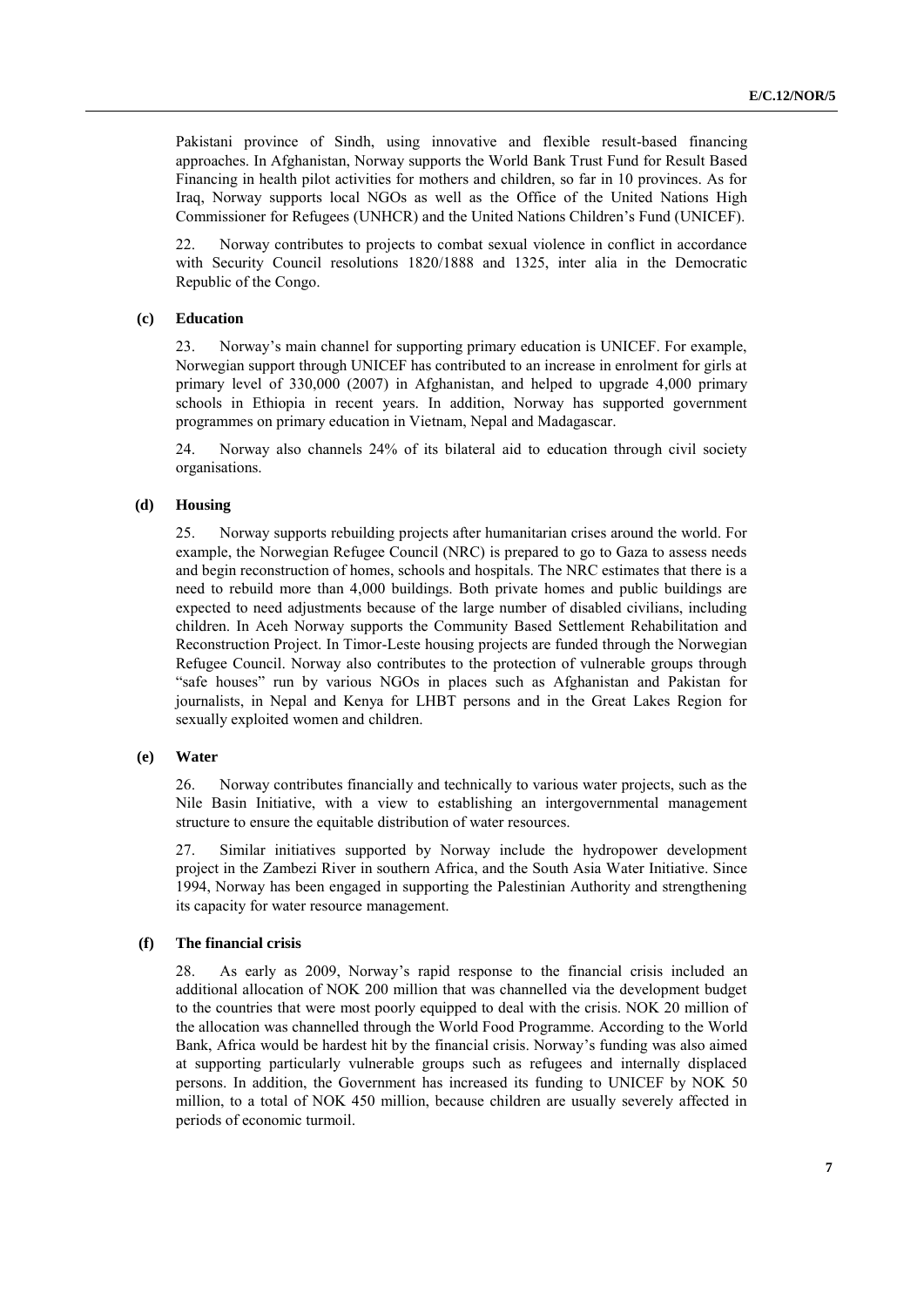Pakistani province of Sindh, using innovative and flexible result-based financing approaches. In Afghanistan, Norway supports the World Bank Trust Fund for Result Based Financing in health pilot activities for mothers and children, so far in 10 provinces. As for Iraq, Norway supports local NGOs as well as the Office of the United Nations High Commissioner for Refugees (UNHCR) and the United Nations Children's Fund (UNICEF).

22. Norway contributes to projects to combat sexual violence in conflict in accordance with Security Council resolutions 1820/1888 and 1325, inter alia in the Democratic Republic of the Congo.

### (c) Education

23. Norway's main channel for supporting primary education is UNICEF. For example, Norwegian support through UNICEF has contributed to an increase in enrolment for girls at primary level of 330,000 (2007) in Afghanistan, and helped to upgrade 4,000 primary schools in Ethiopia in recent years. In addition, Norway has supported government programmes on primary education in Vietnam, Nepal and Madagascar.

24. Norway also channels 24% of its bilateral aid to education through civil society organisations.

### (d) Housing

25. Norway supports rebuilding projects after humanitarian crises around the world. For example, the Norwegian Refugee Council (NRC) is prepared to go to Gaza to assess needs and begin reconstruction of homes, schools and hospitals. The NRC estimates that there is a need to rebuild more than 4,000 buildings. Both private homes and public buildings are expected to need adjustments because of the large number of disabled civilians, including children. In Aceh Norway supports the Community Based Settlement Rehabilitation and Reconstruction Project. In Timor-Leste housing projects are funded through the Norwegian Refugee Council. Norway also contributes to the protection of vulnerable groups through "safe houses" run by various NGOs in places such as Afghanistan and Pakistan for journalists, in Nepal and Kenya for LHBT persons and in the Great Lakes Region for sexually exploited women and children.

### (e) Water

26. Norway contributes financially and technically to various water projects, such as the Nile Basin Initiative, with a view to establishing an intergovernmental management structure to ensure the equitable distribution of water resources.

27. Similar initiatives supported by Norway include the hydropower development project in the Zambezi River in southern Africa, and the South Asia Water Initiative. Since 1994, Norway has been engaged in supporting the Palestinian Authority and strengthening its capacity for water resource management.

### (f) The financial crisis

28. As early as 2009, Norway's rapid response to the financial crisis included an additional allocation of NOK 200 million that was channelled via the development budget to the countries that were most poorly equipped to deal with the crisis. NOK 20 million of the allocation was channelled through the World Food Programme. According to the World Bank, Africa would be hardest hit by the financial crisis. Norway's funding was also aimed at supporting particularly vulnerable groups such as refugees and internally displaced persons. In addition, the Government has increased its funding to UNICEF by NOK 50 million, to a total of NOK 450 million, because children are usually severely affected in periods of economic turmoil.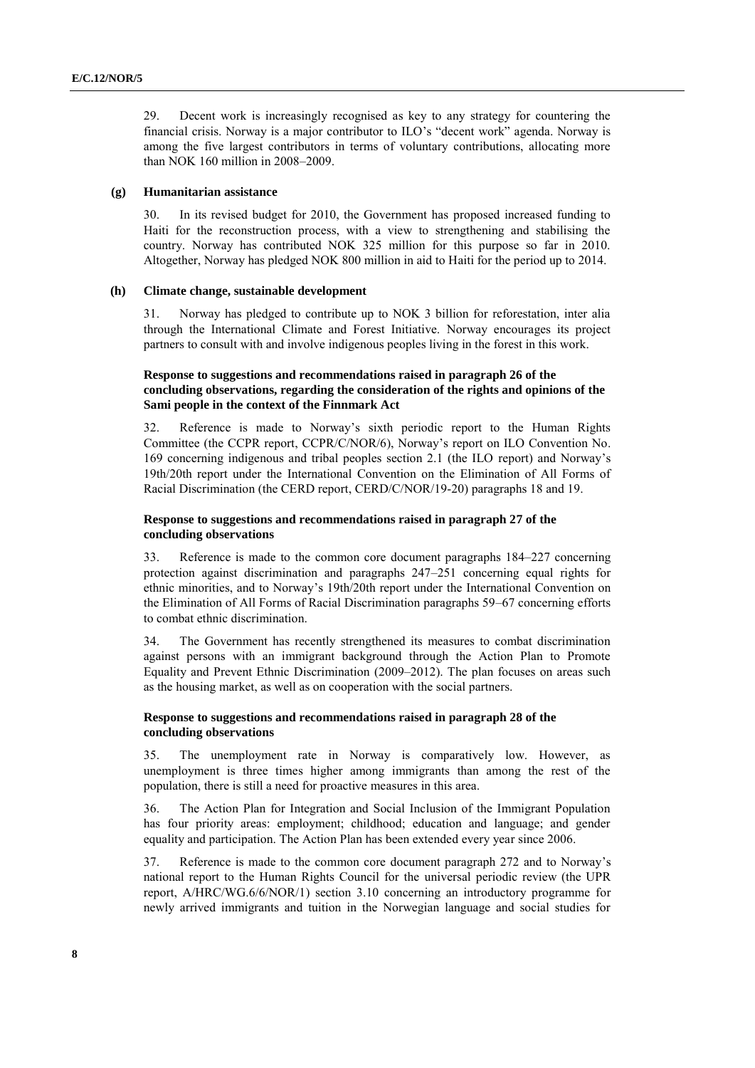29. Decent work is increasingly recognised as key to any strategy for countering the financial crisis. Norway is a major contributor to ILO's "decent work" agenda. Norway is among the five largest contributors in terms of voluntary contributions, allocating more than NOK 160 million in 2008–2009.

### (g) Humanitarian assistance

30. In its revised budget for 2010, the Government has proposed increased funding to Haiti for the reconstruction process, with a view to strengthening and stabilising the country. Norway has contributed NOK 325 million for this purpose so far in 2010. Altogether, Norway has pledged NOK 800 million in aid to Haiti for the period up to 2014.

### (h) Climate change, sustainable development

31. Norway has pledged to contribute up to NOK 3 billion for reforestation, inter alia through the International Climate and Forest Initiative. Norway encourages its project partners to consult with and involve indigenous peoples living in the forest in this work.

### Response to suggestions and recommendations raised in paragraph 26 of the concluding observations, regarding the consideration of the rights and opinions of the Sami people in the context of the Finnmark Act

32. Reference is made to Norway's sixth periodic report to the Human Rights Committee (the CCPR report, CCPR/C/NOR/6), Norway's report on ILO Convention No. 169 concerning indigenous and tribal peoples section 2.1 (the ILO report) and Norway's 19th/20th report under the International Convention on the Elimination of All Forms of Racial Discrimination (the CERD report, CERD/C/NOR/19-20) paragraphs 18 and 19.

### Response to suggestions and recommendations raised in paragraph 27 of the concluding observations

33. Reference is made to the common core document paragraphs 184–227 concerning protection against discrimination and paragraphs 247–251 concerning equal rights for ethnic minorities, and to Norway's 19th/20th report under the International Convention on the Elimination of All Forms of Racial Discrimination paragraphs 59–67 concerning efforts to combat ethnic discrimination.

34. The Government has recently strengthened its measures to combat discrimination against persons with an immigrant background through the Action Plan to Promote Equality and Prevent Ethnic Discrimination (2009–2012). The plan focuses on areas such as the housing market, as well as on cooperation with the social partners.

### Response to suggestions and recommendations raised in paragraph 28 of the concluding observations

35. The unemployment rate in Norway is comparatively low. However, as unemployment is three times higher among immigrants than among the rest of the population, there is still a need for proactive measures in this area.

36. The Action Plan for Integration and Social Inclusion of the Immigrant Population has four priority areas: employment; childhood; education and language; and gender equality and participation. The Action Plan has been extended every year since 2006.

37. Reference is made to the common core document paragraph 272 and to Norway's national report to the Human Rights Council for the universal periodic review (the UPR report, A/HRC/WG.6/6/NOR/1) section 3.10 concerning an introductory programme for newly arrived immigrants and tuition in the Norwegian language and social studies for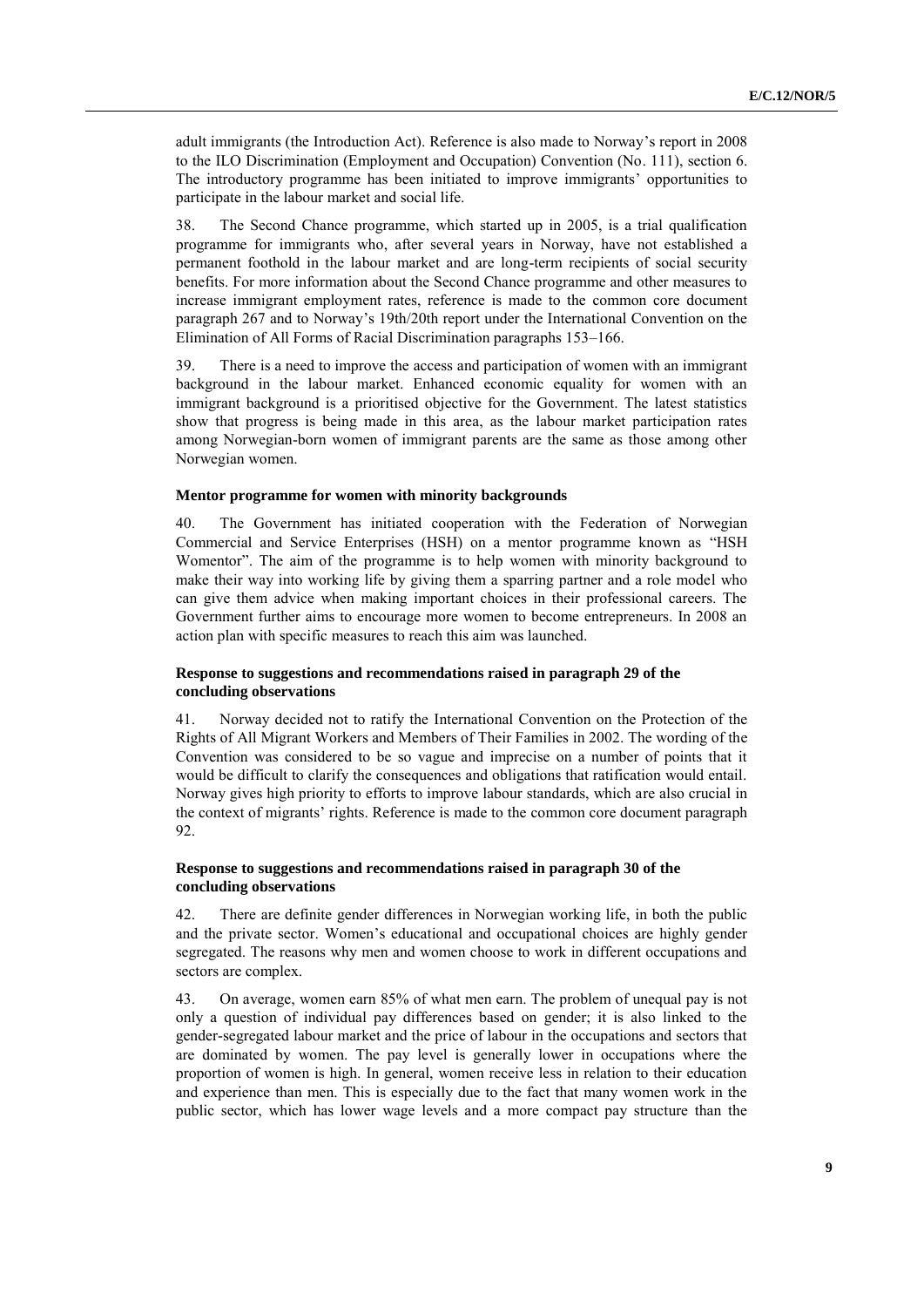adult immigrants (the Introduction Act). Reference is also made to Norway's report in 2008 to the ILO Discrimination (Employment and Occupation) Convention (No. 111), section 6. The introductory programme has been initiated to improve immigrants' opportunities to participate in the labour market and social life.

38. The Second Chance programme, which started up in 2005, is a trial qualification programme for immigrants who, after several years in Norway, have not established a permanent foothold in the labour market and are long-term recipients of social security benefits. For more information about the Second Chance programme and other measures to increase immigrant employment rates, reference is made to the common core document paragraph 267 and to Norway's 19th/20th report under the International Convention on the Elimination of All Forms of Racial Discrimination paragraphs 153–166.

39. There is a need to improve the access and participation of women with an immigrant background in the labour market. Enhanced economic equality for women with an immigrant background is a prioritised objective for the Government. The latest statistics show that progress is being made in this area, as the labour market participation rates among Norwegian-born women of immigrant parents are the same as those among other Norwegian women.

#### Mentor programme for women with minority backgrounds

40. The Government has initiated cooperation with the Federation of Norwegian Commercial and Service Enterprises (HSH) on a mentor programme known as "HSH Womentor". The aim of the programme is to help women with minority background to make their way into working life by giving them a sparring partner and a role model who can give them advice when making important choices in their professional careers. The Government further aims to encourage more women to become entrepreneurs. In 2008 an action plan with specific measures to reach this aim was launched.

#### Response to suggestions and recommendations raised in paragraph 29 of the concluding observations

41. Norway decided not to ratify the International Convention on the Protection of the Rights of All Migrant Workers and Members of Their Families in 2002. The wording of the Convention was considered to be so vague and imprecise on a number of points that it would be difficult to clarify the consequences and obligations that ratification would entail. Norway gives high priority to efforts to improve labour standards, which are also crucial in the context of migrants' rights. Reference is made to the common core document paragraph 92.

#### Response to suggestions and recommendations raised in paragraph 30 of the concluding observations

42. There are definite gender differences in Norwegian working life, in both the public and the private sector. Women's educational and occupational choices are highly gender segregated. The reasons why men and women choose to work in different occupations and sectors are complex.

43. On average, women earn 85% of what men earn. The problem of unequal pay is not only a question of individual pay differences based on gender; it is also linked to the gender-segregated labour market and the price of labour in the occupations and sectors that are dominated by women. The pay level is generally lower in occupations where the proportion of women is high. In general, women receive less in relation to their education and experience than men. This is especially due to the fact that many women work in the public sector, which has lower wage levels and a more compact pay structure than the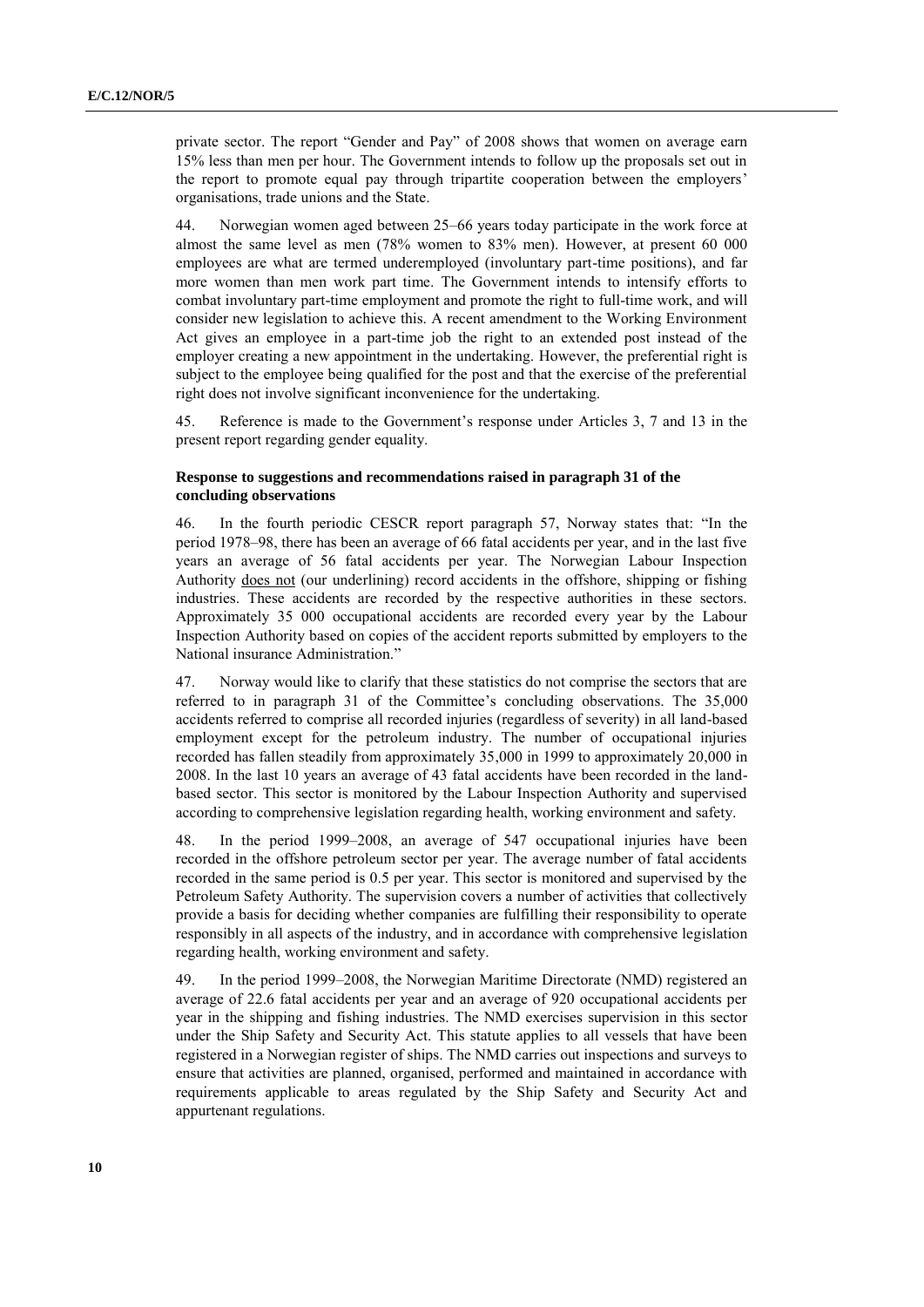private sector. The report "Gender and Pay" of 2008 shows that women on average earn 15% less than men per hour. The Government intends to follow up the proposals set out in the report to promote equal pay through tripartite cooperation between the employers' organisations, trade unions and the State.

44. Norwegian women aged between 25–66 years today participate in the work force at almost the same level as men (78% women to 83% men). However, at present 60 000 employees are what are termed underemployed (involuntary part-time positions), and far more women than men work part time. The Government intends to intensify efforts to combat involuntary part-time employment and promote the right to full-time work, and will consider new legislation to achieve this. A recent amendment to the Working Environment Act gives an employee in a part-time job the right to an extended post instead of the employer creating a new appointment in the undertaking. However, the preferential right is subject to the employee being qualified for the post and that the exercise of the preferential right does not involve significant inconvenience for the undertaking.

45. Reference is made to the Government's response under Articles 3, 7 and 13 in the present report regarding gender equality.

### Response to suggestions and recommendations raised in paragraph 31 of the concluding observations

46. In the fourth periodic CESCR report paragraph 57, Norway states that: "In the period 1978–98, there has been an average of 66 fatal accidents per year, and in the last five years an average of 56 fatal accidents per year. The Norwegian Labour Inspection Authority does not (our underlining) record accidents in the offshore, shipping or fishing industries. These accidents are recorded by the respective authorities in these sectors. Approximately 35 000 occupational accidents are recorded every year by the Labour Inspection Authority based on copies of the accident reports submitted by employers to the National insurance Administration."

47. Norway would like to clarify that these statistics do not comprise the sectors that are referred to in paragraph 31 of the Committee's concluding observations. The 35,000 accidents referred to comprise all recorded injuries (regardless of severity) in all land-based employment except for the petroleum industry. The number of occupational injuries recorded has fallen steadily from approximately 35,000 in 1999 to approximately 20,000 in 2008. In the last 10 years an average of 43 fatal accidents have been recorded in the land-based sector. This sector is monitored by the Labour Inspection Authority and supervised according to comprehensive legislation regarding health, working environment and safety.

48. In the period 1999–2008, an average of 547 occupational injuries have been recorded in the offshore petroleum sector per year. The average number of fatal accidents recorded in the same period is 0.5 per year. This sector is monitored and supervised by the Petroleum Safety Authority. The supervision covers a number of activities that collectively provide a basis for deciding whether companies are fulfilling their responsibility to operate responsibly in all aspects of the industry, and in accordance with comprehensive legislation regarding health, working environment and safety.

49. In the period 1999–2008, the Norwegian Maritime Directorate (NMD) registered an average of 22.6 fatal accidents per year and an average of 920 occupational accidents per year in the shipping and fishing industries. The NMD exercises supervision in this sector under the Ship Safety and Security Act. This statute applies to all vessels that have been registered in a Norwegian register of ships. The NMD carries out inspections and surveys to ensure that activities are planned, organised, performed and maintained in accordance with requirements applicable to areas regulated by the Ship Safety and Security Act and appurtenant regulations.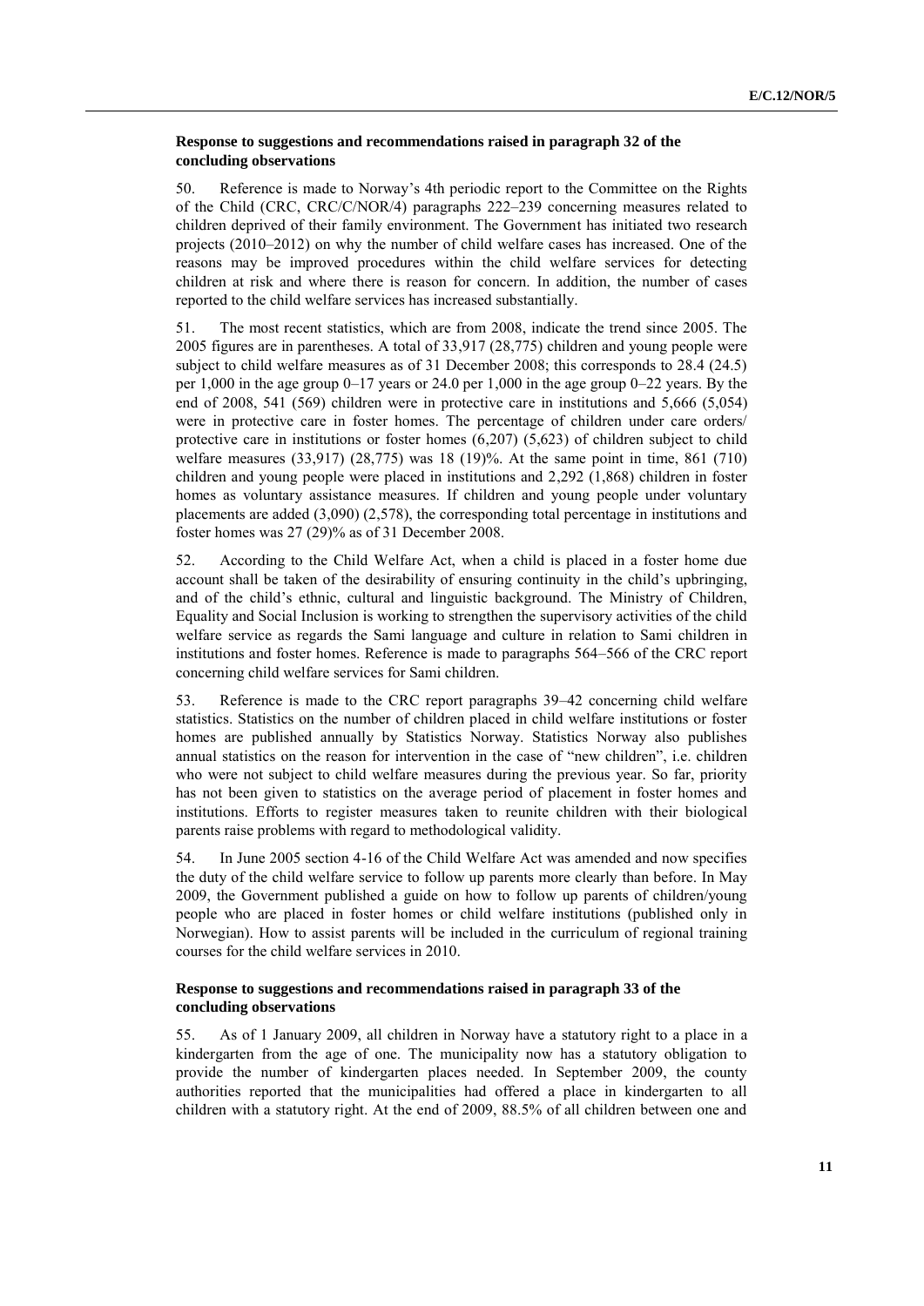### Response to suggestions and recommendations raised in paragraph 32 of the concluding observations

50. Reference is made to Norway's 4th periodic report to the Committee on the Rights of the Child (CRC, CRC/C/NOR/4) paragraphs 222–239 concerning measures related to children deprived of their family environment. The Government has initiated two research projects (2010–2012) on why the number of child welfare cases has increased. One of the reasons may be improved procedures within the child welfare services for detecting children at risk and where there is reason for concern. In addition, the number of cases reported to the child welfare services has increased substantially.

51. The most recent statistics, which are from 2008, indicate the trend since 2005. The 2005 figures are in parentheses. A total of 33,917 (28,775) children and young people were subject to child welfare measures as of 31 December 2008; this corresponds to 28.4 (24.5) per 1,000 in the age group 0–17 years or 24.0 per 1,000 in the age group 0–22 years. By the end of 2008, 541 (569) children were in protective care in institutions and 5,666 (5,054) were in protective care in foster homes. The percentage of children under care orders/ protective care in institutions or foster homes (6,207) (5,623) of children subject to child welfare measures (33,917) (28,775) was 18 (19)%. At the same point in time, 861 (710) children and young people were placed in institutions and 2,292 (1,868) children in foster homes as voluntary assistance measures. If children and young people under voluntary placements are added (3,090) (2,578), the corresponding total percentage in institutions and foster homes was 27 (29)% as of 31 December 2008.

52. According to the Child Welfare Act, when a child is placed in a foster home due account shall be taken of the desirability of ensuring continuity in the child's upbringing, and of the child's ethnic, cultural and linguistic background. The Ministry of Children, Equality and Social Inclusion is working to strengthen the supervisory activities of the child welfare service as regards the Sami language and culture in relation to Sami children in institutions and foster homes. Reference is made to paragraphs 564–566 of the CRC report concerning child welfare services for Sami children.

53. Reference is made to the CRC report paragraphs 39–42 concerning child welfare statistics. Statistics on the number of children placed in child welfare institutions or foster homes are published annually by Statistics Norway. Statistics Norway also publishes annual statistics on the reason for intervention in the case of "new children", i.e. children who were not subject to child welfare measures during the previous year. So far, priority has not been given to statistics on the average period of placement in foster homes and institutions. Efforts to register measures taken to reunite children with their biological parents raise problems with regard to methodological validity.

54. In June 2005 section 4-16 of the Child Welfare Act was amended and now specifies the duty of the child welfare service to follow up parents more clearly than before. In May 2009, the Government published a guide on how to follow up parents of children/young people who are placed in foster homes or child welfare institutions (published only in Norwegian). How to assist parents will be included in the curriculum of regional training courses for the child welfare services in 2010.

### Response to suggestions and recommendations raised in paragraph 33 of the concluding observations

55. As of 1 January 2009, all children in Norway have a statutory right to a place in a kindergarten from the age of one. The municipality now has a statutory obligation to provide the number of kindergarten places needed. In September 2009, the county authorities reported that the municipalities had offered a place in kindergarten to all children with a statutory right. At the end of 2009, 88.5% of all children between one and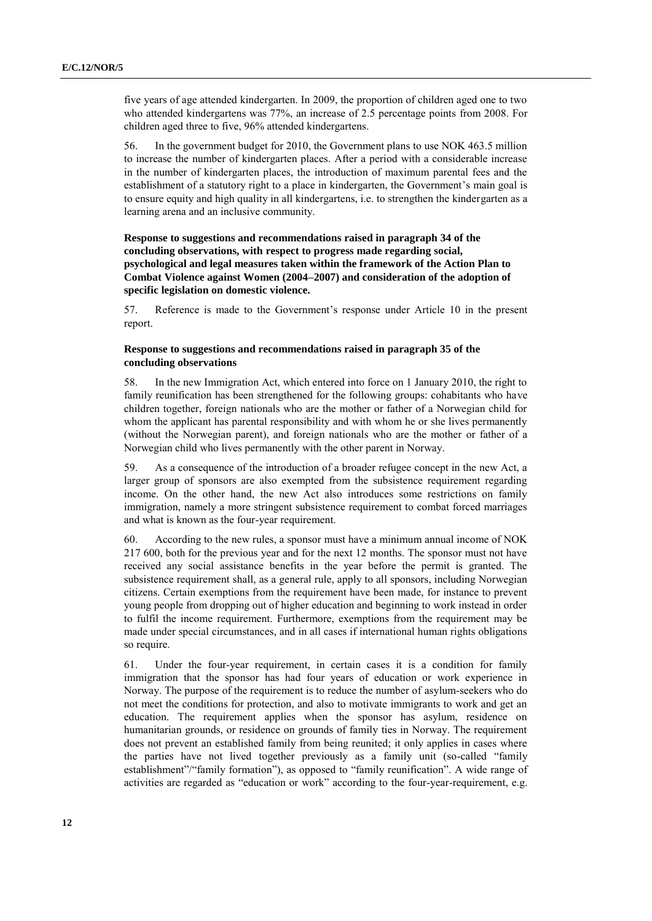five years of age attended kindergarten. In 2009, the proportion of children aged one to two who attended kindergartens was 77%, an increase of 2.5 percentage points from 2008. For children aged three to five, 96% attended kindergartens.

56. In the government budget for 2010, the Government plans to use NOK 463.5 million to increase the number of kindergarten places. After a period with a considerable increase in the number of kindergarten places, the introduction of maximum parental fees and the establishment of a statutory right to a place in kindergarten, the Government's main goal is to ensure equity and high quality in all kindergartens, i.e. to strengthen the kindergarten as a learning arena and an inclusive community.

**Response to suggestions and recommendations raised in paragraph 34 of the concluding observations, with respect to progress made regarding social, psychological and legal measures taken within the framework of the Action Plan to Combat Violence against Women (2004–2007) and consideration of the adoption of specific legislation on domestic violence.**

57. Reference is made to the Government's response under Article 10 in the present report.

**Response to suggestions and recommendations raised in paragraph 35 of the concluding observations**

58. In the new Immigration Act, which entered into force on 1 January 2010, the right to family reunification has been strengthened for the following groups: cohabitants who have children together, foreign nationals who are the mother or father of a Norwegian child for whom the applicant has parental responsibility and with whom he or she lives permanently (without the Norwegian parent), and foreign nationals who are the mother or father of a Norwegian child who lives permanently with the other parent in Norway.

59. As a consequence of the introduction of a broader refugee concept in the new Act, a larger group of sponsors are also exempted from the subsistence requirement regarding income. On the other hand, the new Act also introduces some restrictions on family immigration, namely a more stringent subsistence requirement to combat forced marriages and what is known as the four-year requirement.

60. According to the new rules, a sponsor must have a minimum annual income of NOK 217 600, both for the previous year and for the next 12 months. The sponsor must not have received any social assistance benefits in the year before the permit is granted. The subsistence requirement shall, as a general rule, apply to all sponsors, including Norwegian citizens. Certain exemptions from the requirement have been made, for instance to prevent young people from dropping out of higher education and beginning to work instead in order to fulfil the income requirement. Furthermore, exemptions from the requirement may be made under special circumstances, and in all cases if international human rights obligations so require.

61. Under the four-year requirement, in certain cases it is a condition for family immigration that the sponsor has had four years of education or work experience in Norway. The purpose of the requirement is to reduce the number of asylum-seekers who do not meet the conditions for protection, and also to motivate immigrants to work and get an education. The requirement applies when the sponsor has asylum, residence on humanitarian grounds, or residence on grounds of family ties in Norway. The requirement does not prevent an established family from being reunited; it only applies in cases where the parties have not lived together previously as a family unit (so-called "family establishment"/"family formation"), as opposed to "family reunification". A wide range of activities are regarded as "education or work" according to the four-year-requirement, e.g.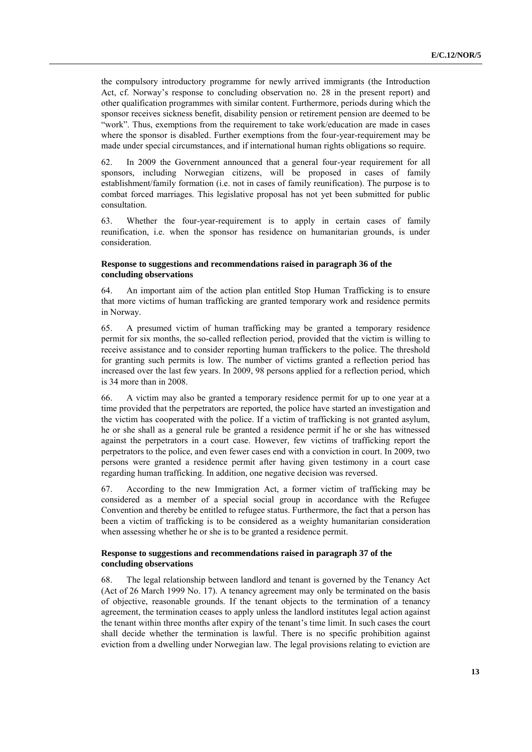the compulsory introductory programme for newly arrived immigrants (the Introduction Act, cf. Norway's response to concluding observation no. 28 in the present report) and other qualification programmes with similar content. Furthermore, periods during which the sponsor receives sickness benefit, disability pension or retirement pension are deemed to be "work". Thus, exemptions from the requirement to take work/education are made in cases where the sponsor is disabled. Further exemptions from the four-year-requirement may be made under special circumstances, and if international human rights obligations so require.

62. In 2009 the Government announced that a general four-year requirement for all sponsors, including Norwegian citizens, will be proposed in cases of family establishment/family formation (i.e. not in cases of family reunification). The purpose is to combat forced marriages. This legislative proposal has not yet been submitted for public consultation.

63. Whether the four-year-requirement is to apply in certain cases of family reunification, i.e. when the sponsor has residence on humanitarian grounds, is under consideration.

### Response to suggestions and recommendations raised in paragraph 36 of the concluding observations

64. An important aim of the action plan entitled Stop Human Trafficking is to ensure that more victims of human trafficking are granted temporary work and residence permits in Norway.

65. A presumed victim of human trafficking may be granted a temporary residence permit for six months, the so-called reflection period, provided that the victim is willing to receive assistance and to consider reporting human traffickers to the police. The threshold for granting such permits is low. The number of victims granted a reflection period has increased over the last few years. In 2009, 98 persons applied for a reflection period, which is 34 more than in 2008.

66. A victim may also be granted a temporary residence permit for up to one year at a time provided that the perpetrators are reported, the police have started an investigation and the victim has cooperated with the police. If a victim of trafficking is not granted asylum, he or she shall as a general rule be granted a residence permit if he or she has witnessed against the perpetrators in a court case. However, few victims of trafficking report the perpetrators to the police, and even fewer cases end with a conviction in court. In 2009, two persons were granted a residence permit after having given testimony in a court case regarding human trafficking. In addition, one negative decision was reversed.

67. According to the new Immigration Act, a former victim of trafficking may be considered as a member of a special social group in accordance with the Refugee Convention and thereby be entitled to refugee status. Furthermore, the fact that a person has been a victim of trafficking is to be considered as a weighty humanitarian consideration when assessing whether he or she is to be granted a residence permit.

### Response to suggestions and recommendations raised in paragraph 37 of the concluding observations

68. The legal relationship between landlord and tenant is governed by the Tenancy Act (Act of 26 March 1999 No. 17). A tenancy agreement may only be terminated on the basis of objective, reasonable grounds. If the tenant objects to the termination of a tenancy agreement, the termination ceases to apply unless the landlord institutes legal action against the tenant within three months after expiry of the tenant's time limit. In such cases the court shall decide whether the termination is lawful. There is no specific prohibition against eviction from a dwelling under Norwegian law. The legal provisions relating to eviction are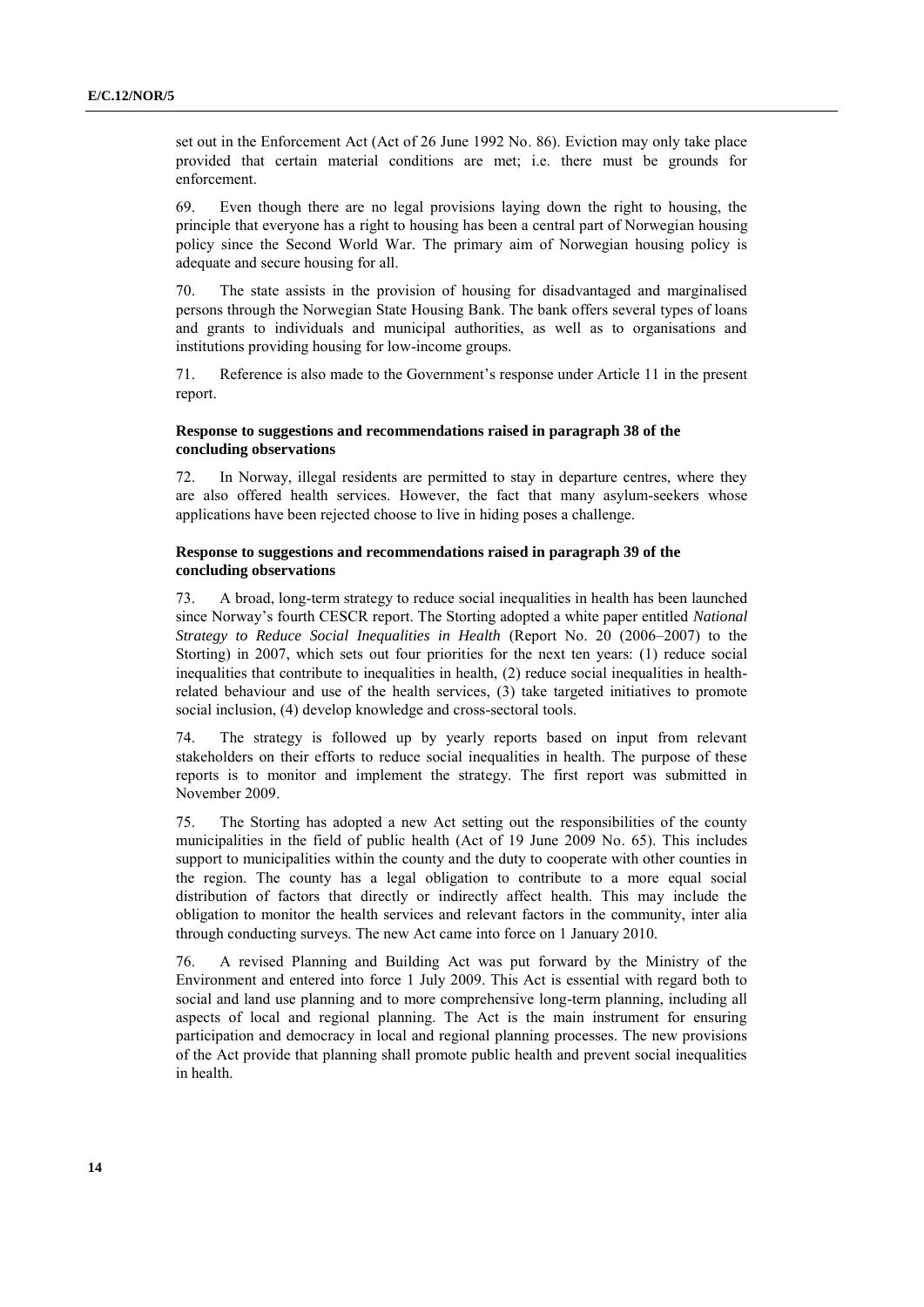set out in the Enforcement Act (Act of 26 June 1992 No. 86). Eviction may only take place provided that certain material conditions are met; i.e. there must be grounds for enforcement.

69. Even though there are no legal provisions laying down the right to housing, the principle that everyone has a right to housing has been a central part of Norwegian housing policy since the Second World War. The primary aim of Norwegian housing policy is adequate and secure housing for all.

70. The state assists in the provision of housing for disadvantaged and marginalised persons through the Norwegian State Housing Bank. The bank offers several types of loans and grants to individuals and municipal authorities, as well as to organisations and institutions providing housing for low-income groups.

71. Reference is also made to the Government's response under Article 11 in the present report.

#### Response to suggestions and recommendations raised in paragraph 38 of the concluding observations

72. In Norway, illegal residents are permitted to stay in departure centres, where they are also offered health services. However, the fact that many asylum-seekers whose applications have been rejected choose to live in hiding poses a challenge.

#### Response to suggestions and recommendations raised in paragraph 39 of the concluding observations

73. A broad, long-term strategy to reduce social inequalities in health has been launched since Norway's fourth CESCR report. The Storting adopted a white paper entitled *National Strategy to Reduce Social Inequalities in Health* (Report No. 20 (2006–2007) to the Storting) in 2007, which sets out four priorities for the next ten years: (1) reduce social inequalities that contribute to inequalities in health, (2) reduce social inequalities in health-related behaviour and use of the health services, (3) take targeted initiatives to promote social inclusion, (4) develop knowledge and cross-sectoral tools.

74. The strategy is followed up by yearly reports based on input from relevant stakeholders on their efforts to reduce social inequalities in health. The purpose of these reports is to monitor and implement the strategy. The first report was submitted in November 2009.

75. The Storting has adopted a new Act setting out the responsibilities of the county municipalities in the field of public health (Act of 19 June 2009 No. 65). This includes support to municipalities within the county and the duty to cooperate with other counties in the region. The county has a legal obligation to contribute to a more equal social distribution of factors that directly or indirectly affect health. This may include the obligation to monitor the health services and relevant factors in the community, inter alia through conducting surveys. The new Act came into force on 1 January 2010.

76. A revised Planning and Building Act was put forward by the Ministry of the Environment and entered into force 1 July 2009. This Act is essential with regard both to social and land use planning and to more comprehensive long-term planning, including all aspects of local and regional planning. The Act is the main instrument for ensuring participation and democracy in local and regional planning processes. The new provisions of the Act provide that planning shall promote public health and prevent social inequalities in health.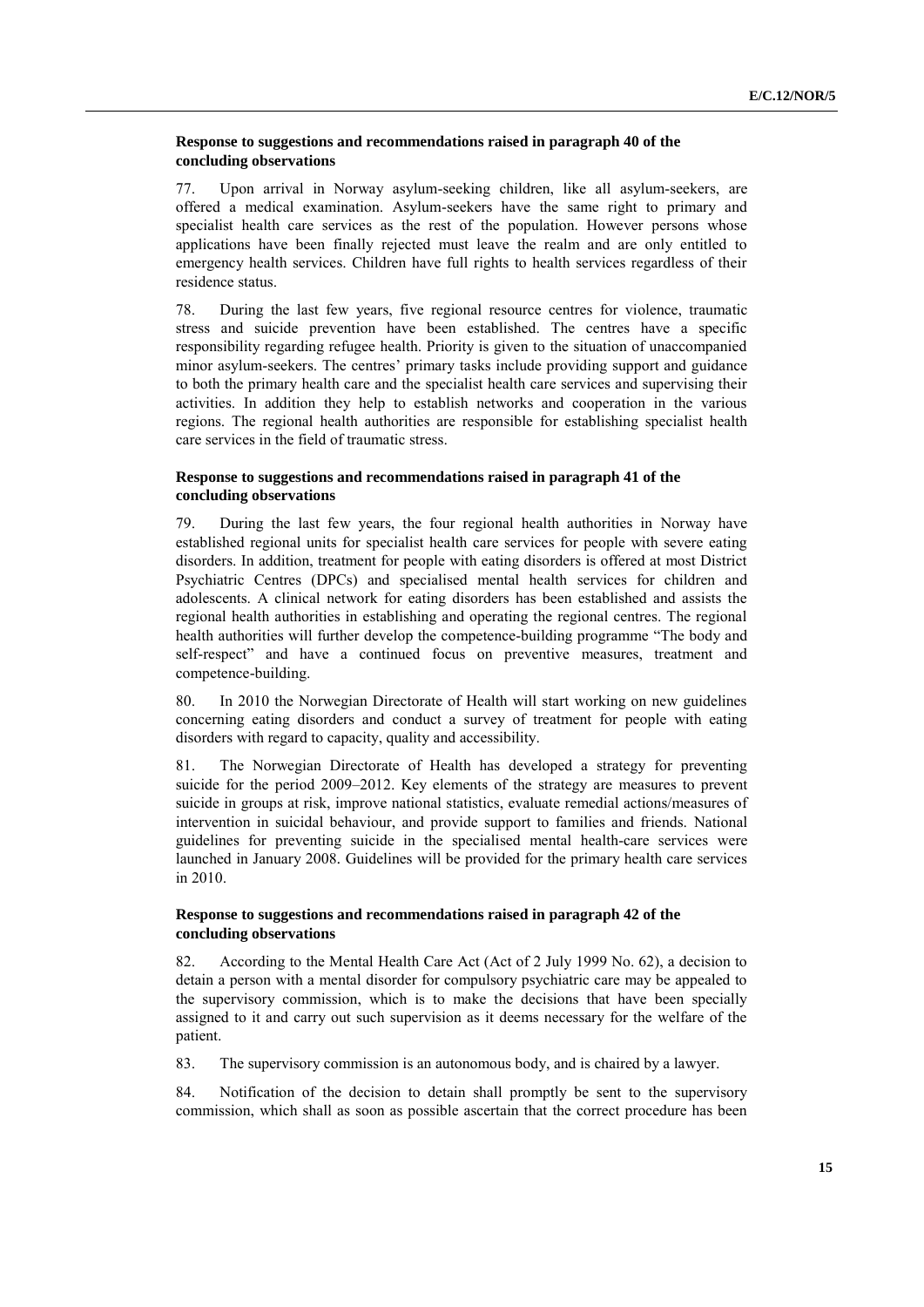### Response to suggestions and recommendations raised in paragraph 40 of the concluding observations

77. Upon arrival in Norway asylum-seeking children, like all asylum-seekers, are offered a medical examination. Asylum-seekers have the same right to primary and specialist health care services as the rest of the population. However persons whose applications have been finally rejected must leave the realm and are only entitled to emergency health services. Children have full rights to health services regardless of their residence status.

78. During the last few years, five regional resource centres for violence, traumatic stress and suicide prevention have been established. The centres have a specific responsibility regarding refugee health. Priority is given to the situation of unaccompanied minor asylum-seekers. The centres' primary tasks include providing support and guidance to both the primary health care and the specialist health care services and supervising their activities. In addition they help to establish networks and cooperation in the various regions. The regional health authorities are responsible for establishing specialist health care services in the field of traumatic stress.

### Response to suggestions and recommendations raised in paragraph 41 of the concluding observations

79. During the last few years, the four regional health authorities in Norway have established regional units for specialist health care services for people with severe eating disorders. In addition, treatment for people with eating disorders is offered at most District Psychiatric Centres (DPCs) and specialised mental health services for children and adolescents. A clinical network for eating disorders has been established and assists the regional health authorities in establishing and operating the regional centres. The regional health authorities will further develop the competence-building programme "The body and self-respect" and have a continued focus on preventive measures, treatment and competence-building.

80. In 2010 the Norwegian Directorate of Health will start working on new guidelines concerning eating disorders and conduct a survey of treatment for people with eating disorders with regard to capacity, quality and accessibility.

81. The Norwegian Directorate of Health has developed a strategy for preventing suicide for the period 2009–2012. Key elements of the strategy are measures to prevent suicide in groups at risk, improve national statistics, evaluate remedial actions/measures of intervention in suicidal behaviour, and provide support to families and friends. National guidelines for preventing suicide in the specialised mental health-care services were launched in January 2008. Guidelines will be provided for the primary health care services in 2010.

### Response to suggestions and recommendations raised in paragraph 42 of the concluding observations

82. According to the Mental Health Care Act (Act of 2 July 1999 No. 62), a decision to detain a person with a mental disorder for compulsory psychiatric care may be appealed to the supervisory commission, which is to make the decisions that have been specially assigned to it and carry out such supervision as it deems necessary for the welfare of the patient.

83. The supervisory commission is an autonomous body, and is chaired by a lawyer.

84. Notification of the decision to detain shall promptly be sent to the supervisory commission, which shall as soon as possible ascertain that the correct procedure has been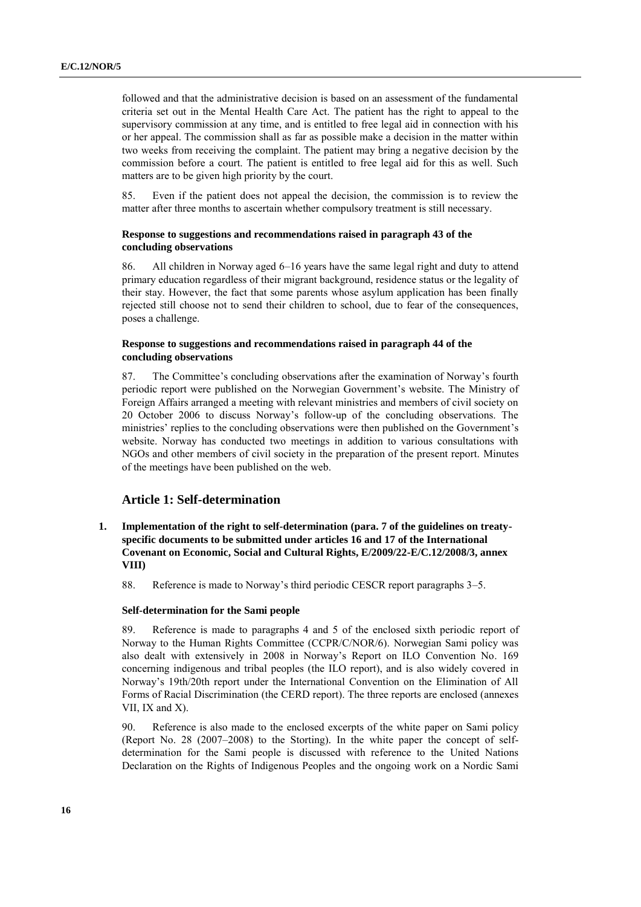followed and that the administrative decision is based on an assessment of the fundamental criteria set out in the Mental Health Care Act. The patient has the right to appeal to the supervisory commission at any time, and is entitled to free legal aid in connection with his or her appeal. The commission shall as far as possible make a decision in the matter within two weeks from receiving the complaint. The patient may bring a negative decision by the commission before a court. The patient is entitled to free legal aid for this as well. Such matters are to be given high priority by the court.

85. Even if the patient does not appeal the decision, the commission is to review the matter after three months to ascertain whether compulsory treatment is still necessary.

#### Response to suggestions and recommendations raised in paragraph 43 of the concluding observations

86. All children in Norway aged 6–16 years have the same legal right and duty to attend primary education regardless of their migrant background, residence status or the legality of their stay. However, the fact that some parents whose asylum application has been finally rejected still choose not to send their children to school, due to fear of the consequences, poses a challenge.

#### Response to suggestions and recommendations raised in paragraph 44 of the concluding observations

87. The Committee's concluding observations after the examination of Norway's fourth periodic report were published on the Norwegian Government's website. The Ministry of Foreign Affairs arranged a meeting with relevant ministries and members of civil society on 20 October 2006 to discuss Norway's follow-up of the concluding observations. The ministries' replies to the concluding observations were then published on the Government's website. Norway has conducted two meetings in addition to various consultations with NGOs and other members of civil society in the preparation of the present report. Minutes of the meetings have been published on the web.

## Article 1: Self-determination

### 1. Implementation of the right to self-determination (para. 7 of the guidelines on treaty-specific documents to be submitted under articles 16 and 17 of the International Covenant on Economic, Social and Cultural Rights, E/2009/22-E/C.12/2008/3, annex VIII)

88. Reference is made to Norway's third periodic CESCR report paragraphs 3–5.

#### Self-determination for the Sami people

89. Reference is made to paragraphs 4 and 5 of the enclosed sixth periodic report of Norway to the Human Rights Committee (CCPR/C/NOR/6). Norwegian Sami policy was also dealt with extensively in 2008 in Norway's Report on ILO Convention No. 169 concerning indigenous and tribal peoples (the ILO report), and is also widely covered in Norway's 19th/20th report under the International Convention on the Elimination of All Forms of Racial Discrimination (the CERD report). The three reports are enclosed (annexes VII, IX and X).

90. Reference is also made to the enclosed excerpts of the white paper on Sami policy (Report No. 28 (2007–2008) to the Storting). In the white paper the concept of self-determination for the Sami people is discussed with reference to the United Nations Declaration on the Rights of Indigenous Peoples and the ongoing work on a Nordic Sami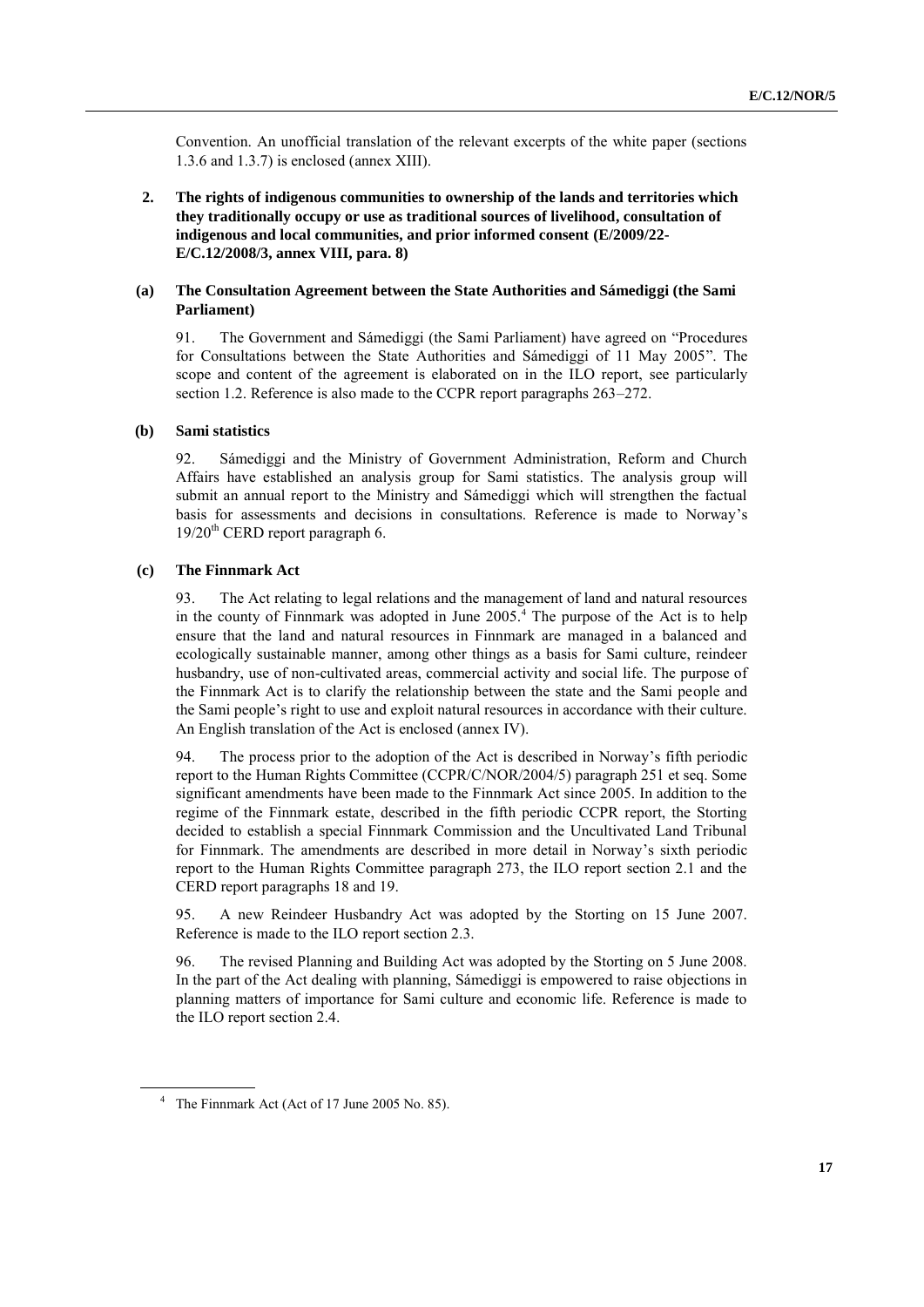Convention. An unofficial translation of the relevant excerpts of the white paper (sections 1.3.6 and 1.3.7) is enclosed (annex XIII).

## 2. The rights of indigenous communities to ownership of the lands and territories which they traditionally occupy or use as traditional sources of livelihood, consultation of indigenous and local communities, and prior informed consent (E/2009/22-E/C.12/2008/3, annex VIII, para. 8)

### (a) The Consultation Agreement between the State Authorities and Sámediggi (the Sami Parliament)

91. The Government and Sámediggi (the Sami Parliament) have agreed on "Procedures for Consultations between the State Authorities and Sámediggi of 11 May 2005". The scope and content of the agreement is elaborated on in the ILO report, see particularly section 1.2. Reference is also made to the CCPR report paragraphs 263–272.

### (b) Sami statistics

92. Sámediggi and the Ministry of Government Administration, Reform and Church Affairs have established an analysis group for Sami statistics. The analysis group will submit an annual report to the Ministry and Sámediggi which will strengthen the factual basis for assessments and decisions in consultations. Reference is made to Norway's 19/20$^{th}$ CERD report paragraph 6.

### (c) The Finnmark Act

93. The Act relating to legal relations and the management of land and natural resources in the county of Finnmark was adopted in June 2005.[4] The purpose of the Act is to help ensure that the land and natural resources in Finnmark are managed in a balanced and ecologically sustainable manner, among other things as a basis for Sami culture, reindeer husbandry, use of non-cultivated areas, commercial activity and social life. The purpose of the Finnmark Act is to clarify the relationship between the state and the Sami people and the Sami people's right to use and exploit natural resources in accordance with their culture. An English translation of the Act is enclosed (annex IV).

94. The process prior to the adoption of the Act is described in Norway's fifth periodic report to the Human Rights Committee (CCPR/C/NOR/2004/5) paragraph 251 et seq. Some significant amendments have been made to the Finnmark Act since 2005. In addition to the regime of the Finnmark estate, described in the fifth periodic CCPR report, the Storting decided to establish a special Finnmark Commission and the Uncultivated Land Tribunal for Finnmark. The amendments are described in more detail in Norway's sixth periodic report to the Human Rights Committee paragraph 273, the ILO report section 2.1 and the CERD report paragraphs 18 and 19.

95. A new Reindeer Husbandry Act was adopted by the Storting on 15 June 2007. Reference is made to the ILO report section 2.3.

96. The revised Planning and Building Act was adopted by the Storting on 5 June 2008. In the part of the Act dealing with planning, Sámediggi is empowered to raise objections in planning matters of importance for Sami culture and economic life. Reference is made to the ILO report section 2.4.

---

[4] The Finnmark Act (Act of 17 June 2005 No. 85).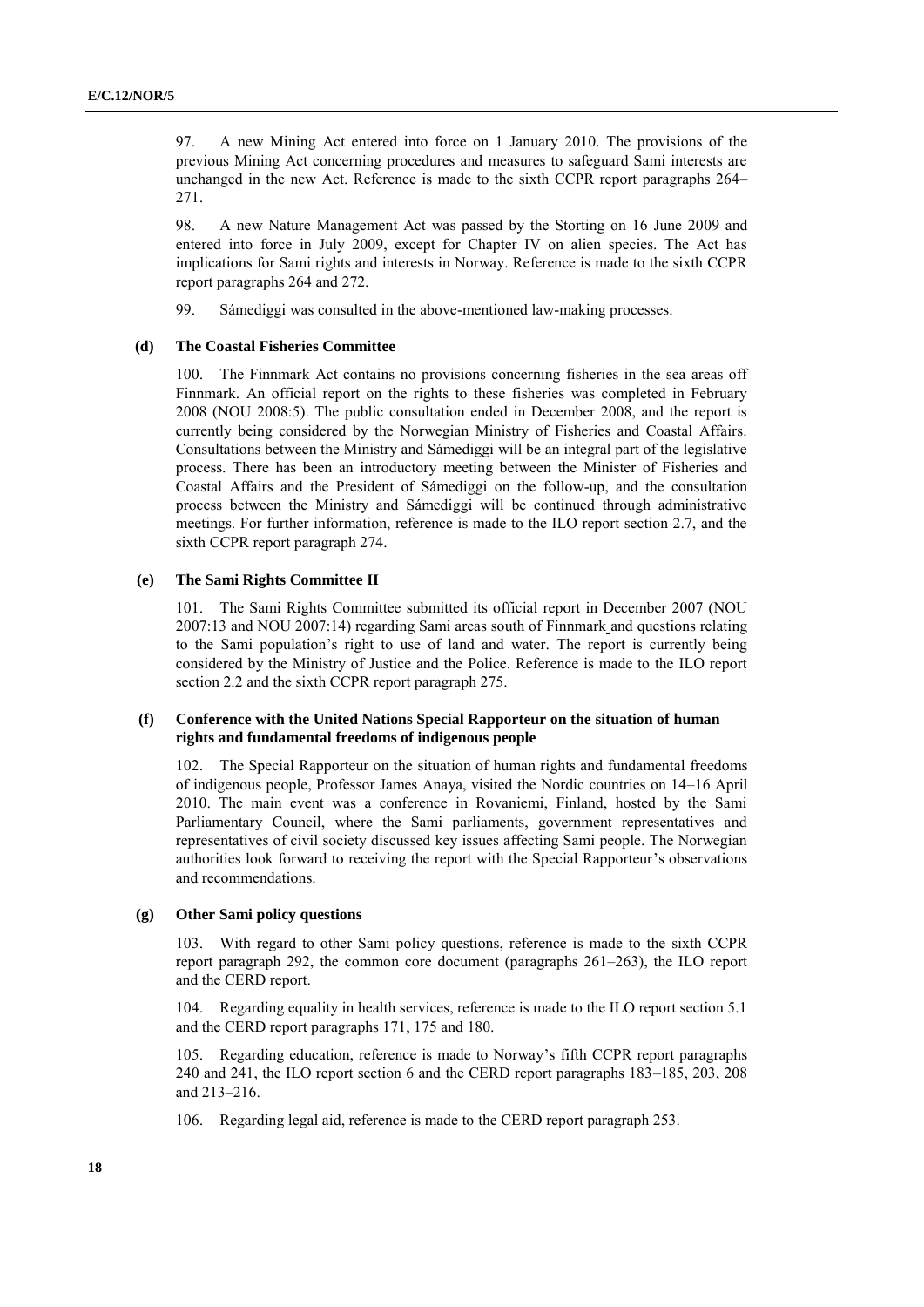97. A new Mining Act entered into force on 1 January 2010. The provisions of the previous Mining Act concerning procedures and measures to safeguard Sami interests are unchanged in the new Act. Reference is made to the sixth CCPR report paragraphs 264–271.

98. A new Nature Management Act was passed by the Storting on 16 June 2009 and entered into force in July 2009, except for Chapter IV on alien species. The Act has implications for Sami rights and interests in Norway. Reference is made to the sixth CCPR report paragraphs 264 and 272.

99. Sámediggi was consulted in the above-mentioned law-making processes.

### (d) The Coastal Fisheries Committee

100. The Finnmark Act contains no provisions concerning fisheries in the sea areas off Finnmark. An official report on the rights to these fisheries was completed in February 2008 (NOU 2008:5). The public consultation ended in December 2008, and the report is currently being considered by the Norwegian Ministry of Fisheries and Coastal Affairs. Consultations between the Ministry and Sámediggi will be an integral part of the legislative process. There has been an introductory meeting between the Minister of Fisheries and Coastal Affairs and the President of Sámediggi on the follow-up, and the consultation process between the Ministry and Sámediggi will be continued through administrative meetings. For further information, reference is made to the ILO report section 2.7, and the sixth CCPR report paragraph 274.

### (e) The Sami Rights Committee II

101. The Sami Rights Committee submitted its official report in December 2007 (NOU 2007:13 and NOU 2007:14) regarding Sami areas south of Finnmark and questions relating to the Sami population's right to use of land and water. The report is currently being considered by the Ministry of Justice and the Police. Reference is made to the ILO report section 2.2 and the sixth CCPR report paragraph 275.

### (f) Conference with the United Nations Special Rapporteur on the situation of human rights and fundamental freedoms of indigenous people

102. The Special Rapporteur on the situation of human rights and fundamental freedoms of indigenous people, Professor James Anaya, visited the Nordic countries on 14–16 April 2010. The main event was a conference in Rovaniemi, Finland, hosted by the Sami Parliamentary Council, where the Sami parliaments, government representatives and representatives of civil society discussed key issues affecting Sami people. The Norwegian authorities look forward to receiving the report with the Special Rapporteur's observations and recommendations.

### (g) Other Sami policy questions

103. With regard to other Sami policy questions, reference is made to the sixth CCPR report paragraph 292, the common core document (paragraphs 261–263), the ILO report and the CERD report.

104. Regarding equality in health services, reference is made to the ILO report section 5.1 and the CERD report paragraphs 171, 175 and 180.

105. Regarding education, reference is made to Norway's fifth CCPR report paragraphs 240 and 241, the ILO report section 6 and the CERD report paragraphs 183–185, 203, 208 and 213–216.

106. Regarding legal aid, reference is made to the CERD report paragraph 253.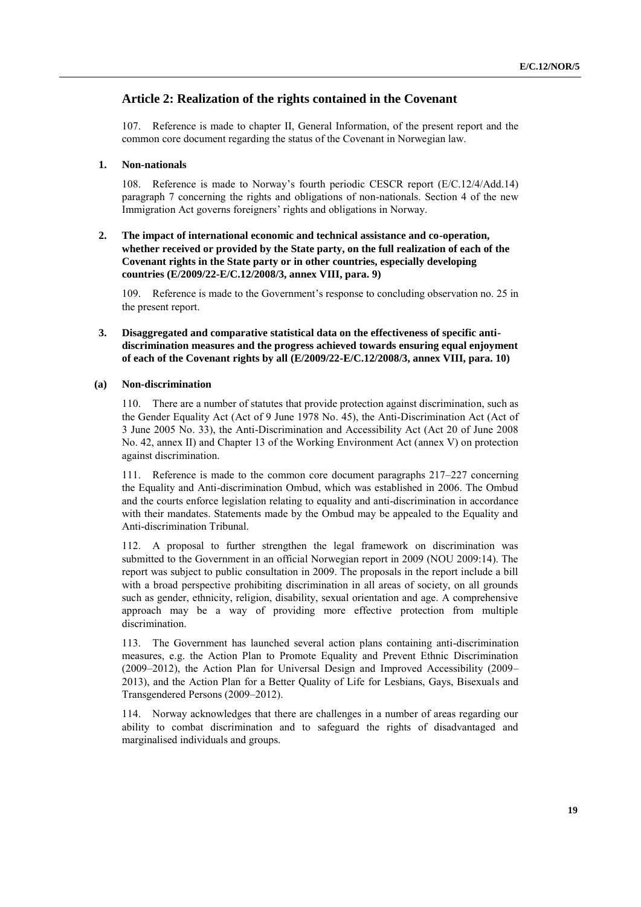## Article 2: Realization of the rights contained in the Covenant

107. Reference is made to chapter II, General Information, of the present report and the common core document regarding the status of the Covenant in Norwegian law.

### 1. Non-nationals

108. Reference is made to Norway's fourth periodic CESCR report (E/C.12/4/Add.14) paragraph 7 concerning the rights and obligations of non-nationals. Section 4 of the new Immigration Act governs foreigners' rights and obligations in Norway.

### 2. The impact of international economic and technical assistance and co-operation, whether received or provided by the State party, on the full realization of each of the Covenant rights in the State party or in other countries, especially developing countries (E/2009/22-E/C.12/2008/3, annex VIII, para. 9)

109. Reference is made to the Government's response to concluding observation no. 25 in the present report.

### 3. Disaggregated and comparative statistical data on the effectiveness of specific anti-discrimination measures and the progress achieved towards ensuring equal enjoyment of each of the Covenant rights by all (E/2009/22-E/C.12/2008/3, annex VIII, para. 10)

#### (a) Non-discrimination

110. There are a number of statutes that provide protection against discrimination, such as the Gender Equality Act (Act of 9 June 1978 No. 45), the Anti-Discrimination Act (Act of 3 June 2005 No. 33), the Anti-Discrimination and Accessibility Act (Act 20 of June 2008 No. 42, annex II) and Chapter 13 of the Working Environment Act (annex V) on protection against discrimination.

111. Reference is made to the common core document paragraphs 217–227 concerning the Equality and Anti-discrimination Ombud, which was established in 2006. The Ombud and the courts enforce legislation relating to equality and anti-discrimination in accordance with their mandates. Statements made by the Ombud may be appealed to the Equality and Anti-discrimination Tribunal.

112. A proposal to further strengthen the legal framework on discrimination was submitted to the Government in an official Norwegian report in 2009 (NOU 2009:14). The report was subject to public consultation in 2009. The proposals in the report include a bill with a broad perspective prohibiting discrimination in all areas of society, on all grounds such as gender, ethnicity, religion, disability, sexual orientation and age. A comprehensive approach may be a way of providing more effective protection from multiple discrimination.

113. The Government has launched several action plans containing anti-discrimination measures, e.g. the Action Plan to Promote Equality and Prevent Ethnic Discrimination (2009–2012), the Action Plan for Universal Design and Improved Accessibility (2009–2013), and the Action Plan for a Better Quality of Life for Lesbians, Gays, Bisexuals and Transgendered Persons (2009–2012).

114. Norway acknowledges that there are challenges in a number of areas regarding our ability to combat discrimination and to safeguard the rights of disadvantaged and marginalised individuals and groups.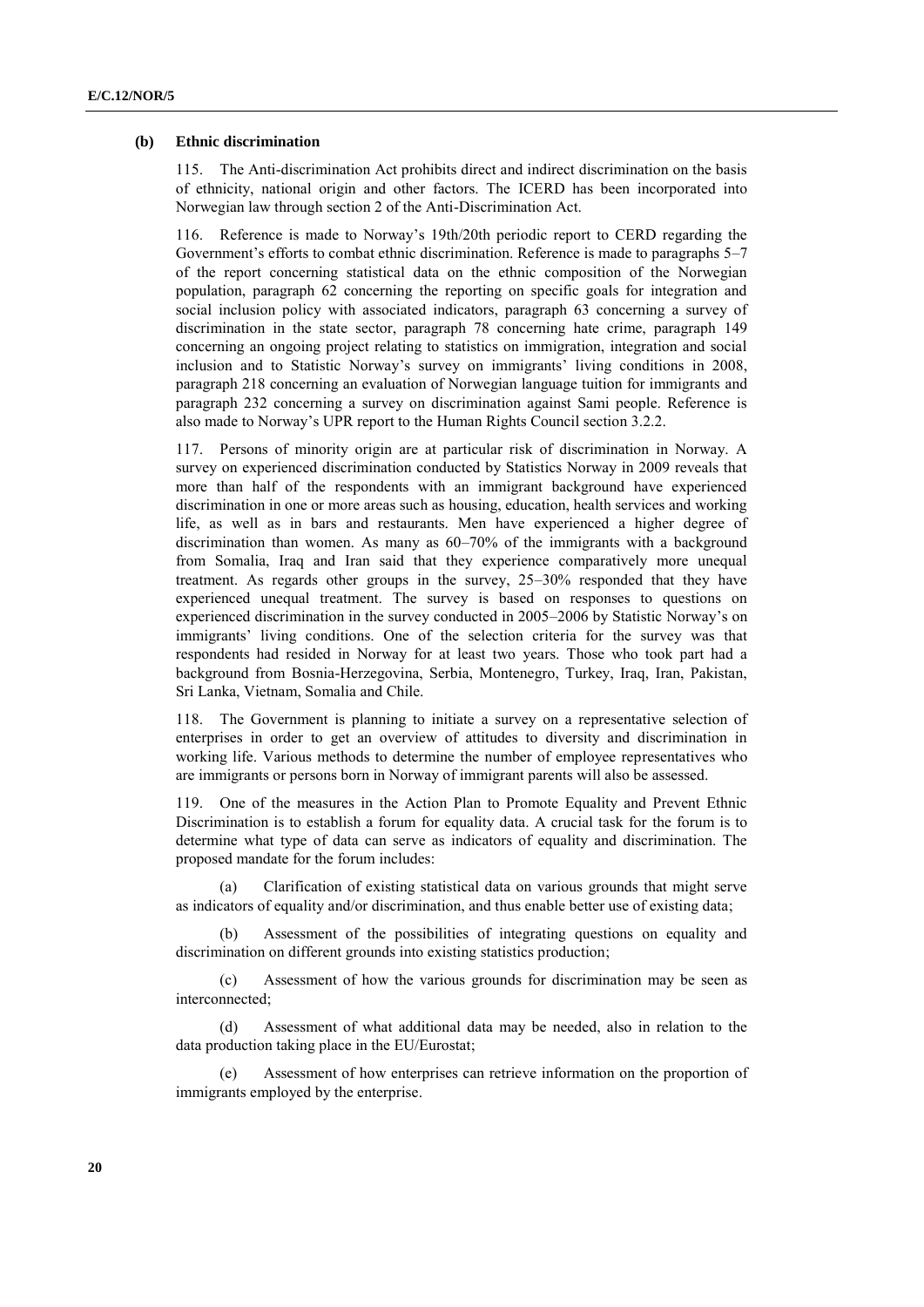### (b) Ethnic discrimination

115. The Anti-discrimination Act prohibits direct and indirect discrimination on the basis of ethnicity, national origin and other factors. The ICERD has been incorporated into Norwegian law through section 2 of the Anti-Discrimination Act.

116. Reference is made to Norway's 19th/20th periodic report to CERD regarding the Government's efforts to combat ethnic discrimination. Reference is made to paragraphs 5–7 of the report concerning statistical data on the ethnic composition of the Norwegian population, paragraph 62 concerning the reporting on specific goals for integration and social inclusion policy with associated indicators, paragraph 63 concerning a survey of discrimination in the state sector, paragraph 78 concerning hate crime, paragraph 149 concerning an ongoing project relating to statistics on immigration, integration and social inclusion and to Statistic Norway's survey on immigrants' living conditions in 2008, paragraph 218 concerning an evaluation of Norwegian language tuition for immigrants and paragraph 232 concerning a survey on discrimination against Sami people. Reference is also made to Norway's UPR report to the Human Rights Council section 3.2.2.

117. Persons of minority origin are at particular risk of discrimination in Norway. A survey on experienced discrimination conducted by Statistics Norway in 2009 reveals that more than half of the respondents with an immigrant background have experienced discrimination in one or more areas such as housing, education, health services and working life, as well as in bars and restaurants. Men have experienced a higher degree of discrimination than women. As many as 60–70% of the immigrants with a background from Somalia, Iraq and Iran said that they experience comparatively more unequal treatment. As regards other groups in the survey, 25–30% responded that they have experienced unequal treatment. The survey is based on responses to questions on experienced discrimination in the survey conducted in 2005–2006 by Statistic Norway's on immigrants' living conditions. One of the selection criteria for the survey was that respondents had resided in Norway for at least two years. Those who took part had a background from Bosnia-Herzegovina, Serbia, Montenegro, Turkey, Iraq, Iran, Pakistan, Sri Lanka, Vietnam, Somalia and Chile.

118. The Government is planning to initiate a survey on a representative selection of enterprises in order to get an overview of attitudes to diversity and discrimination in working life. Various methods to determine the number of employee representatives who are immigrants or persons born in Norway of immigrant parents will also be assessed.

119. One of the measures in the Action Plan to Promote Equality and Prevent Ethnic Discrimination is to establish a forum for equality data. A crucial task for the forum is to determine what type of data can serve as indicators of equality and discrimination. The proposed mandate for the forum includes:

(a) Clarification of existing statistical data on various grounds that might serve as indicators of equality and/or discrimination, and thus enable better use of existing data;

(b) Assessment of the possibilities of integrating questions on equality and discrimination on different grounds into existing statistics production;

(c) Assessment of how the various grounds for discrimination may be seen as interconnected;

(d) Assessment of what additional data may be needed, also in relation to the data production taking place in the EU/Eurostat;

(e) Assessment of how enterprises can retrieve information on the proportion of immigrants employed by the enterprise.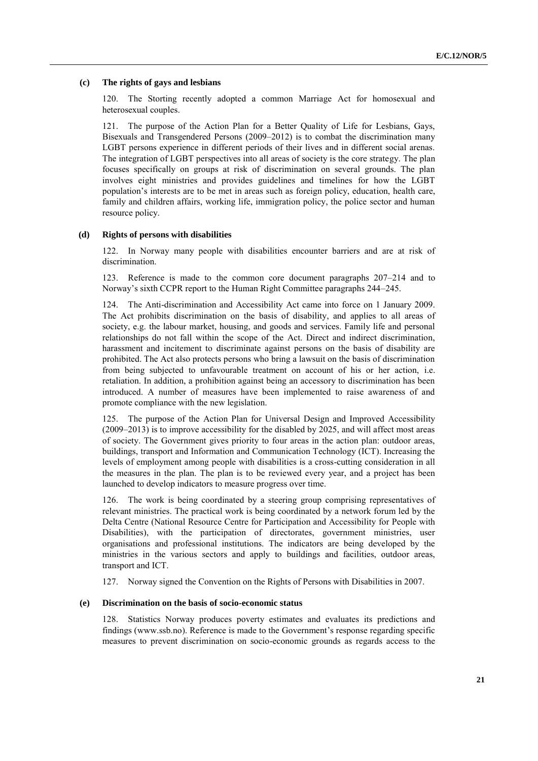### (c) The rights of gays and lesbians

120. The Storting recently adopted a common Marriage Act for homosexual and heterosexual couples.

121. The purpose of the Action Plan for a Better Quality of Life for Lesbians, Gays, Bisexuals and Transgendered Persons (2009–2012) is to combat the discrimination many LGBT persons experience in different periods of their lives and in different social arenas. The integration of LGBT perspectives into all areas of society is the core strategy. The plan focuses specifically on groups at risk of discrimination on several grounds. The plan involves eight ministries and provides guidelines and timelines for how the LGBT population's interests are to be met in areas such as foreign policy, education, health care, family and children affairs, working life, immigration policy, the police sector and human resource policy.

### (d) Rights of persons with disabilities

122. In Norway many people with disabilities encounter barriers and are at risk of discrimination.

123. Reference is made to the common core document paragraphs 207–214 and to Norway's sixth CCPR report to the Human Right Committee paragraphs 244–245.

124. The Anti-discrimination and Accessibility Act came into force on 1 January 2009. The Act prohibits discrimination on the basis of disability, and applies to all areas of society, e.g. the labour market, housing, and goods and services. Family life and personal relationships do not fall within the scope of the Act. Direct and indirect discrimination, harassment and incitement to discriminate against persons on the basis of disability are prohibited. The Act also protects persons who bring a lawsuit on the basis of discrimination from being subjected to unfavourable treatment on account of his or her action, i.e. retaliation. In addition, a prohibition against being an accessory to discrimination has been introduced. A number of measures have been implemented to raise awareness of and promote compliance with the new legislation.

125. The purpose of the Action Plan for Universal Design and Improved Accessibility (2009–2013) is to improve accessibility for the disabled by 2025, and will affect most areas of society. The Government gives priority to four areas in the action plan: outdoor areas, buildings, transport and Information and Communication Technology (ICT). Increasing the levels of employment among people with disabilities is a cross-cutting consideration in all the measures in the plan. The plan is to be reviewed every year, and a project has been launched to develop indicators to measure progress over time.

126. The work is being coordinated by a steering group comprising representatives of relevant ministries. The practical work is being coordinated by a network forum led by the Delta Centre (National Resource Centre for Participation and Accessibility for People with Disabilities), with the participation of directorates, government ministries, user organisations and professional institutions. The indicators are being developed by the ministries in the various sectors and apply to buildings and facilities, outdoor areas, transport and ICT.

127. Norway signed the Convention on the Rights of Persons with Disabilities in 2007.

### (e) Discrimination on the basis of socio-economic status

128. Statistics Norway produces poverty estimates and evaluates its predictions and findings (www.ssb.no). Reference is made to the Government's response regarding specific measures to prevent discrimination on socio-economic grounds as regards access to the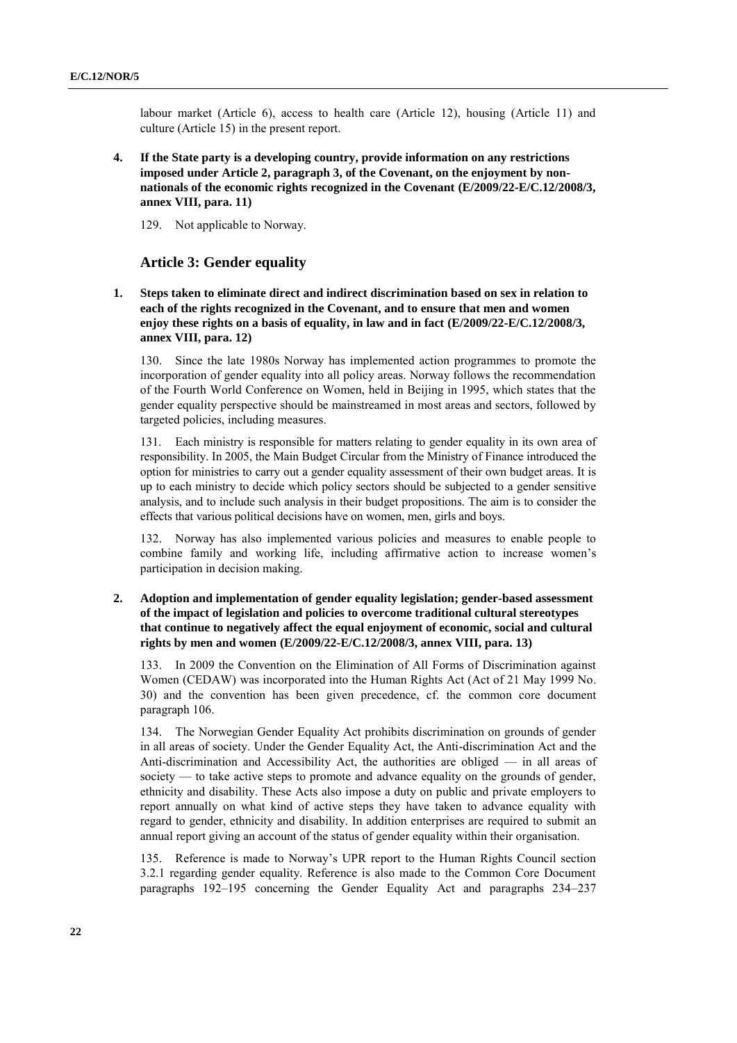labour market (Article 6), access to health care (Article 12), housing (Article 11) and culture (Article 15) in the present report.

**4. If the State party is a developing country, provide information on any restrictions imposed under Article 2, paragraph 3, of the Covenant, on the enjoyment by non-nationals of the economic rights recognized in the Covenant (E/2009/22-E/C.12/2008/3, annex VIII, para. 11)**

129. Not applicable to Norway.

## Article 3: Gender equality

**1. Steps taken to eliminate direct and indirect discrimination based on sex in relation to each of the rights recognized in the Covenant, and to ensure that men and women enjoy these rights on a basis of equality, in law and in fact (E/2009/22-E/C.12/2008/3, annex VIII, para. 12)**

130. Since the late 1980s Norway has implemented action programmes to promote the incorporation of gender equality into all policy areas. Norway follows the recommendation of the Fourth World Conference on Women, held in Beijing in 1995, which states that the gender equality perspective should be mainstreamed in most areas and sectors, followed by targeted policies, including measures.

131. Each ministry is responsible for matters relating to gender equality in its own area of responsibility. In 2005, the Main Budget Circular from the Ministry of Finance introduced the option for ministries to carry out a gender equality assessment of their own budget areas. It is up to each ministry to decide which policy sectors should be subjected to a gender sensitive analysis, and to include such analysis in their budget propositions. The aim is to consider the effects that various political decisions have on women, men, girls and boys.

132. Norway has also implemented various policies and measures to enable people to combine family and working life, including affirmative action to increase women's participation in decision making.

**2. Adoption and implementation of gender equality legislation; gender-based assessment of the impact of legislation and policies to overcome traditional cultural stereotypes that continue to negatively affect the equal enjoyment of economic, social and cultural rights by men and women (E/2009/22-E/C.12/2008/3, annex VIII, para. 13)**

133. In 2009 the Convention on the Elimination of All Forms of Discrimination against Women (CEDAW) was incorporated into the Human Rights Act (Act of 21 May 1999 No. 30) and the convention has been given precedence, cf. the common core document paragraph 106.

134. The Norwegian Gender Equality Act prohibits discrimination on grounds of gender in all areas of society. Under the Gender Equality Act, the Anti-discrimination Act and the Anti-discrimination and Accessibility Act, the authorities are obliged — in all areas of society — to take active steps to promote and advance equality on the grounds of gender, ethnicity and disability. These Acts also impose a duty on public and private employers to report annually on what kind of active steps they have taken to advance equality with regard to gender, ethnicity and disability. In addition enterprises are required to submit an annual report giving an account of the status of gender equality within their organisation.

135. Reference is made to Norway's UPR report to the Human Rights Council section 3.2.1 regarding gender equality. Reference is also made to the Common Core Document paragraphs 192–195 concerning the Gender Equality Act and paragraphs 234–237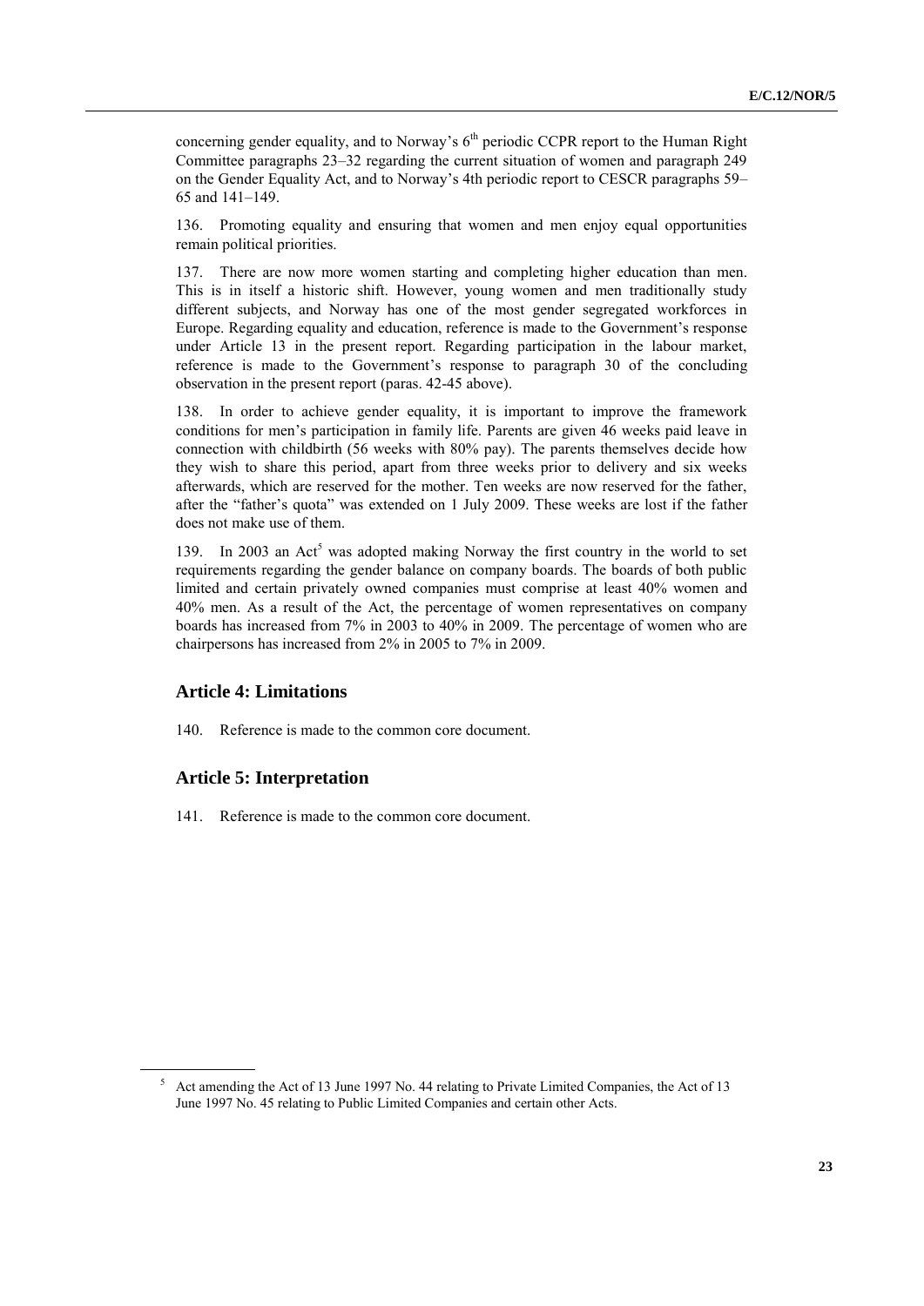concerning gender equality, and to Norway's 6th periodic CCPR report to the Human Right Committee paragraphs 23–32 regarding the current situation of women and paragraph 249 on the Gender Equality Act, and to Norway's 4th periodic report to CESCR paragraphs 59–65 and 141–149.

136. Promoting equality and ensuring that women and men enjoy equal opportunities remain political priorities.

137. There are now more women starting and completing higher education than men. This is in itself a historic shift. However, young women and men traditionally study different subjects, and Norway has one of the most gender segregated workforces in Europe. Regarding equality and education, reference is made to the Government's response under Article 13 in the present report. Regarding participation in the labour market, reference is made to the Government's response to paragraph 30 of the concluding observation in the present report (paras. 42-45 above).

138. In order to achieve gender equality, it is important to improve the framework conditions for men's participation in family life. Parents are given 46 weeks paid leave in connection with childbirth (56 weeks with 80% pay). The parents themselves decide how they wish to share this period, apart from three weeks prior to delivery and six weeks afterwards, which are reserved for the mother. Ten weeks are now reserved for the father, after the "father's quota" was extended on 1 July 2009. These weeks are lost if the father does not make use of them.

139. In 2003 an Act[5] was adopted making Norway the first country in the world to set requirements regarding the gender balance on company boards. The boards of both public limited and certain privately owned companies must comprise at least 40% women and 40% men. As a result of the Act, the percentage of women representatives on company boards has increased from 7% in 2003 to 40% in 2009. The percentage of women who are chairpersons has increased from 2% in 2005 to 7% in 2009.

## Article 4: Limitations

140. Reference is made to the common core document.

## Article 5: Interpretation

141. Reference is made to the common core document.

---

[5] Act amending the Act of 13 June 1997 No. 44 relating to Private Limited Companies, the Act of 13 June 1997 No. 45 relating to Public Limited Companies and certain other Acts.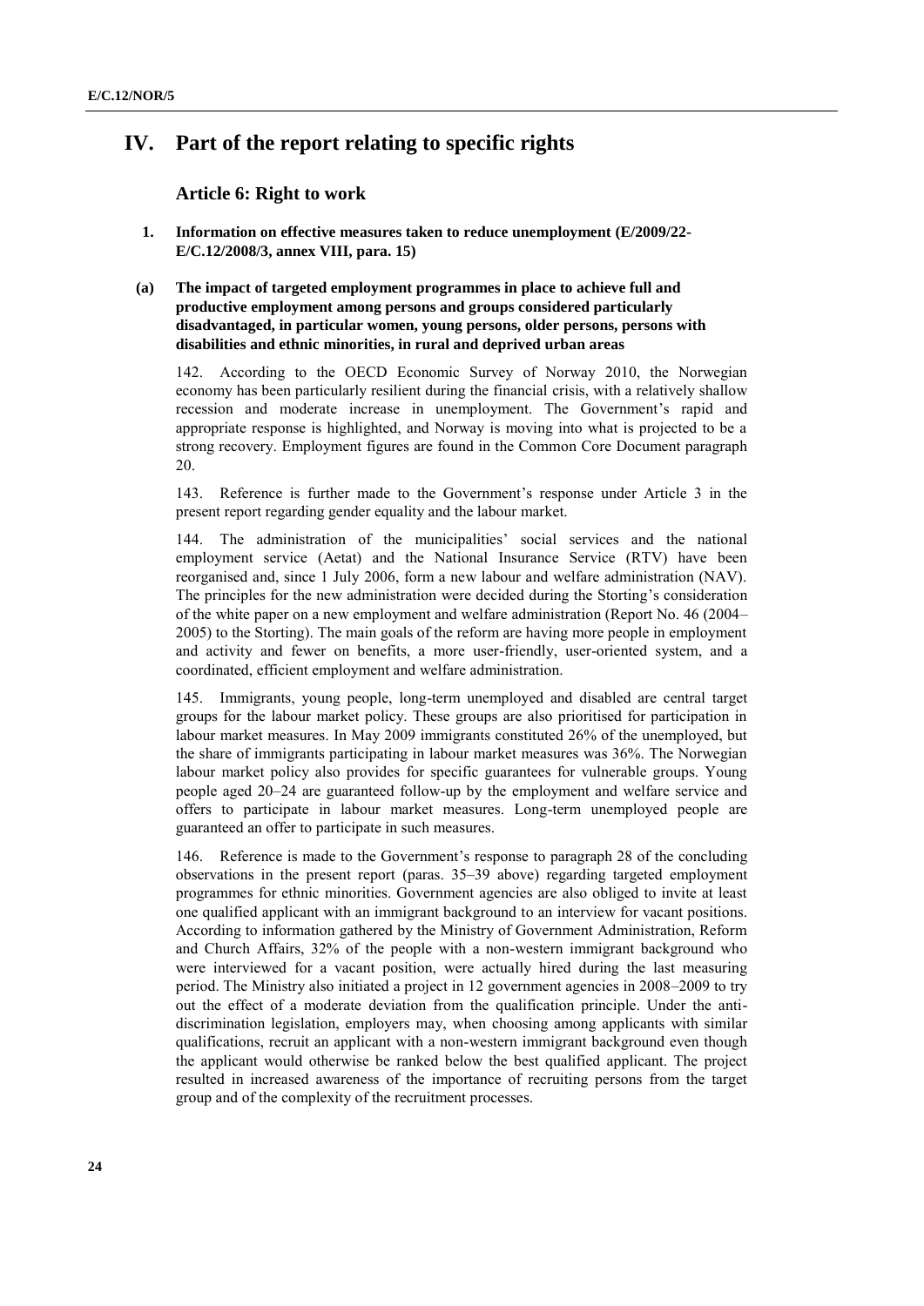# IV. Part of the report relating to specific rights

## Article 6: Right to work

### 1. Information on effective measures taken to reduce unemployment (E/2009/22-E/C.12/2008/3, annex VIII, para. 15)

#### (a) The impact of targeted employment programmes in place to achieve full and productive employment among persons and groups considered particularly disadvantaged, in particular women, young persons, older persons, persons with disabilities and ethnic minorities, in rural and deprived urban areas

142. According to the OECD Economic Survey of Norway 2010, the Norwegian economy has been particularly resilient during the financial crisis, with a relatively shallow recession and moderate increase in unemployment. The Government's rapid and appropriate response is highlighted, and Norway is moving into what is projected to be a strong recovery. Employment figures are found in the Common Core Document paragraph 20.

143. Reference is further made to the Government's response under Article 3 in the present report regarding gender equality and the labour market.

144. The administration of the municipalities' social services and the national employment service (Aetat) and the National Insurance Service (RTV) have been reorganised and, since 1 July 2006, form a new labour and welfare administration (NAV). The principles for the new administration were decided during the Storting's consideration of the white paper on a new employment and welfare administration (Report No. 46 (2004–2005) to the Storting). The main goals of the reform are having more people in employment and activity and fewer on benefits, a more user-friendly, user-oriented system, and a coordinated, efficient employment and welfare administration.

145. Immigrants, young people, long-term unemployed and disabled are central target groups for the labour market policy. These groups are also prioritised for participation in labour market measures. In May 2009 immigrants constituted 26% of the unemployed, but the share of immigrants participating in labour market measures was 36%. The Norwegian labour market policy also provides for specific guarantees for vulnerable groups. Young people aged 20–24 are guaranteed follow-up by the employment and welfare service and offers to participate in labour market measures. Long-term unemployed people are guaranteed an offer to participate in such measures.

146. Reference is made to the Government's response to paragraph 28 of the concluding observations in the present report (paras. 35–39 above) regarding targeted employment programmes for ethnic minorities. Government agencies are also obliged to invite at least one qualified applicant with an immigrant background to an interview for vacant positions. According to information gathered by the Ministry of Government Administration, Reform and Church Affairs, 32% of the people with a non-western immigrant background who were interviewed for a vacant position, were actually hired during the last measuring period. The Ministry also initiated a project in 12 government agencies in 2008–2009 to try out the effect of a moderate deviation from the qualification principle. Under the anti-discrimination legislation, employers may, when choosing among applicants with similar qualifications, recruit an applicant with a non-western immigrant background even though the applicant would otherwise be ranked below the best qualified applicant. The project resulted in increased awareness of the importance of recruiting persons from the target group and of the complexity of the recruitment processes.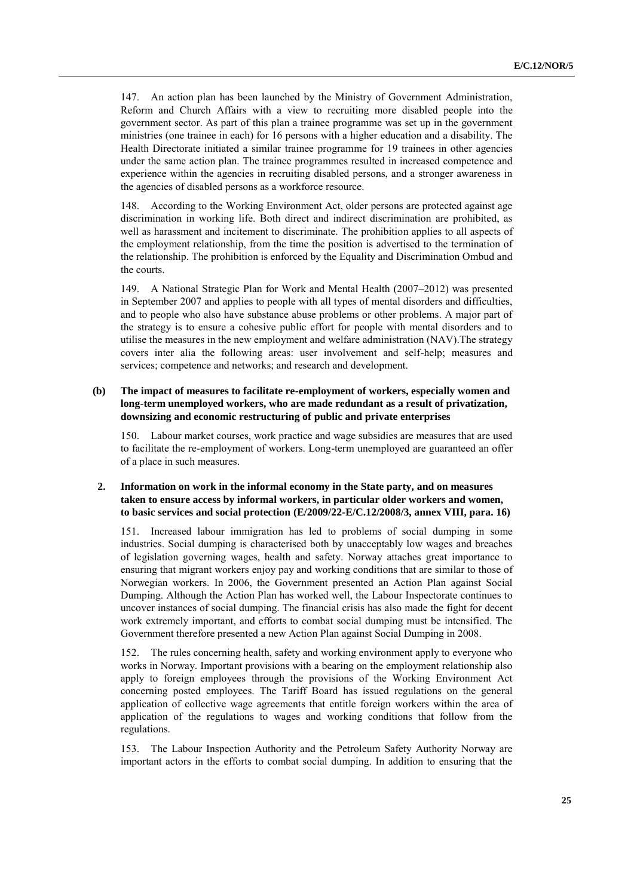147. An action plan has been launched by the Ministry of Government Administration, Reform and Church Affairs with a view to recruiting more disabled people into the government sector. As part of this plan a trainee programme was set up in the government ministries (one trainee in each) for 16 persons with a higher education and a disability. The Health Directorate initiated a similar trainee programme for 19 trainees in other agencies under the same action plan. The trainee programmes resulted in increased competence and experience within the agencies in recruiting disabled persons, and a stronger awareness in the agencies of disabled persons as a workforce resource.

148. According to the Working Environment Act, older persons are protected against age discrimination in working life. Both direct and indirect discrimination are prohibited, as well as harassment and incitement to discriminate. The prohibition applies to all aspects of the employment relationship, from the time the position is advertised to the termination of the relationship. The prohibition is enforced by the Equality and Discrimination Ombud and the courts.

149. A National Strategic Plan for Work and Mental Health (2007–2012) was presented in September 2007 and applies to people with all types of mental disorders and difficulties, and to people who also have substance abuse problems or other problems. A major part of the strategy is to ensure a cohesive public effort for people with mental disorders and to utilise the measures in the new employment and welfare administration (NAV).The strategy covers inter alia the following areas: user involvement and self-help; measures and services; competence and networks; and research and development.

**(b) The impact of measures to facilitate re-employment of workers, especially women and long-term unemployed workers, who are made redundant as a result of privatization, downsizing and economic restructuring of public and private enterprises**

150. Labour market courses, work practice and wage subsidies are measures that are used to facilitate the re-employment of workers. Long-term unemployed are guaranteed an offer of a place in such measures.

**2. Information on work in the informal economy in the State party, and on measures taken to ensure access by informal workers, in particular older workers and women, to basic services and social protection (E/2009/22-E/C.12/2008/3, annex VIII, para. 16)**

151. Increased labour immigration has led to problems of social dumping in some industries. Social dumping is characterised both by unacceptably low wages and breaches of legislation governing wages, health and safety. Norway attaches great importance to ensuring that migrant workers enjoy pay and working conditions that are similar to those of Norwegian workers. In 2006, the Government presented an Action Plan against Social Dumping. Although the Action Plan has worked well, the Labour Inspectorate continues to uncover instances of social dumping. The financial crisis has also made the fight for decent work extremely important, and efforts to combat social dumping must be intensified. The Government therefore presented a new Action Plan against Social Dumping in 2008.

152. The rules concerning health, safety and working environment apply to everyone who works in Norway. Important provisions with a bearing on the employment relationship also apply to foreign employees through the provisions of the Working Environment Act concerning posted employees. The Tariff Board has issued regulations on the general application of collective wage agreements that entitle foreign workers within the area of application of the regulations to wages and working conditions that follow from the regulations.

153. The Labour Inspection Authority and the Petroleum Safety Authority Norway are important actors in the efforts to combat social dumping. In addition to ensuring that the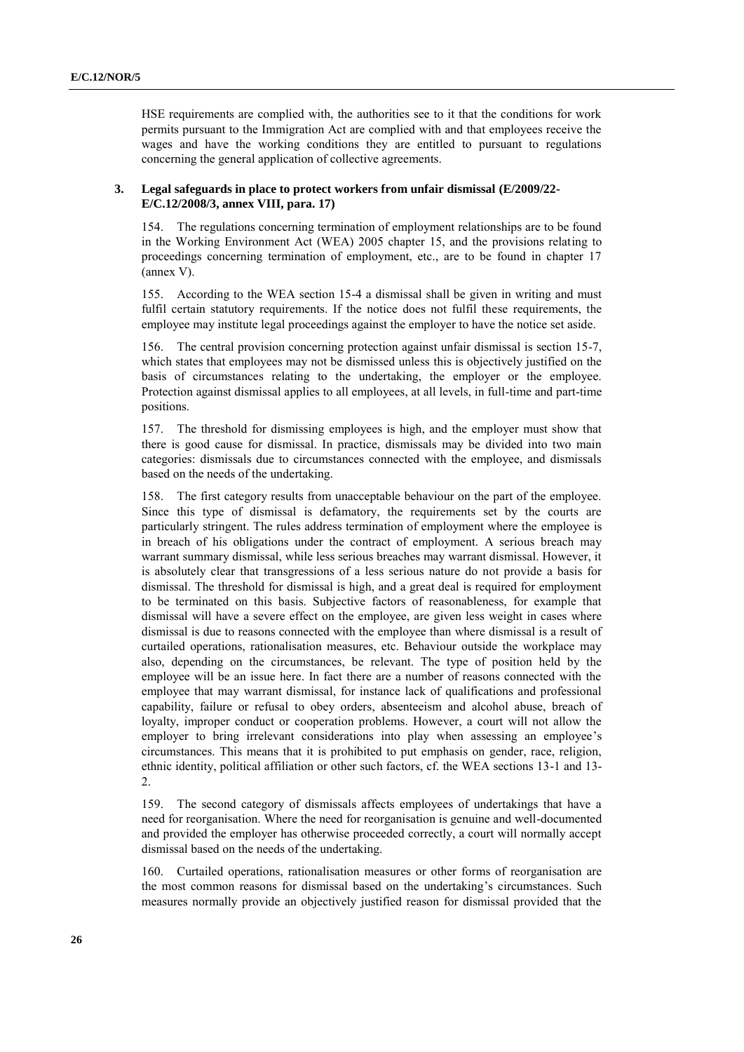HSE requirements are complied with, the authorities see to it that the conditions for work permits pursuant to the Immigration Act are complied with and that employees receive the wages and have the working conditions they are entitled to pursuant to regulations concerning the general application of collective agreements.

### 3. Legal safeguards in place to protect workers from unfair dismissal (E/2009/22-E/C.12/2008/3, annex VIII, para. 17)

154. The regulations concerning termination of employment relationships are to be found in the Working Environment Act (WEA) 2005 chapter 15, and the provisions relating to proceedings concerning termination of employment, etc., are to be found in chapter 17 (annex V).

155. According to the WEA section 15-4 a dismissal shall be given in writing and must fulfil certain statutory requirements. If the notice does not fulfil these requirements, the employee may institute legal proceedings against the employer to have the notice set aside.

156. The central provision concerning protection against unfair dismissal is section 15-7, which states that employees may not be dismissed unless this is objectively justified on the basis of circumstances relating to the undertaking, the employer or the employee. Protection against dismissal applies to all employees, at all levels, in full-time and part-time positions.

157. The threshold for dismissing employees is high, and the employer must show that there is good cause for dismissal. In practice, dismissals may be divided into two main categories: dismissals due to circumstances connected with the employee, and dismissals based on the needs of the undertaking.

158. The first category results from unacceptable behaviour on the part of the employee. Since this type of dismissal is defamatory, the requirements set by the courts are particularly stringent. The rules address termination of employment where the employee is in breach of his obligations under the contract of employment. A serious breach may warrant summary dismissal, while less serious breaches may warrant dismissal. However, it is absolutely clear that transgressions of a less serious nature do not provide a basis for dismissal. The threshold for dismissal is high, and a great deal is required for employment to be terminated on this basis. Subjective factors of reasonableness, for example that dismissal will have a severe effect on the employee, are given less weight in cases where dismissal is due to reasons connected with the employee than where dismissal is a result of curtailed operations, rationalisation measures, etc. Behaviour outside the workplace may also, depending on the circumstances, be relevant. The type of position held by the employee will be an issue here. In fact there are a number of reasons connected with the employee that may warrant dismissal, for instance lack of qualifications and professional capability, failure or refusal to obey orders, absenteeism and alcohol abuse, breach of loyalty, improper conduct or cooperation problems. However, a court will not allow the employer to bring irrelevant considerations into play when assessing an employee's circumstances. This means that it is prohibited to put emphasis on gender, race, religion, ethnic identity, political affiliation or other such factors, cf. the WEA sections 13-1 and 13-2.

159. The second category of dismissals affects employees of undertakings that have a need for reorganisation. Where the need for reorganisation is genuine and well-documented and provided the employer has otherwise proceeded correctly, a court will normally accept dismissal based on the needs of the undertaking.

160. Curtailed operations, rationalisation measures or other forms of reorganisation are the most common reasons for dismissal based on the undertaking's circumstances. Such measures normally provide an objectively justified reason for dismissal provided that the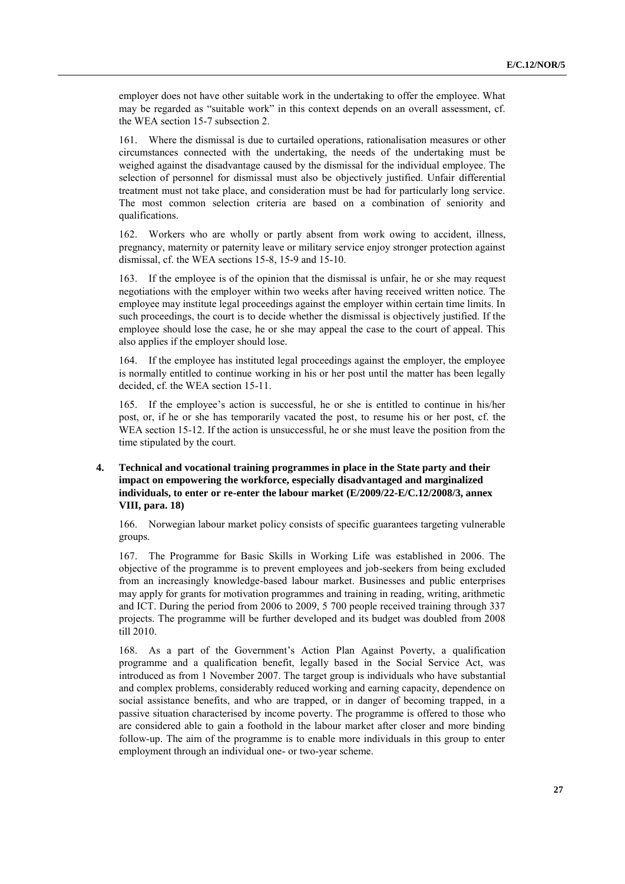employer does not have other suitable work in the undertaking to offer the employee. What may be regarded as "suitable work" in this context depends on an overall assessment, cf. the WEA section 15-7 subsection 2.

161. Where the dismissal is due to curtailed operations, rationalisation measures or other circumstances connected with the undertaking, the needs of the undertaking must be weighed against the disadvantage caused by the dismissal for the individual employee. The selection of personnel for dismissal must also be objectively justified. Unfair differential treatment must not take place, and consideration must be had for particularly long service. The most common selection criteria are based on a combination of seniority and qualifications.

162. Workers who are wholly or partly absent from work owing to accident, illness, pregnancy, maternity or paternity leave or military service enjoy stronger protection against dismissal, cf. the WEA sections 15-8, 15-9 and 15-10.

163. If the employee is of the opinion that the dismissal is unfair, he or she may request negotiations with the employer within two weeks after having received written notice. The employee may institute legal proceedings against the employer within certain time limits. In such proceedings, the court is to decide whether the dismissal is objectively justified. If the employee should lose the case, he or she may appeal the case to the court of appeal. This also applies if the employer should lose.

164. If the employee has instituted legal proceedings against the employer, the employee is normally entitled to continue working in his or her post until the matter has been legally decided, cf. the WEA section 15-11.

165. If the employee's action is successful, he or she is entitled to continue in his/her post, or, if he or she has temporarily vacated the post, to resume his or her post, cf. the WEA section 15-12. If the action is unsuccessful, he or she must leave the position from the time stipulated by the court.

### 4. Technical and vocational training programmes in place in the State party and their impact on empowering the workforce, especially disadvantaged and marginalized individuals, to enter or re-enter the labour market (E/2009/22-E/C.12/2008/3, annex VIII, para. 18)

166. Norwegian labour market policy consists of specific guarantees targeting vulnerable groups.

167. The Programme for Basic Skills in Working Life was established in 2006. The objective of the programme is to prevent employees and job-seekers from being excluded from an increasingly knowledge-based labour market. Businesses and public enterprises may apply for grants for motivation programmes and training in reading, writing, arithmetic and ICT. During the period from 2006 to 2009, 5 700 people received training through 337 projects. The programme will be further developed and its budget was doubled from 2008 till 2010.

168. As a part of the Government's Action Plan Against Poverty, a qualification programme and a qualification benefit, legally based in the Social Service Act, was introduced as from 1 November 2007. The target group is individuals who have substantial and complex problems, considerably reduced working and earning capacity, dependence on social assistance benefits, and who are trapped, or in danger of becoming trapped, in a passive situation characterised by income poverty. The programme is offered to those who are considered able to gain a foothold in the labour market after closer and more binding follow-up. The aim of the programme is to enable more individuals in this group to enter employment through an individual one- or two-year scheme.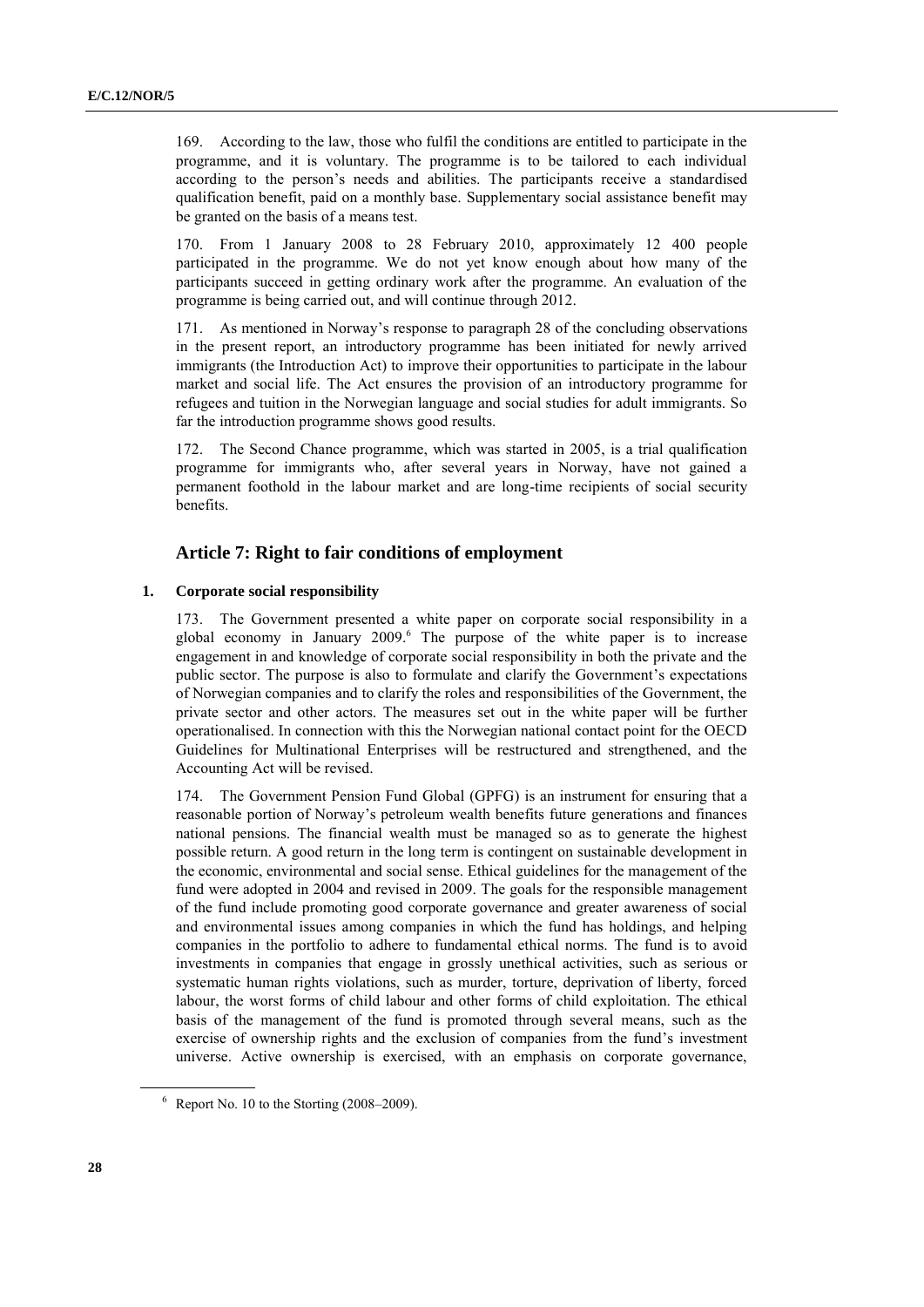169. According to the law, those who fulfil the conditions are entitled to participate in the programme, and it is voluntary. The programme is to be tailored to each individual according to the person's needs and abilities. The participants receive a standardised qualification benefit, paid on a monthly base. Supplementary social assistance benefit may be granted on the basis of a means test.

170. From 1 January 2008 to 28 February 2010, approximately 12 400 people participated in the programme. We do not yet know enough about how many of the participants succeed in getting ordinary work after the programme. An evaluation of the programme is being carried out, and will continue through 2012.

171. As mentioned in Norway's response to paragraph 28 of the concluding observations in the present report, an introductory programme has been initiated for newly arrived immigrants (the Introduction Act) to improve their opportunities to participate in the labour market and social life. The Act ensures the provision of an introductory programme for refugees and tuition in the Norwegian language and social studies for adult immigrants. So far the introduction programme shows good results.

172. The Second Chance programme, which was started in 2005, is a trial qualification programme for immigrants who, after several years in Norway, have not gained a permanent foothold in the labour market and are long-time recipients of social security benefits.

## Article 7: Right to fair conditions of employment

### 1. Corporate social responsibility

173. The Government presented a white paper on corporate social responsibility in a global economy in January 2009.[6] The purpose of the white paper is to increase engagement in and knowledge of corporate social responsibility in both the private and the public sector. The purpose is also to formulate and clarify the Government's expectations of Norwegian companies and to clarify the roles and responsibilities of the Government, the private sector and other actors. The measures set out in the white paper will be further operationalised. In connection with this the Norwegian national contact point for the OECD Guidelines for Multinational Enterprises will be restructured and strengthened, and the Accounting Act will be revised.

174. The Government Pension Fund Global (GPFG) is an instrument for ensuring that a reasonable portion of Norway's petroleum wealth benefits future generations and finances national pensions. The financial wealth must be managed so as to generate the highest possible return. A good return in the long term is contingent on sustainable development in the economic, environmental and social sense. Ethical guidelines for the management of the fund were adopted in 2004 and revised in 2009. The goals for the responsible management of the fund include promoting good corporate governance and greater awareness of social and environmental issues among companies in which the fund has holdings, and helping companies in the portfolio to adhere to fundamental ethical norms. The fund is to avoid investments in companies that engage in grossly unethical activities, such as serious or systematic human rights violations, such as murder, torture, deprivation of liberty, forced labour, the worst forms of child labour and other forms of child exploitation. The ethical basis of the management of the fund is promoted through several means, such as the exercise of ownership rights and the exclusion of companies from the fund's investment universe. Active ownership is exercised, with an emphasis on corporate governance,

---

[6] Report No. 10 to the Storting (2008–2009).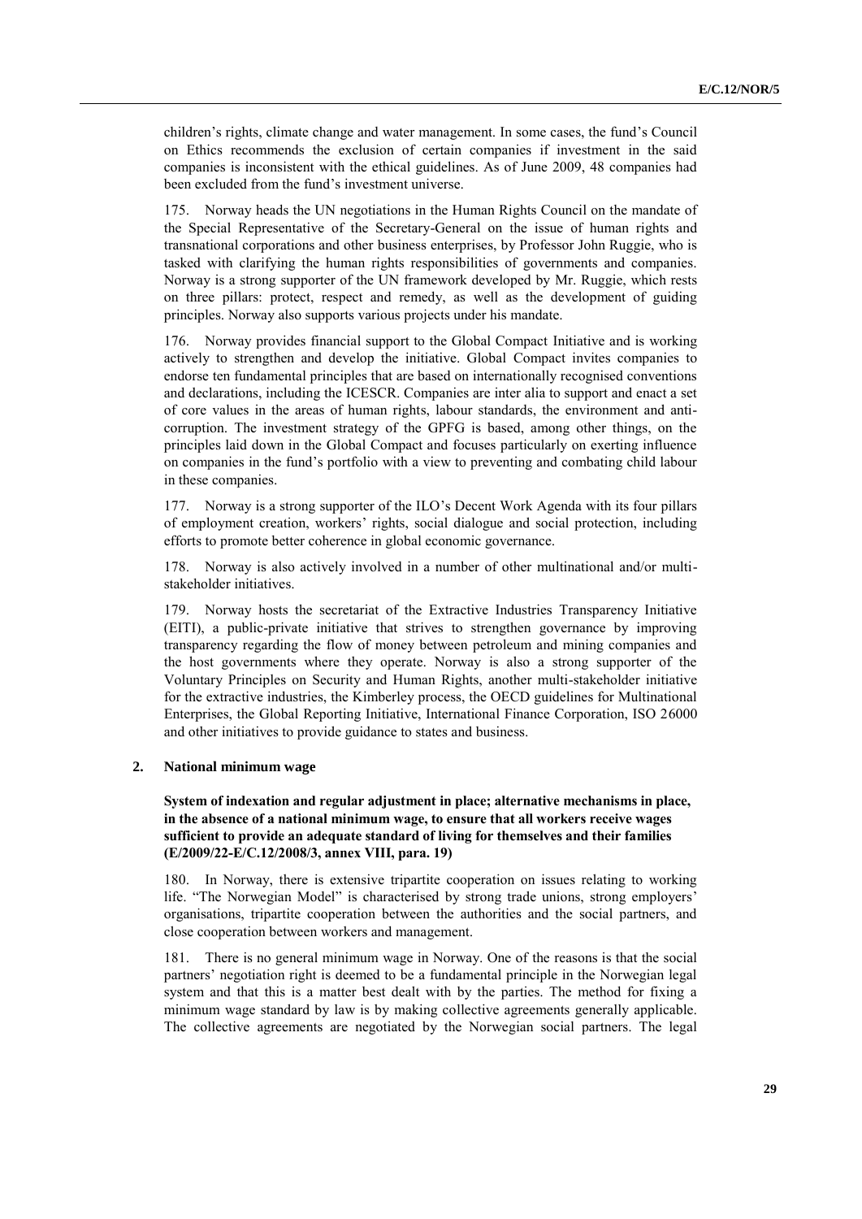children's rights, climate change and water management. In some cases, the fund's Council on Ethics recommends the exclusion of certain companies if investment in the said companies is inconsistent with the ethical guidelines. As of June 2009, 48 companies had been excluded from the fund's investment universe.

175. Norway heads the UN negotiations in the Human Rights Council on the mandate of the Special Representative of the Secretary-General on the issue of human rights and transnational corporations and other business enterprises, by Professor John Ruggie, who is tasked with clarifying the human rights responsibilities of governments and companies. Norway is a strong supporter of the UN framework developed by Mr. Ruggie, which rests on three pillars: protect, respect and remedy, as well as the development of guiding principles. Norway also supports various projects under his mandate.

176. Norway provides financial support to the Global Compact Initiative and is working actively to strengthen and develop the initiative. Global Compact invites companies to endorse ten fundamental principles that are based on internationally recognised conventions and declarations, including the ICESCR. Companies are inter alia to support and enact a set of core values in the areas of human rights, labour standards, the environment and anti-corruption. The investment strategy of the GPFG is based, among other things, on the principles laid down in the Global Compact and focuses particularly on exerting influence on companies in the fund's portfolio with a view to preventing and combating child labour in these companies.

177. Norway is a strong supporter of the ILO's Decent Work Agenda with its four pillars of employment creation, workers' rights, social dialogue and social protection, including efforts to promote better coherence in global economic governance.

178. Norway is also actively involved in a number of other multinational and/or multi-stakeholder initiatives.

179. Norway hosts the secretariat of the Extractive Industries Transparency Initiative (EITI), a public-private initiative that strives to strengthen governance by improving transparency regarding the flow of money between petroleum and mining companies and the host governments where they operate. Norway is also a strong supporter of the Voluntary Principles on Security and Human Rights, another multi-stakeholder initiative for the extractive industries, the Kimberley process, the OECD guidelines for Multinational Enterprises, the Global Reporting Initiative, International Finance Corporation, ISO 26000 and other initiatives to provide guidance to states and business.

## 2. National minimum wage

**System of indexation and regular adjustment in place; alternative mechanisms in place, in the absence of a national minimum wage, to ensure that all workers receive wages sufficient to provide an adequate standard of living for themselves and their families (E/2009/22-E/C.12/2008/3, annex VIII, para. 19)**

180. In Norway, there is extensive tripartite cooperation on issues relating to working life. "The Norwegian Model" is characterised by strong trade unions, strong employers' organisations, tripartite cooperation between the authorities and the social partners, and close cooperation between workers and management.

181. There is no general minimum wage in Norway. One of the reasons is that the social partners' negotiation right is deemed to be a fundamental principle in the Norwegian legal system and that this is a matter best dealt with by the parties. The method for fixing a minimum wage standard by law is by making collective agreements generally applicable. The collective agreements are negotiated by the Norwegian social partners. The legal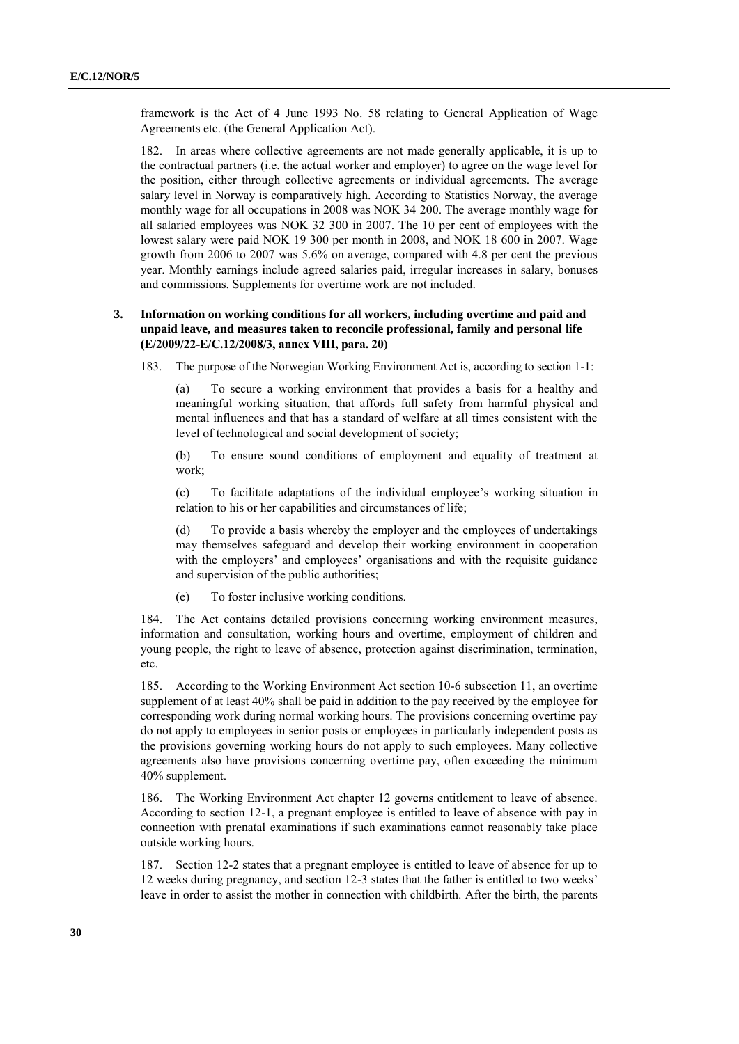framework is the Act of 4 June 1993 No. 58 relating to General Application of Wage Agreements etc. (the General Application Act).

182. In areas where collective agreements are not made generally applicable, it is up to the contractual partners (i.e. the actual worker and employer) to agree on the wage level for the position, either through collective agreements or individual agreements. The average salary level in Norway is comparatively high. According to Statistics Norway, the average monthly wage for all occupations in 2008 was NOK 34 200. The average monthly wage for all salaried employees was NOK 32 300 in 2007. The 10 per cent of employees with the lowest salary were paid NOK 19 300 per month in 2008, and NOK 18 600 in 2007. Wage growth from 2006 to 2007 was 5.6% on average, compared with 4.8 per cent the previous year. Monthly earnings include agreed salaries paid, irregular increases in salary, bonuses and commissions. Supplements for overtime work are not included.

### 3. Information on working conditions for all workers, including overtime and paid and unpaid leave, and measures taken to reconcile professional, family and personal life (E/2009/22-E/C.12/2008/3, annex VIII, para. 20)

183. The purpose of the Norwegian Working Environment Act is, according to section 1-1:

(a) To secure a working environment that provides a basis for a healthy and meaningful working situation, that affords full safety from harmful physical and mental influences and that has a standard of welfare at all times consistent with the level of technological and social development of society;

(b) To ensure sound conditions of employment and equality of treatment at work;

(c) To facilitate adaptations of the individual employee's working situation in relation to his or her capabilities and circumstances of life;

(d) To provide a basis whereby the employer and the employees of undertakings may themselves safeguard and develop their working environment in cooperation with the employers' and employees' organisations and with the requisite guidance and supervision of the public authorities;

(e) To foster inclusive working conditions.

184. The Act contains detailed provisions concerning working environment measures, information and consultation, working hours and overtime, employment of children and young people, the right to leave of absence, protection against discrimination, termination, etc.

185. According to the Working Environment Act section 10-6 subsection 11, an overtime supplement of at least 40% shall be paid in addition to the pay received by the employee for corresponding work during normal working hours. The provisions concerning overtime pay do not apply to employees in senior posts or employees in particularly independent posts as the provisions governing working hours do not apply to such employees. Many collective agreements also have provisions concerning overtime pay, often exceeding the minimum 40% supplement.

186. The Working Environment Act chapter 12 governs entitlement to leave of absence. According to section 12-1, a pregnant employee is entitled to leave of absence with pay in connection with prenatal examinations if such examinations cannot reasonably take place outside working hours.

187. Section 12-2 states that a pregnant employee is entitled to leave of absence for up to 12 weeks during pregnancy, and section 12-3 states that the father is entitled to two weeks' leave in order to assist the mother in connection with childbirth. After the birth, the parents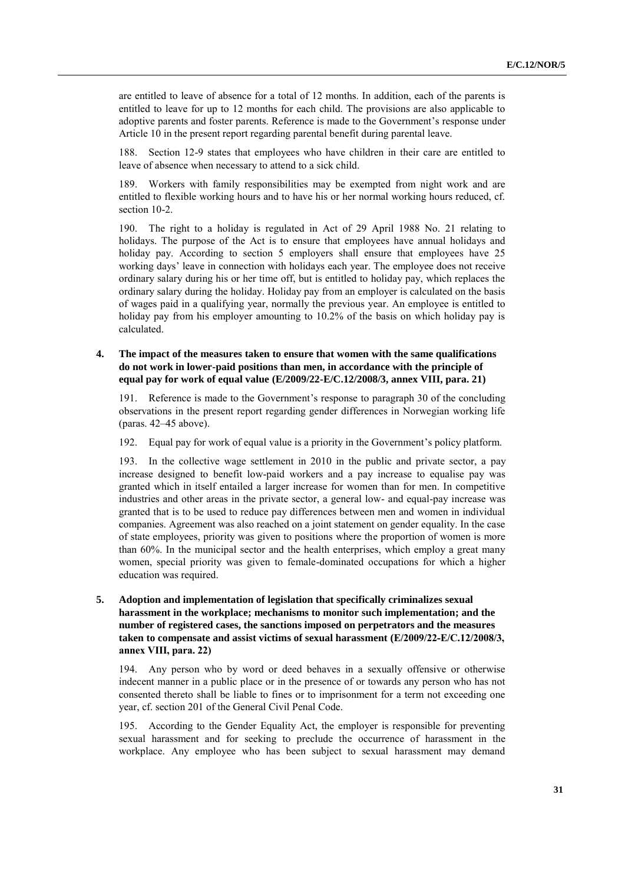are entitled to leave of absence for a total of 12 months. In addition, each of the parents is entitled to leave for up to 12 months for each child. The provisions are also applicable to adoptive parents and foster parents. Reference is made to the Government's response under Article 10 in the present report regarding parental benefit during parental leave.

188. Section 12-9 states that employees who have children in their care are entitled to leave of absence when necessary to attend to a sick child.

189. Workers with family responsibilities may be exempted from night work and are entitled to flexible working hours and to have his or her normal working hours reduced, cf. section 10-2.

190. The right to a holiday is regulated in Act of 29 April 1988 No. 21 relating to holidays. The purpose of the Act is to ensure that employees have annual holidays and holiday pay. According to section 5 employers shall ensure that employees have 25 working days' leave in connection with holidays each year. The employee does not receive ordinary salary during his or her time off, but is entitled to holiday pay, which replaces the ordinary salary during the holiday. Holiday pay from an employer is calculated on the basis of wages paid in a qualifying year, normally the previous year. An employee is entitled to holiday pay from his employer amounting to 10.2% of the basis on which holiday pay is calculated.

### 4. The impact of the measures taken to ensure that women with the same qualifications do not work in lower-paid positions than men, in accordance with the principle of equal pay for work of equal value (E/2009/22-E/C.12/2008/3, annex VIII, para. 21)

191. Reference is made to the Government's response to paragraph 30 of the concluding observations in the present report regarding gender differences in Norwegian working life (paras. 42–45 above).

192. Equal pay for work of equal value is a priority in the Government's policy platform.

193. In the collective wage settlement in 2010 in the public and private sector, a pay increase designed to benefit low-paid workers and a pay increase to equalise pay was granted which in itself entailed a larger increase for women than for men. In competitive industries and other areas in the private sector, a general low- and equal-pay increase was granted that is to be used to reduce pay differences between men and women in individual companies. Agreement was also reached on a joint statement on gender equality. In the case of state employees, priority was given to positions where the proportion of women is more than 60%. In the municipal sector and the health enterprises, which employ a great many women, special priority was given to female-dominated occupations for which a higher education was required.

### 5. Adoption and implementation of legislation that specifically criminalizes sexual harassment in the workplace; mechanisms to monitor such implementation; and the number of registered cases, the sanctions imposed on perpetrators and the measures taken to compensate and assist victims of sexual harassment (E/2009/22-E/C.12/2008/3, annex VIII, para. 22)

194. Any person who by word or deed behaves in a sexually offensive or otherwise indecent manner in a public place or in the presence of or towards any person who has not consented thereto shall be liable to fines or to imprisonment for a term not exceeding one year, cf. section 201 of the General Civil Penal Code.

195. According to the Gender Equality Act, the employer is responsible for preventing sexual harassment and for seeking to preclude the occurrence of harassment in the workplace. Any employee who has been subject to sexual harassment may demand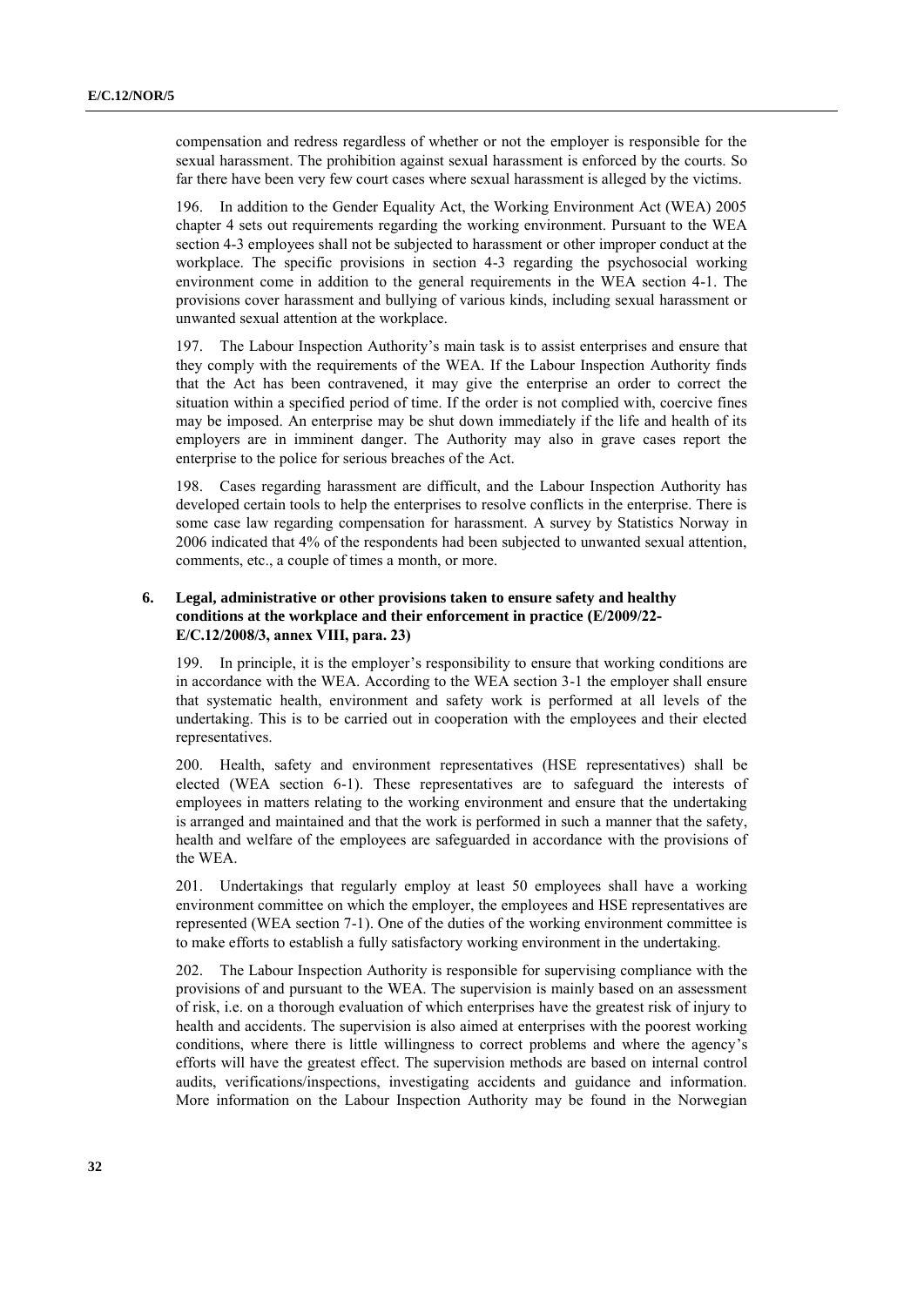compensation and redress regardless of whether or not the employer is responsible for the sexual harassment. The prohibition against sexual harassment is enforced by the courts. So far there have been very few court cases where sexual harassment is alleged by the victims.

196. In addition to the Gender Equality Act, the Working Environment Act (WEA) 2005 chapter 4 sets out requirements regarding the working environment. Pursuant to the WEA section 4-3 employees shall not be subjected to harassment or other improper conduct at the workplace. The specific provisions in section 4-3 regarding the psychosocial working environment come in addition to the general requirements in the WEA section 4-1. The provisions cover harassment and bullying of various kinds, including sexual harassment or unwanted sexual attention at the workplace.

197. The Labour Inspection Authority's main task is to assist enterprises and ensure that they comply with the requirements of the WEA. If the Labour Inspection Authority finds that the Act has been contravened, it may give the enterprise an order to correct the situation within a specified period of time. If the order is not complied with, coercive fines may be imposed. An enterprise may be shut down immediately if the life and health of its employers are in imminent danger. The Authority may also in grave cases report the enterprise to the police for serious breaches of the Act.

198. Cases regarding harassment are difficult, and the Labour Inspection Authority has developed certain tools to help the enterprises to resolve conflicts in the enterprise. There is some case law regarding compensation for harassment. A survey by Statistics Norway in 2006 indicated that 4% of the respondents had been subjected to unwanted sexual attention, comments, etc., a couple of times a month, or more.

### 6. Legal, administrative or other provisions taken to ensure safety and healthy conditions at the workplace and their enforcement in practice (E/2009/22-E/C.12/2008/3, annex VIII, para. 23)

199. In principle, it is the employer's responsibility to ensure that working conditions are in accordance with the WEA. According to the WEA section 3-1 the employer shall ensure that systematic health, environment and safety work is performed at all levels of the undertaking. This is to be carried out in cooperation with the employees and their elected representatives.

200. Health, safety and environment representatives (HSE representatives) shall be elected (WEA section 6-1). These representatives are to safeguard the interests of employees in matters relating to the working environment and ensure that the undertaking is arranged and maintained and that the work is performed in such a manner that the safety, health and welfare of the employees are safeguarded in accordance with the provisions of the WEA.

201. Undertakings that regularly employ at least 50 employees shall have a working environment committee on which the employer, the employees and HSE representatives are represented (WEA section 7-1). One of the duties of the working environment committee is to make efforts to establish a fully satisfactory working environment in the undertaking.

202. The Labour Inspection Authority is responsible for supervising compliance with the provisions of and pursuant to the WEA. The supervision is mainly based on an assessment of risk, i.e. on a thorough evaluation of which enterprises have the greatest risk of injury to health and accidents. The supervision is also aimed at enterprises with the poorest working conditions, where there is little willingness to correct problems and where the agency's efforts will have the greatest effect. The supervision methods are based on internal control audits, verifications/inspections, investigating accidents and guidance and information. More information on the Labour Inspection Authority may be found in the Norwegian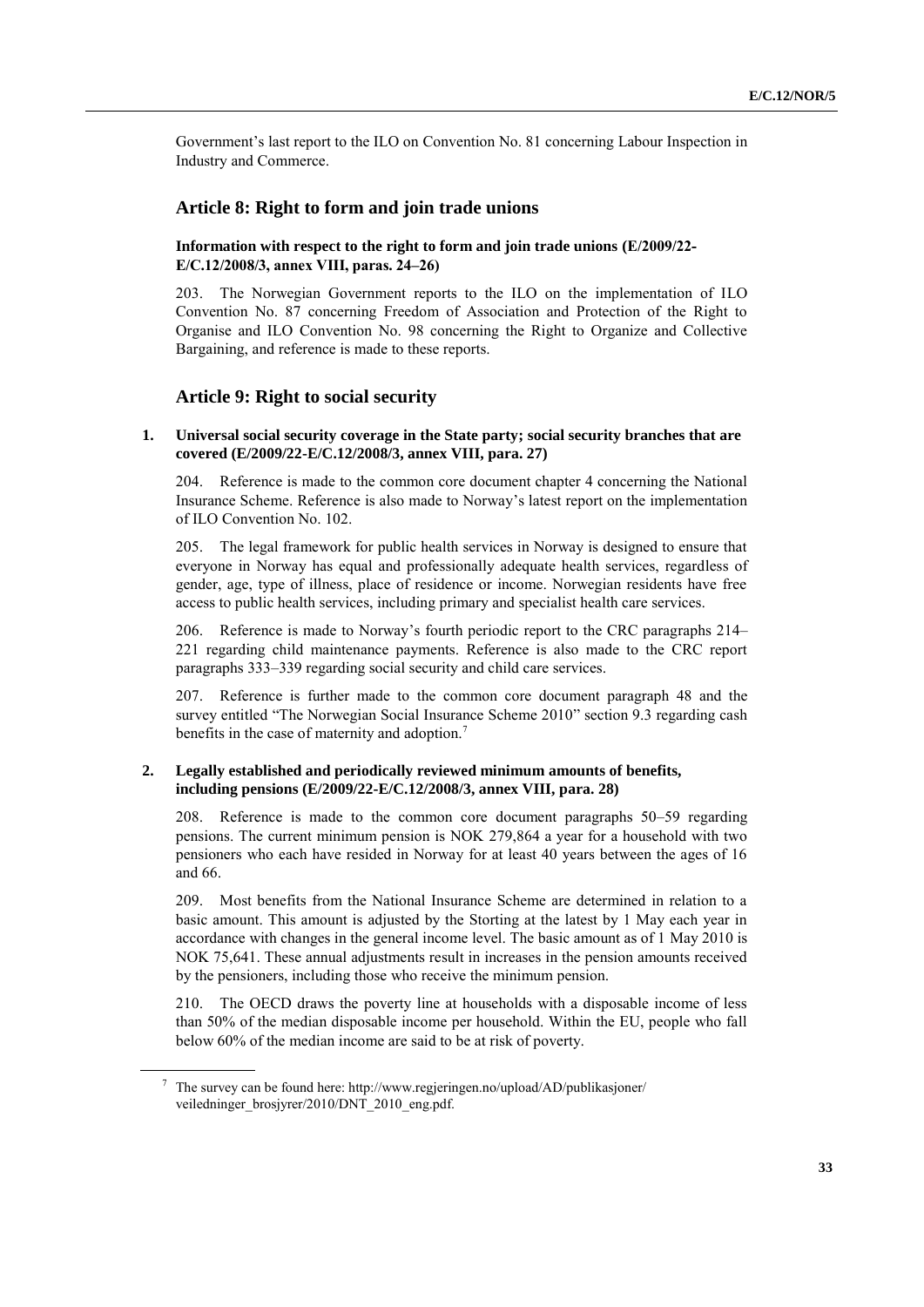Government's last report to the ILO on Convention No. 81 concerning Labour Inspection in Industry and Commerce.

## Article 8: Right to form and join trade unions

### Information with respect to the right to form and join trade unions (E/2009/22-E/C.12/2008/3, annex VIII, paras. 24–26)

203. The Norwegian Government reports to the ILO on the implementation of ILO Convention No. 87 concerning Freedom of Association and Protection of the Right to Organise and ILO Convention No. 98 concerning the Right to Organize and Collective Bargaining, and reference is made to these reports.

## Article 9: Right to social security

### 1. Universal social security coverage in the State party; social security branches that are covered (E/2009/22-E/C.12/2008/3, annex VIII, para. 27)

204. Reference is made to the common core document chapter 4 concerning the National Insurance Scheme. Reference is also made to Norway's latest report on the implementation of ILO Convention No. 102.

205. The legal framework for public health services in Norway is designed to ensure that everyone in Norway has equal and professionally adequate health services, regardless of gender, age, type of illness, place of residence or income. Norwegian residents have free access to public health services, including primary and specialist health care services.

206. Reference is made to Norway's fourth periodic report to the CRC paragraphs 214–221 regarding child maintenance payments. Reference is also made to the CRC report paragraphs 333–339 regarding social security and child care services.

207. Reference is further made to the common core document paragraph 48 and the survey entitled "The Norwegian Social Insurance Scheme 2010" section 9.3 regarding cash benefits in the case of maternity and adoption.[7]

### 2. Legally established and periodically reviewed minimum amounts of benefits, including pensions (E/2009/22-E/C.12/2008/3, annex VIII, para. 28)

208. Reference is made to the common core document paragraphs 50–59 regarding pensions. The current minimum pension is NOK 279,864 a year for a household with two pensioners who each have resided in Norway for at least 40 years between the ages of 16 and 66.

209. Most benefits from the National Insurance Scheme are determined in relation to a basic amount. This amount is adjusted by the Storting at the latest by 1 May each year in accordance with changes in the general income level. The basic amount as of 1 May 2010 is NOK 75,641. These annual adjustments result in increases in the pension amounts received by the pensioners, including those who receive the minimum pension.

210. The OECD draws the poverty line at households with a disposable income of less than 50% of the median disposable income per household. Within the EU, people who fall below 60% of the median income are said to be at risk of poverty.

---

[7] The survey can be found here: http://www.regjeringen.no/upload/AD/publikasjoner/veiledninger_brosjyrer/2010/DNT_2010_eng.pdf.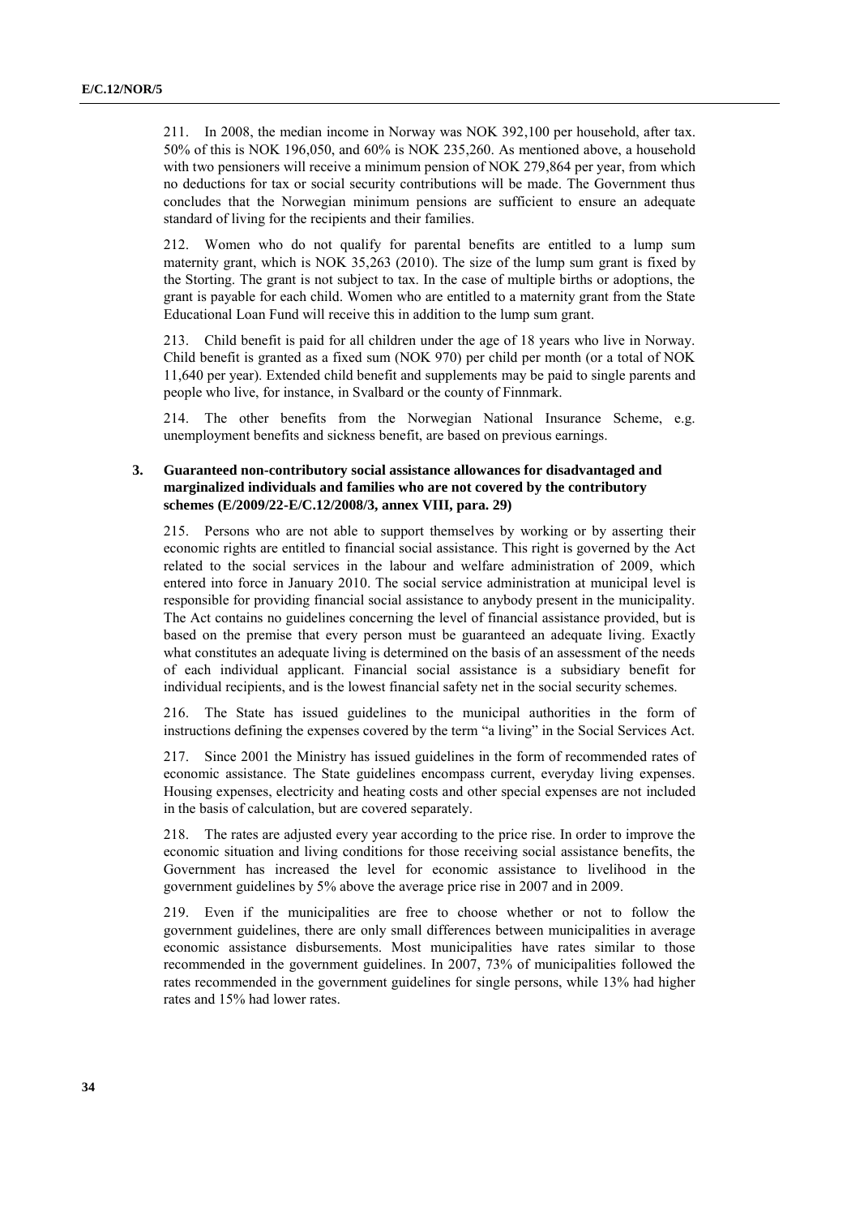211. In 2008, the median income in Norway was NOK 392,100 per household, after tax. 50% of this is NOK 196,050, and 60% is NOK 235,260. As mentioned above, a household with two pensioners will receive a minimum pension of NOK 279,864 per year, from which no deductions for tax or social security contributions will be made. The Government thus concludes that the Norwegian minimum pensions are sufficient to ensure an adequate standard of living for the recipients and their families.

212. Women who do not qualify for parental benefits are entitled to a lump sum maternity grant, which is NOK 35,263 (2010). The size of the lump sum grant is fixed by the Storting. The grant is not subject to tax. In the case of multiple births or adoptions, the grant is payable for each child. Women who are entitled to a maternity grant from the State Educational Loan Fund will receive this in addition to the lump sum grant.

213. Child benefit is paid for all children under the age of 18 years who live in Norway. Child benefit is granted as a fixed sum (NOK 970) per child per month (or a total of NOK 11,640 per year). Extended child benefit and supplements may be paid to single parents and people who live, for instance, in Svalbard or the county of Finnmark.

214. The other benefits from the Norwegian National Insurance Scheme, e.g. unemployment benefits and sickness benefit, are based on previous earnings.

### 3. Guaranteed non-contributory social assistance allowances for disadvantaged and marginalized individuals and families who are not covered by the contributory schemes (E/2009/22-E/C.12/2008/3, annex VIII, para. 29)

215. Persons who are not able to support themselves by working or by asserting their economic rights are entitled to financial social assistance. This right is governed by the Act related to the social services in the labour and welfare administration of 2009, which entered into force in January 2010. The social service administration at municipal level is responsible for providing financial social assistance to anybody present in the municipality. The Act contains no guidelines concerning the level of financial assistance provided, but is based on the premise that every person must be guaranteed an adequate living. Exactly what constitutes an adequate living is determined on the basis of an assessment of the needs of each individual applicant. Financial social assistance is a subsidiary benefit for individual recipients, and is the lowest financial safety net in the social security schemes.

216. The State has issued guidelines to the municipal authorities in the form of instructions defining the expenses covered by the term "a living" in the Social Services Act.

217. Since 2001 the Ministry has issued guidelines in the form of recommended rates of economic assistance. The State guidelines encompass current, everyday living expenses. Housing expenses, electricity and heating costs and other special expenses are not included in the basis of calculation, but are covered separately.

218. The rates are adjusted every year according to the price rise. In order to improve the economic situation and living conditions for those receiving social assistance benefits, the Government has increased the level for economic assistance to livelihood in the government guidelines by 5% above the average price rise in 2007 and in 2009.

219. Even if the municipalities are free to choose whether or not to follow the government guidelines, there are only small differences between municipalities in average economic assistance disbursements. Most municipalities have rates similar to those recommended in the government guidelines. In 2007, 73% of municipalities followed the rates recommended in the government guidelines for single persons, while 13% had higher rates and 15% had lower rates.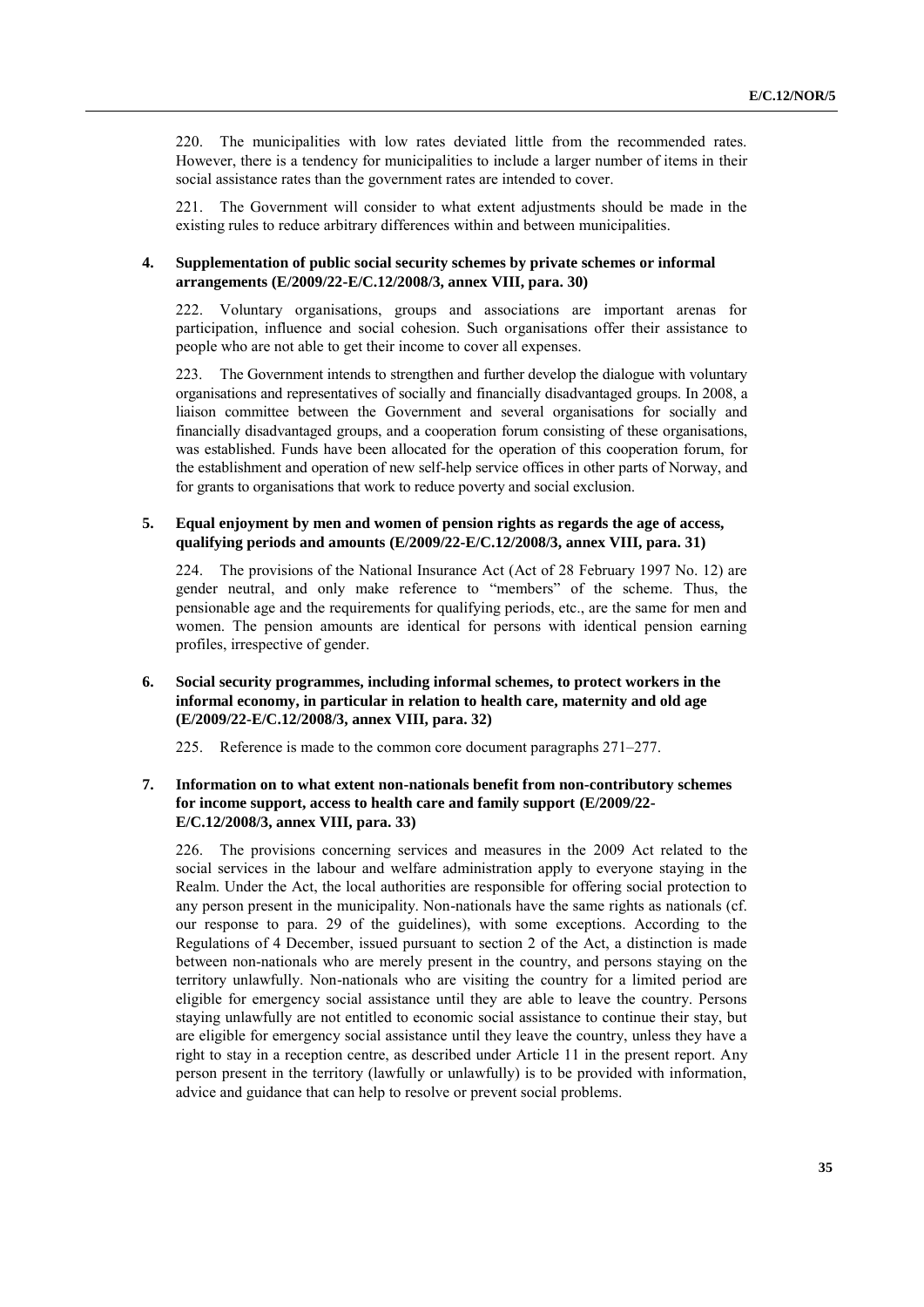220. The municipalities with low rates deviated little from the recommended rates. However, there is a tendency for municipalities to include a larger number of items in their social assistance rates than the government rates are intended to cover.

221. The Government will consider to what extent adjustments should be made in the existing rules to reduce arbitrary differences within and between municipalities.

### 4. Supplementation of public social security schemes by private schemes or informal arrangements (E/2009/22-E/C.12/2008/3, annex VIII, para. 30)

222. Voluntary organisations, groups and associations are important arenas for participation, influence and social cohesion. Such organisations offer their assistance to people who are not able to get their income to cover all expenses.

223. The Government intends to strengthen and further develop the dialogue with voluntary organisations and representatives of socially and financially disadvantaged groups. In 2008, a liaison committee between the Government and several organisations for socially and financially disadvantaged groups, and a cooperation forum consisting of these organisations, was established. Funds have been allocated for the operation of this cooperation forum, for the establishment and operation of new self-help service offices in other parts of Norway, and for grants to organisations that work to reduce poverty and social exclusion.

### 5. Equal enjoyment by men and women of pension rights as regards the age of access, qualifying periods and amounts (E/2009/22-E/C.12/2008/3, annex VIII, para. 31)

224. The provisions of the National Insurance Act (Act of 28 February 1997 No. 12) are gender neutral, and only make reference to "members" of the scheme. Thus, the pensionable age and the requirements for qualifying periods, etc., are the same for men and women. The pension amounts are identical for persons with identical pension earning profiles, irrespective of gender.

### 6. Social security programmes, including informal schemes, to protect workers in the informal economy, in particular in relation to health care, maternity and old age (E/2009/22-E/C.12/2008/3, annex VIII, para. 32)

225. Reference is made to the common core document paragraphs 271–277.

### 7. Information on to what extent non-nationals benefit from non-contributory schemes for income support, access to health care and family support (E/2009/22-E/C.12/2008/3, annex VIII, para. 33)

226. The provisions concerning services and measures in the 2009 Act related to the social services in the labour and welfare administration apply to everyone staying in the Realm. Under the Act, the local authorities are responsible for offering social protection to any person present in the municipality. Non-nationals have the same rights as nationals (cf. our response to para. 29 of the guidelines), with some exceptions. According to the Regulations of 4 December, issued pursuant to section 2 of the Act, a distinction is made between non-nationals who are merely present in the country, and persons staying on the territory unlawfully. Non-nationals who are visiting the country for a limited period are eligible for emergency social assistance until they are able to leave the country. Persons staying unlawfully are not entitled to economic social assistance to continue their stay, but are eligible for emergency social assistance until they leave the country, unless they have a right to stay in a reception centre, as described under Article 11 in the present report. Any person present in the territory (lawfully or unlawfully) is to be provided with information, advice and guidance that can help to resolve or prevent social problems.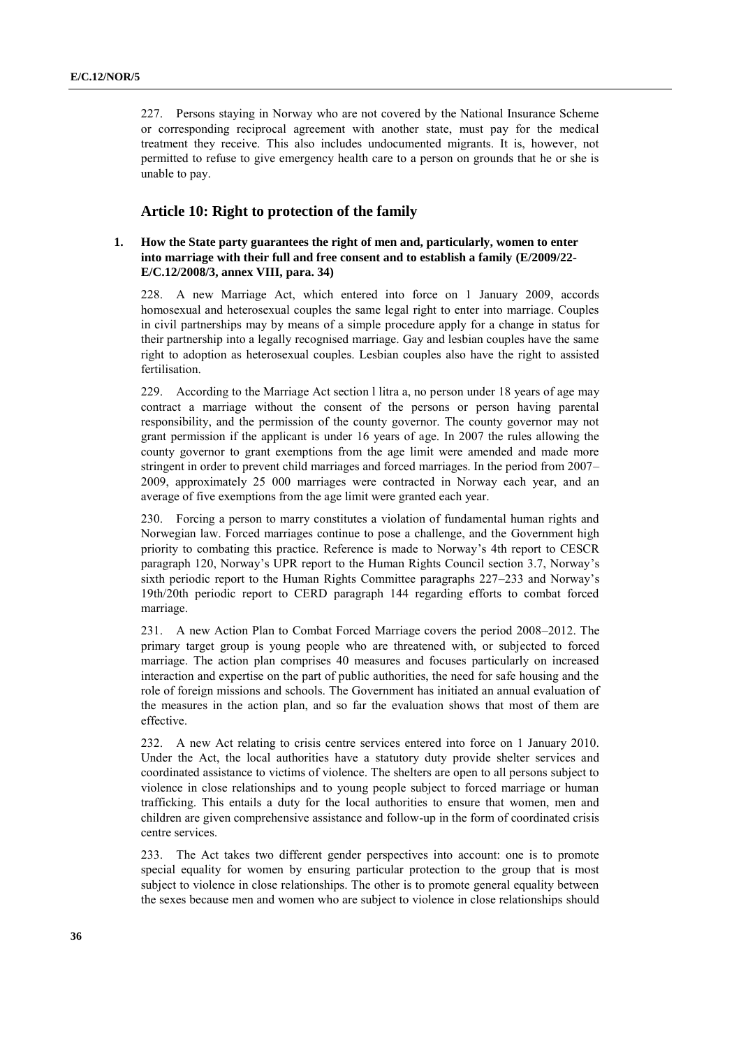227. Persons staying in Norway who are not covered by the National Insurance Scheme or corresponding reciprocal agreement with another state, must pay for the medical treatment they receive. This also includes undocumented migrants. It is, however, not permitted to refuse to give emergency health care to a person on grounds that he or she is unable to pay.

## Article 10: Right to protection of the family

### 1. How the State party guarantees the right of men and, particularly, women to enter into marriage with their full and free consent and to establish a family (E/2009/22-E/C.12/2008/3, annex VIII, para. 34)

228. A new Marriage Act, which entered into force on 1 January 2009, accords homosexual and heterosexual couples the same legal right to enter into marriage. Couples in civil partnerships may by means of a simple procedure apply for a change in status for their partnership into a legally recognised marriage. Gay and lesbian couples have the same right to adoption as heterosexual couples. Lesbian couples also have the right to assisted fertilisation.

229. According to the Marriage Act section l litra a, no person under 18 years of age may contract a marriage without the consent of the persons or person having parental responsibility, and the permission of the county governor. The county governor may not grant permission if the applicant is under 16 years of age. In 2007 the rules allowing the county governor to grant exemptions from the age limit were amended and made more stringent in order to prevent child marriages and forced marriages. In the period from 2007–2009, approximately 25 000 marriages were contracted in Norway each year, and an average of five exemptions from the age limit were granted each year.

230. Forcing a person to marry constitutes a violation of fundamental human rights and Norwegian law. Forced marriages continue to pose a challenge, and the Government high priority to combating this practice. Reference is made to Norway's 4th report to CESCR paragraph 120, Norway's UPR report to the Human Rights Council section 3.7, Norway's sixth periodic report to the Human Rights Committee paragraphs 227–233 and Norway's 19th/20th periodic report to CERD paragraph 144 regarding efforts to combat forced marriage.

231. A new Action Plan to Combat Forced Marriage covers the period 2008–2012. The primary target group is young people who are threatened with, or subjected to forced marriage. The action plan comprises 40 measures and focuses particularly on increased interaction and expertise on the part of public authorities, the need for safe housing and the role of foreign missions and schools. The Government has initiated an annual evaluation of the measures in the action plan, and so far the evaluation shows that most of them are effective.

232. A new Act relating to crisis centre services entered into force on 1 January 2010. Under the Act, the local authorities have a statutory duty provide shelter services and coordinated assistance to victims of violence. The shelters are open to all persons subject to violence in close relationships and to young people subject to forced marriage or human trafficking. This entails a duty for the local authorities to ensure that women, men and children are given comprehensive assistance and follow-up in the form of coordinated crisis centre services.

233. The Act takes two different gender perspectives into account: one is to promote special equality for women by ensuring particular protection to the group that is most subject to violence in close relationships. The other is to promote general equality between the sexes because men and women who are subject to violence in close relationships should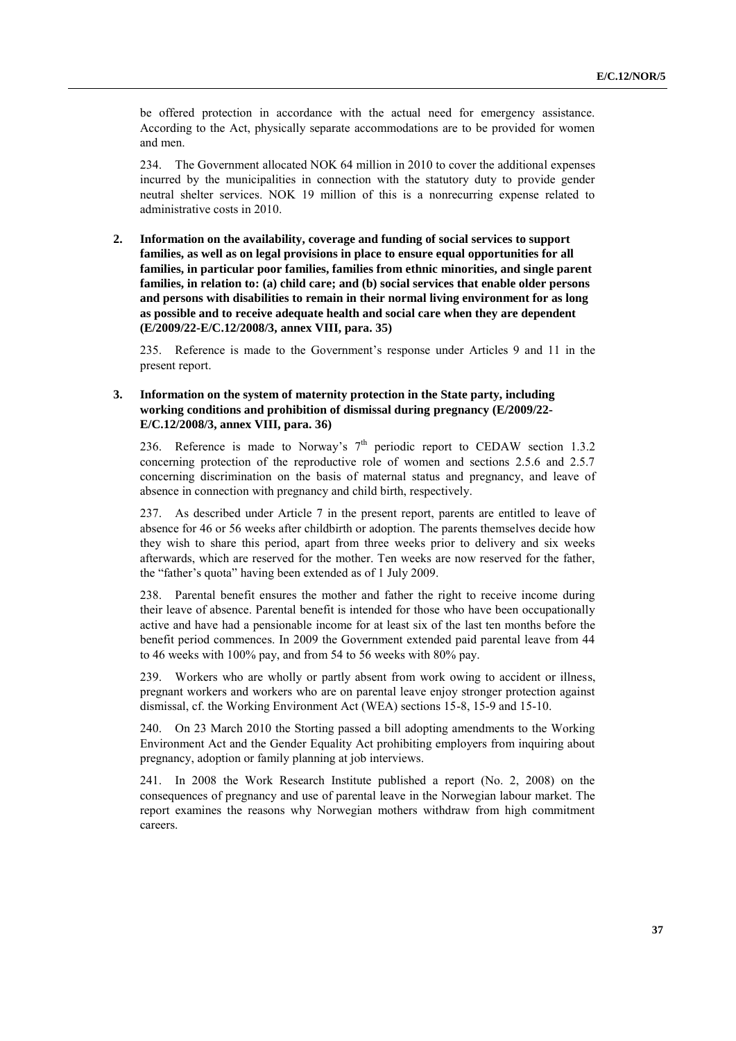be offered protection in accordance with the actual need for emergency assistance. According to the Act, physically separate accommodations are to be provided for women and men.

234. The Government allocated NOK 64 million in 2010 to cover the additional expenses incurred by the municipalities in connection with the statutory duty to provide gender neutral shelter services. NOK 19 million of this is a nonrecurring expense related to administrative costs in 2010.

**2. Information on the availability, coverage and funding of social services to support families, as well as on legal provisions in place to ensure equal opportunities for all families, in particular poor families, families from ethnic minorities, and single parent families, in relation to: (a) child care; and (b) social services that enable older persons and persons with disabilities to remain in their normal living environment for as long as possible and to receive adequate health and social care when they are dependent (E/2009/22-E/C.12/2008/3, annex VIII, para. 35)**

235. Reference is made to the Government's response under Articles 9 and 11 in the present report.

**3. Information on the system of maternity protection in the State party, including working conditions and prohibition of dismissal during pregnancy (E/2009/22-E/C.12/2008/3, annex VIII, para. 36)**

236. Reference is made to Norway's 7th periodic report to CEDAW section 1.3.2 concerning protection of the reproductive role of women and sections 2.5.6 and 2.5.7 concerning discrimination on the basis of maternal status and pregnancy, and leave of absence in connection with pregnancy and child birth, respectively.

237. As described under Article 7 in the present report, parents are entitled to leave of absence for 46 or 56 weeks after childbirth or adoption. The parents themselves decide how they wish to share this period, apart from three weeks prior to delivery and six weeks afterwards, which are reserved for the mother. Ten weeks are now reserved for the father, the "father's quota" having been extended as of 1 July 2009.

238. Parental benefit ensures the mother and father the right to receive income during their leave of absence. Parental benefit is intended for those who have been occupationally active and have had a pensionable income for at least six of the last ten months before the benefit period commences. In 2009 the Government extended paid parental leave from 44 to 46 weeks with 100% pay, and from 54 to 56 weeks with 80% pay.

239. Workers who are wholly or partly absent from work owing to accident or illness, pregnant workers and workers who are on parental leave enjoy stronger protection against dismissal, cf. the Working Environment Act (WEA) sections 15-8, 15-9 and 15-10.

240. On 23 March 2010 the Storting passed a bill adopting amendments to the Working Environment Act and the Gender Equality Act prohibiting employers from inquiring about pregnancy, adoption or family planning at job interviews.

241. In 2008 the Work Research Institute published a report (No. 2, 2008) on the consequences of pregnancy and use of parental leave in the Norwegian labour market. The report examines the reasons why Norwegian mothers withdraw from high commitment careers.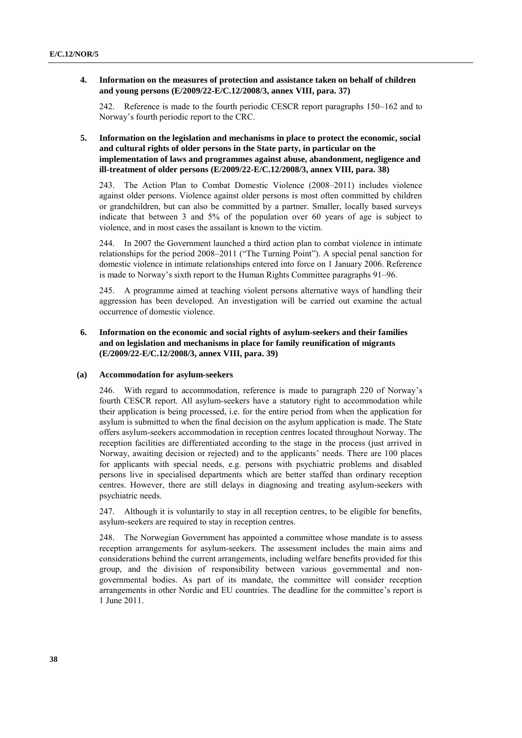### 4. Information on the measures of protection and assistance taken on behalf of children and young persons (E/2009/22-E/C.12/2008/3, annex VIII, para. 37)

242. Reference is made to the fourth periodic CESCR report paragraphs 150–162 and to Norway's fourth periodic report to the CRC.

### 5. Information on the legislation and mechanisms in place to protect the economic, social and cultural rights of older persons in the State party, in particular on the implementation of laws and programmes against abuse, abandonment, negligence and ill-treatment of older persons (E/2009/22-E/C.12/2008/3, annex VIII, para. 38)

243. The Action Plan to Combat Domestic Violence (2008–2011) includes violence against older persons. Violence against older persons is most often committed by children or grandchildren, but can also be committed by a partner. Smaller, locally based surveys indicate that between 3 and 5% of the population over 60 years of age is subject to violence, and in most cases the assailant is known to the victim.

244. In 2007 the Government launched a third action plan to combat violence in intimate relationships for the period 2008–2011 ("The Turning Point"). A special penal sanction for domestic violence in intimate relationships entered into force on 1 January 2006. Reference is made to Norway's sixth report to the Human Rights Committee paragraphs 91–96.

245. A programme aimed at teaching violent persons alternative ways of handling their aggression has been developed. An investigation will be carried out examine the actual occurrence of domestic violence.

### 6. Information on the economic and social rights of asylum-seekers and their families and on legislation and mechanisms in place for family reunification of migrants (E/2009/22-E/C.12/2008/3, annex VIII, para. 39)

#### (a) Accommodation for asylum-seekers

246. With regard to accommodation, reference is made to paragraph 220 of Norway's fourth CESCR report. All asylum-seekers have a statutory right to accommodation while their application is being processed, i.e. for the entire period from when the application for asylum is submitted to when the final decision on the asylum application is made. The State offers asylum-seekers accommodation in reception centres located throughout Norway. The reception facilities are differentiated according to the stage in the process (just arrived in Norway, awaiting decision or rejected) and to the applicants' needs. There are 100 places for applicants with special needs, e.g. persons with psychiatric problems and disabled persons live in specialised departments which are better staffed than ordinary reception centres. However, there are still delays in diagnosing and treating asylum-seekers with psychiatric needs.

247. Although it is voluntarily to stay in all reception centres, to be eligible for benefits, asylum-seekers are required to stay in reception centres.

248. The Norwegian Government has appointed a committee whose mandate is to assess reception arrangements for asylum-seekers. The assessment includes the main aims and considerations behind the current arrangements, including welfare benefits provided for this group, and the division of responsibility between various governmental and non-governmental bodies. As part of its mandate, the committee will consider reception arrangements in other Nordic and EU countries. The deadline for the committee's report is 1 June 2011.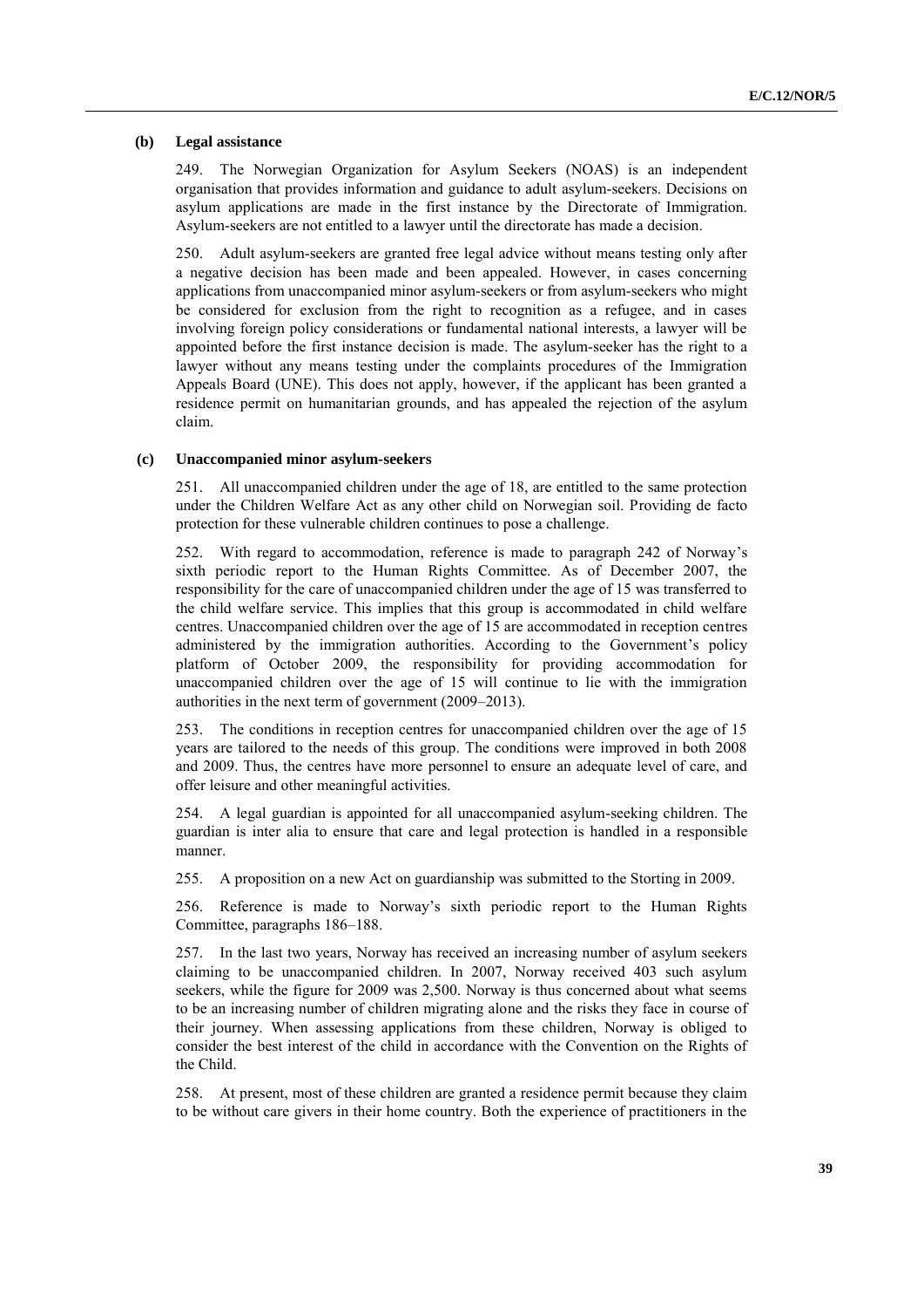### (b) Legal assistance

249. The Norwegian Organization for Asylum Seekers (NOAS) is an independent organisation that provides information and guidance to adult asylum-seekers. Decisions on asylum applications are made in the first instance by the Directorate of Immigration. Asylum-seekers are not entitled to a lawyer until the directorate has made a decision.

250. Adult asylum-seekers are granted free legal advice without means testing only after a negative decision has been made and been appealed. However, in cases concerning applications from unaccompanied minor asylum-seekers or from asylum-seekers who might be considered for exclusion from the right to recognition as a refugee, and in cases involving foreign policy considerations or fundamental national interests, a lawyer will be appointed before the first instance decision is made. The asylum-seeker has the right to a lawyer without any means testing under the complaints procedures of the Immigration Appeals Board (UNE). This does not apply, however, if the applicant has been granted a residence permit on humanitarian grounds, and has appealed the rejection of the asylum claim.

### (c) Unaccompanied minor asylum-seekers

251. All unaccompanied children under the age of 18, are entitled to the same protection under the Children Welfare Act as any other child on Norwegian soil. Providing de facto protection for these vulnerable children continues to pose a challenge.

252. With regard to accommodation, reference is made to paragraph 242 of Norway's sixth periodic report to the Human Rights Committee. As of December 2007, the responsibility for the care of unaccompanied children under the age of 15 was transferred to the child welfare service. This implies that this group is accommodated in child welfare centres. Unaccompanied children over the age of 15 are accommodated in reception centres administered by the immigration authorities. According to the Government's policy platform of October 2009, the responsibility for providing accommodation for unaccompanied children over the age of 15 will continue to lie with the immigration authorities in the next term of government (2009–2013).

253. The conditions in reception centres for unaccompanied children over the age of 15 years are tailored to the needs of this group. The conditions were improved in both 2008 and 2009. Thus, the centres have more personnel to ensure an adequate level of care, and offer leisure and other meaningful activities.

254. A legal guardian is appointed for all unaccompanied asylum-seeking children. The guardian is inter alia to ensure that care and legal protection is handled in a responsible manner.

255. A proposition on a new Act on guardianship was submitted to the Storting in 2009.

256. Reference is made to Norway's sixth periodic report to the Human Rights Committee, paragraphs 186–188.

257. In the last two years, Norway has received an increasing number of asylum seekers claiming to be unaccompanied children. In 2007, Norway received 403 such asylum seekers, while the figure for 2009 was 2,500. Norway is thus concerned about what seems to be an increasing number of children migrating alone and the risks they face in course of their journey. When assessing applications from these children, Norway is obliged to consider the best interest of the child in accordance with the Convention on the Rights of the Child.

258. At present, most of these children are granted a residence permit because they claim to be without care givers in their home country. Both the experience of practitioners in the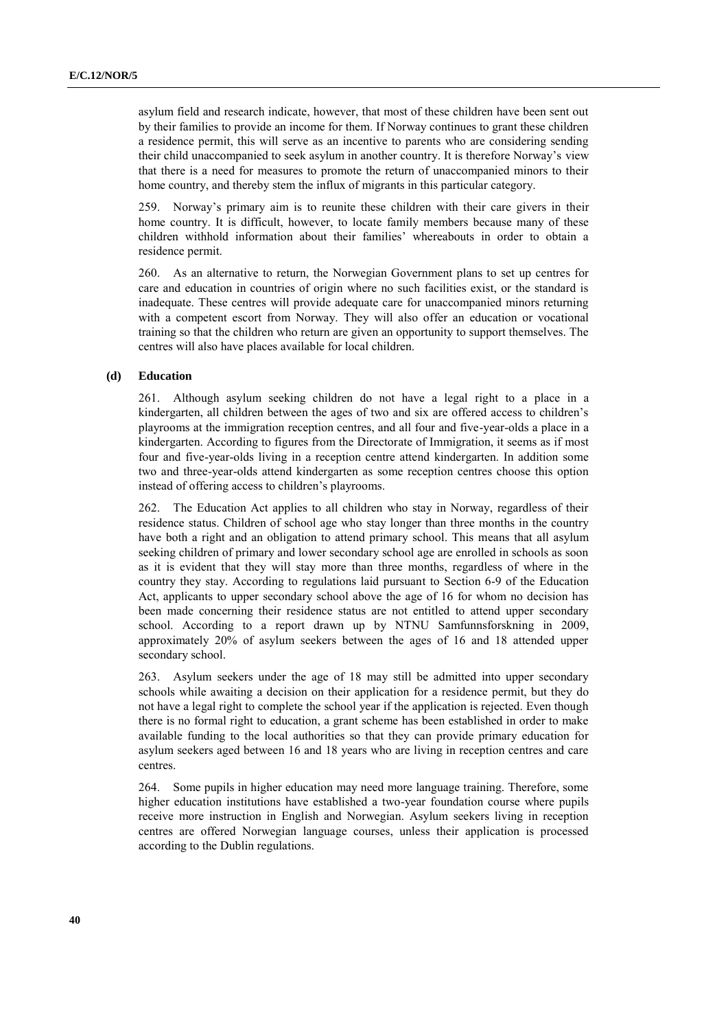asylum field and research indicate, however, that most of these children have been sent out by their families to provide an income for them. If Norway continues to grant these children a residence permit, this will serve as an incentive to parents who are considering sending their child unaccompanied to seek asylum in another country. It is therefore Norway's view that there is a need for measures to promote the return of unaccompanied minors to their home country, and thereby stem the influx of migrants in this particular category.

259. Norway's primary aim is to reunite these children with their care givers in their home country. It is difficult, however, to locate family members because many of these children withhold information about their families' whereabouts in order to obtain a residence permit.

260. As an alternative to return, the Norwegian Government plans to set up centres for care and education in countries of origin where no such facilities exist, or the standard is inadequate. These centres will provide adequate care for unaccompanied minors returning with a competent escort from Norway. They will also offer an education or vocational training so that the children who return are given an opportunity to support themselves. The centres will also have places available for local children.

### (d) Education

261. Although asylum seeking children do not have a legal right to a place in a kindergarten, all children between the ages of two and six are offered access to children's playrooms at the immigration reception centres, and all four and five-year-olds a place in a kindergarten. According to figures from the Directorate of Immigration, it seems as if most four and five-year-olds living in a reception centre attend kindergarten. In addition some two and three-year-olds attend kindergarten as some reception centres choose this option instead of offering access to children's playrooms.

262. The Education Act applies to all children who stay in Norway, regardless of their residence status. Children of school age who stay longer than three months in the country have both a right and an obligation to attend primary school. This means that all asylum seeking children of primary and lower secondary school age are enrolled in schools as soon as it is evident that they will stay more than three months, regardless of where in the country they stay. According to regulations laid pursuant to Section 6-9 of the Education Act, applicants to upper secondary school above the age of 16 for whom no decision has been made concerning their residence status are not entitled to attend upper secondary school. According to a report drawn up by NTNU Samfunnsforskning in 2009, approximately 20% of asylum seekers between the ages of 16 and 18 attended upper secondary school.

263. Asylum seekers under the age of 18 may still be admitted into upper secondary schools while awaiting a decision on their application for a residence permit, but they do not have a legal right to complete the school year if the application is rejected. Even though there is no formal right to education, a grant scheme has been established in order to make available funding to the local authorities so that they can provide primary education for asylum seekers aged between 16 and 18 years who are living in reception centres and care centres.

264. Some pupils in higher education may need more language training. Therefore, some higher education institutions have established a two-year foundation course where pupils receive more instruction in English and Norwegian. Asylum seekers living in reception centres are offered Norwegian language courses, unless their application is processed according to the Dublin regulations.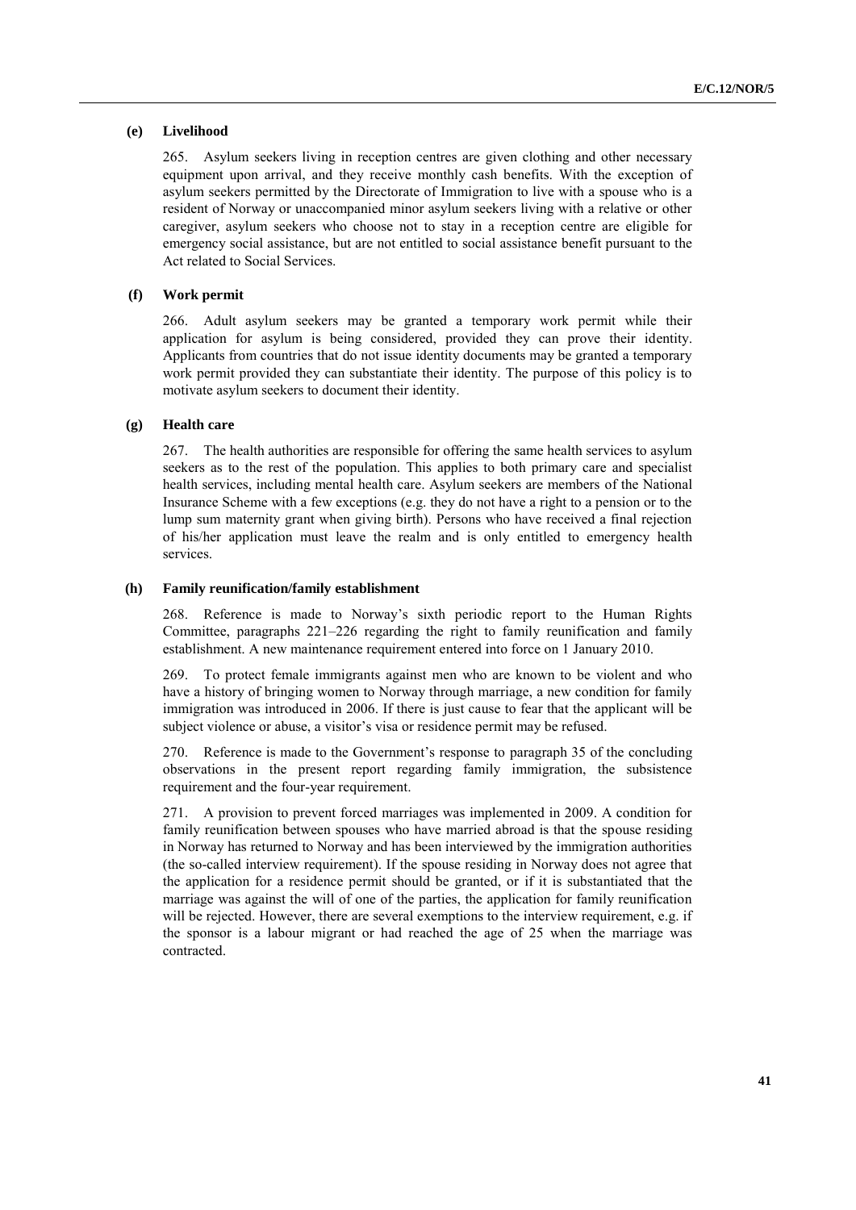### (e) Livelihood

265. Asylum seekers living in reception centres are given clothing and other necessary equipment upon arrival, and they receive monthly cash benefits. With the exception of asylum seekers permitted by the Directorate of Immigration to live with a spouse who is a resident of Norway or unaccompanied minor asylum seekers living with a relative or other caregiver, asylum seekers who choose not to stay in a reception centre are eligible for emergency social assistance, but are not entitled to social assistance benefit pursuant to the Act related to Social Services.

### (f) Work permit

266. Adult asylum seekers may be granted a temporary work permit while their application for asylum is being considered, provided they can prove their identity. Applicants from countries that do not issue identity documents may be granted a temporary work permit provided they can substantiate their identity. The purpose of this policy is to motivate asylum seekers to document their identity.

### (g) Health care

267. The health authorities are responsible for offering the same health services to asylum seekers as to the rest of the population. This applies to both primary care and specialist health services, including mental health care. Asylum seekers are members of the National Insurance Scheme with a few exceptions (e.g. they do not have a right to a pension or to the lump sum maternity grant when giving birth). Persons who have received a final rejection of his/her application must leave the realm and is only entitled to emergency health services.

### (h) Family reunification/family establishment

268. Reference is made to Norway's sixth periodic report to the Human Rights Committee, paragraphs 221–226 regarding the right to family reunification and family establishment. A new maintenance requirement entered into force on 1 January 2010.

269. To protect female immigrants against men who are known to be violent and who have a history of bringing women to Norway through marriage, a new condition for family immigration was introduced in 2006. If there is just cause to fear that the applicant will be subject violence or abuse, a visitor's visa or residence permit may be refused.

270. Reference is made to the Government's response to paragraph 35 of the concluding observations in the present report regarding family immigration, the subsistence requirement and the four-year requirement.

271. A provision to prevent forced marriages was implemented in 2009. A condition for family reunification between spouses who have married abroad is that the spouse residing in Norway has returned to Norway and has been interviewed by the immigration authorities (the so-called interview requirement). If the spouse residing in Norway does not agree that the application for a residence permit should be granted, or if it is substantiated that the marriage was against the will of one of the parties, the application for family reunification will be rejected. However, there are several exemptions to the interview requirement, e.g. if the sponsor is a labour migrant or had reached the age of 25 when the marriage was contracted.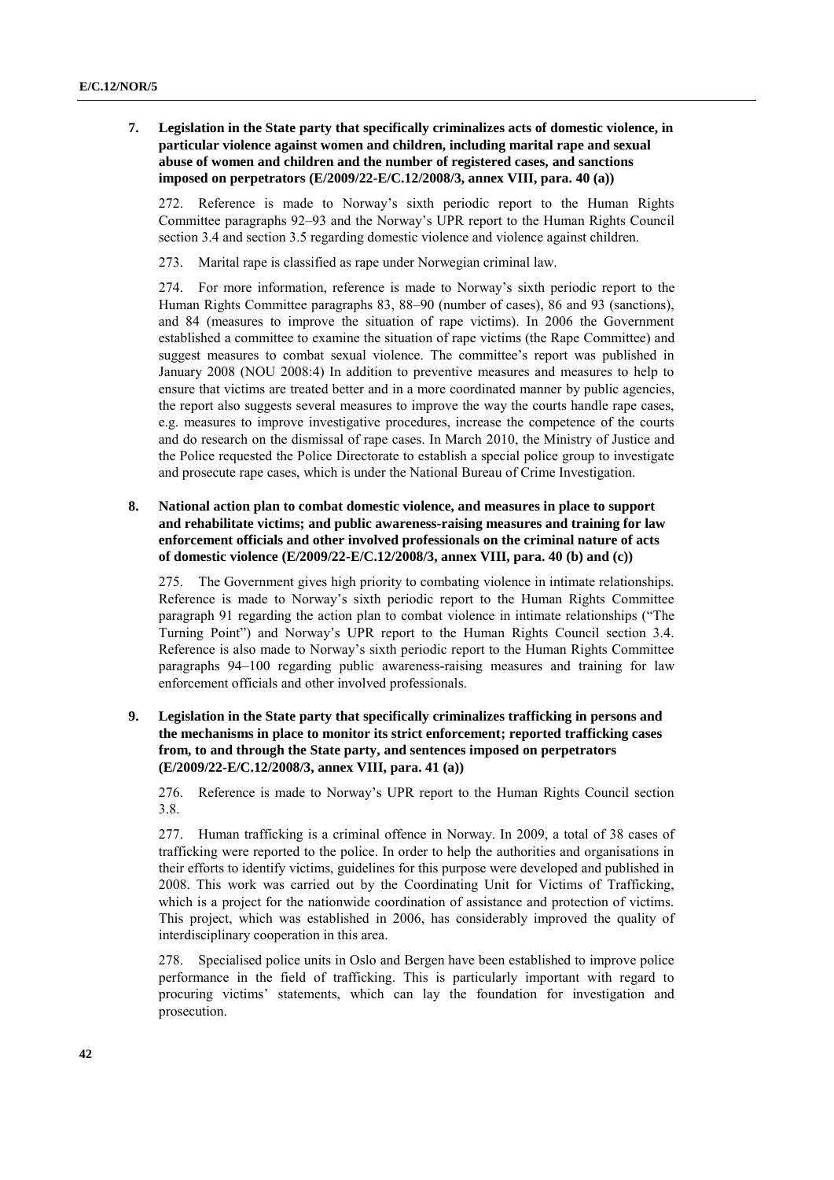**7. Legislation in the State party that specifically criminalizes acts of domestic violence, in particular violence against women and children, including marital rape and sexual abuse of women and children and the number of registered cases, and sanctions imposed on perpetrators (E/2009/22-E/C.12/2008/3, annex VIII, para. 40 (a))**

272. Reference is made to Norway's sixth periodic report to the Human Rights Committee paragraphs 92–93 and the Norway's UPR report to the Human Rights Council section 3.4 and section 3.5 regarding domestic violence and violence against children.

273. Marital rape is classified as rape under Norwegian criminal law.

274. For more information, reference is made to Norway's sixth periodic report to the Human Rights Committee paragraphs 83, 88–90 (number of cases), 86 and 93 (sanctions), and 84 (measures to improve the situation of rape victims). In 2006 the Government established a committee to examine the situation of rape victims (the Rape Committee) and suggest measures to combat sexual violence. The committee's report was published in January 2008 (NOU 2008:4) In addition to preventive measures and measures to help to ensure that victims are treated better and in a more coordinated manner by public agencies, the report also suggests several measures to improve the way the courts handle rape cases, e.g. measures to improve investigative procedures, increase the competence of the courts and do research on the dismissal of rape cases. In March 2010, the Ministry of Justice and the Police requested the Police Directorate to establish a special police group to investigate and prosecute rape cases, which is under the National Bureau of Crime Investigation.

**8. National action plan to combat domestic violence, and measures in place to support and rehabilitate victims; and public awareness-raising measures and training for law enforcement officials and other involved professionals on the criminal nature of acts of domestic violence (E/2009/22-E/C.12/2008/3, annex VIII, para. 40 (b) and (c))**

275. The Government gives high priority to combating violence in intimate relationships. Reference is made to Norway's sixth periodic report to the Human Rights Committee paragraph 91 regarding the action plan to combat violence in intimate relationships ("The Turning Point") and Norway's UPR report to the Human Rights Council section 3.4. Reference is also made to Norway's sixth periodic report to the Human Rights Committee paragraphs 94–100 regarding public awareness-raising measures and training for law enforcement officials and other involved professionals.

**9. Legislation in the State party that specifically criminalizes trafficking in persons and the mechanisms in place to monitor its strict enforcement; reported trafficking cases from, to and through the State party, and sentences imposed on perpetrators (E/2009/22-E/C.12/2008/3, annex VIII, para. 41 (a))**

276. Reference is made to Norway's UPR report to the Human Rights Council section 3.8.

277. Human trafficking is a criminal offence in Norway. In 2009, a total of 38 cases of trafficking were reported to the police. In order to help the authorities and organisations in their efforts to identify victims, guidelines for this purpose were developed and published in 2008. This work was carried out by the Coordinating Unit for Victims of Trafficking, which is a project for the nationwide coordination of assistance and protection of victims. This project, which was established in 2006, has considerably improved the quality of interdisciplinary cooperation in this area.

278. Specialised police units in Oslo and Bergen have been established to improve police performance in the field of trafficking. This is particularly important with regard to procuring victims' statements, which can lay the foundation for investigation and prosecution.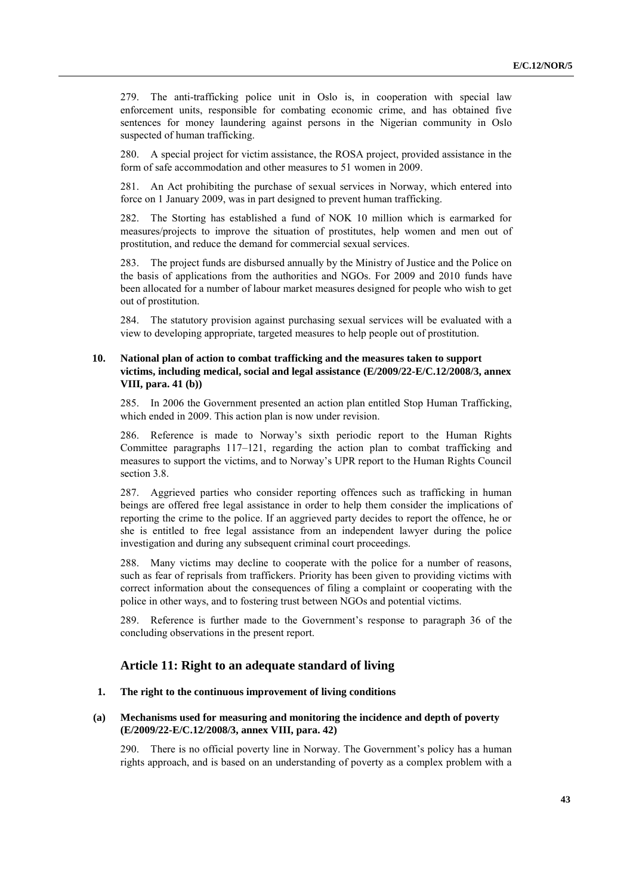279. The anti-trafficking police unit in Oslo is, in cooperation with special law enforcement units, responsible for combating economic crime, and has obtained five sentences for money laundering against persons in the Nigerian community in Oslo suspected of human trafficking.

280. A special project for victim assistance, the ROSA project, provided assistance in the form of safe accommodation and other measures to 51 women in 2009.

281. An Act prohibiting the purchase of sexual services in Norway, which entered into force on 1 January 2009, was in part designed to prevent human trafficking.

282. The Storting has established a fund of NOK 10 million which is earmarked for measures/projects to improve the situation of prostitutes, help women and men out of prostitution, and reduce the demand for commercial sexual services.

283. The project funds are disbursed annually by the Ministry of Justice and the Police on the basis of applications from the authorities and NGOs. For 2009 and 2010 funds have been allocated for a number of labour market measures designed for people who wish to get out of prostitution.

284. The statutory provision against purchasing sexual services will be evaluated with a view to developing appropriate, targeted measures to help people out of prostitution.

### 10. National plan of action to combat trafficking and the measures taken to support victims, including medical, social and legal assistance (E/2009/22-E/C.12/2008/3, annex VIII, para. 41 (b))

285. In 2006 the Government presented an action plan entitled Stop Human Trafficking, which ended in 2009. This action plan is now under revision.

286. Reference is made to Norway's sixth periodic report to the Human Rights Committee paragraphs 117–121, regarding the action plan to combat trafficking and measures to support the victims, and to Norway's UPR report to the Human Rights Council section 3.8.

287. Aggrieved parties who consider reporting offences such as trafficking in human beings are offered free legal assistance in order to help them consider the implications of reporting the crime to the police. If an aggrieved party decides to report the offence, he or she is entitled to free legal assistance from an independent lawyer during the police investigation and during any subsequent criminal court proceedings.

288. Many victims may decline to cooperate with the police for a number of reasons, such as fear of reprisals from traffickers. Priority has been given to providing victims with correct information about the consequences of filing a complaint or cooperating with the police in other ways, and to fostering trust between NGOs and potential victims.

289. Reference is further made to the Government's response to paragraph 36 of the concluding observations in the present report.

## Article 11: Right to an adequate standard of living

### 1. The right to the continuous improvement of living conditions

### (a) Mechanisms used for measuring and monitoring the incidence and depth of poverty (E/2009/22-E/C.12/2008/3, annex VIII, para. 42)

290. There is no official poverty line in Norway. The Government's policy has a human rights approach, and is based on an understanding of poverty as a complex problem with a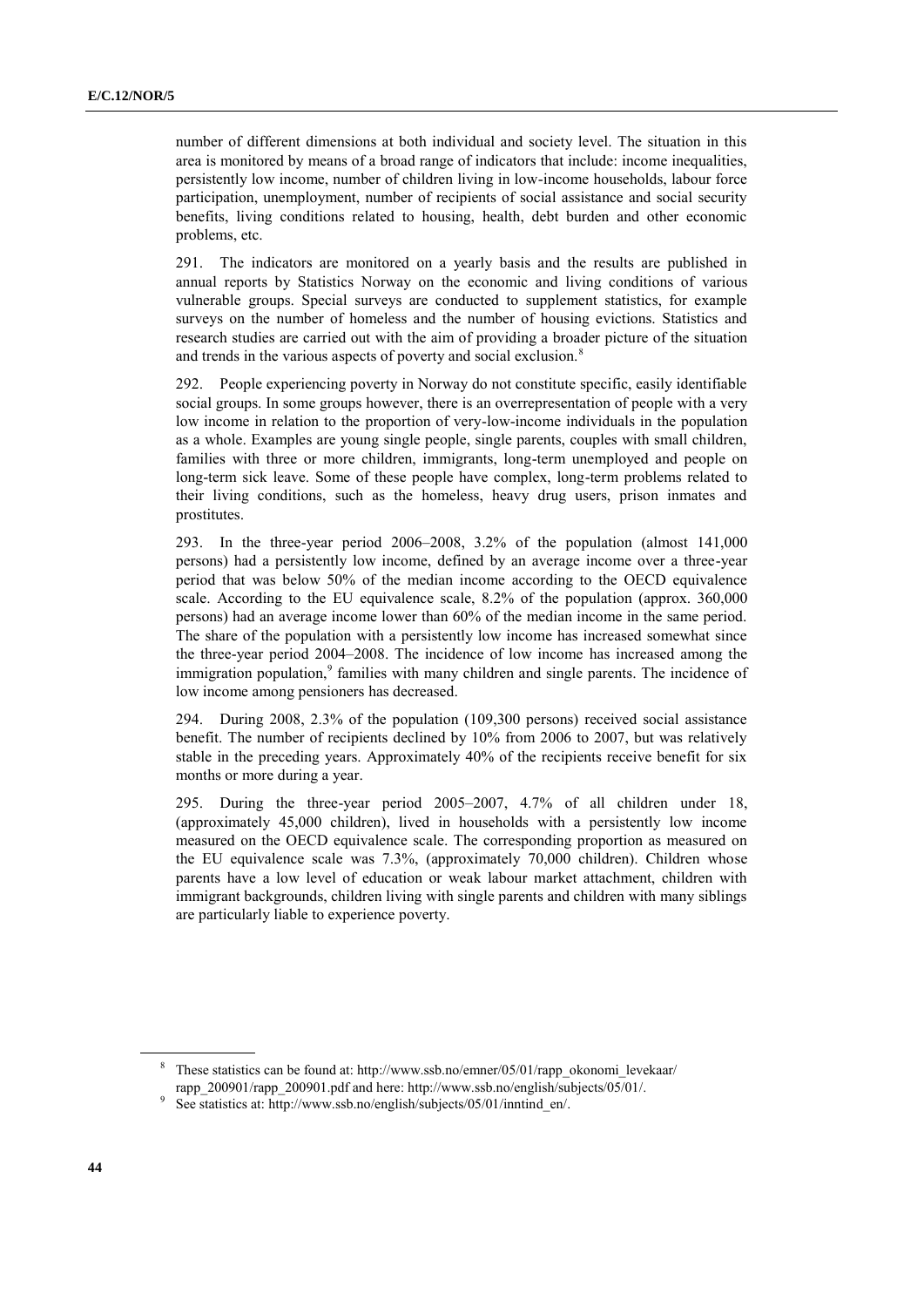number of different dimensions at both individual and society level. The situation in this area is monitored by means of a broad range of indicators that include: income inequalities, persistently low income, number of children living in low-income households, labour force participation, unemployment, number of recipients of social assistance and social security benefits, living conditions related to housing, health, debt burden and other economic problems, etc.

291. The indicators are monitored on a yearly basis and the results are published in annual reports by Statistics Norway on the economic and living conditions of various vulnerable groups. Special surveys are conducted to supplement statistics, for example surveys on the number of homeless and the number of housing evictions. Statistics and research studies are carried out with the aim of providing a broader picture of the situation and trends in the various aspects of poverty and social exclusion.[8]

292. People experiencing poverty in Norway do not constitute specific, easily identifiable social groups. In some groups however, there is an overrepresentation of people with a very low income in relation to the proportion of very-low-income individuals in the population as a whole. Examples are young single people, single parents, couples with small children, families with three or more children, immigrants, long-term unemployed and people on long-term sick leave. Some of these people have complex, long-term problems related to their living conditions, such as the homeless, heavy drug users, prison inmates and prostitutes.

293. In the three-year period 2006–2008, 3.2% of the population (almost 141,000 persons) had a persistently low income, defined by an average income over a three-year period that was below 50% of the median income according to the OECD equivalence scale. According to the EU equivalence scale, 8.2% of the population (approx. 360,000 persons) had an average income lower than 60% of the median income in the same period. The share of the population with a persistently low income has increased somewhat since the three-year period 2004–2008. The incidence of low income has increased among the immigration population,[9] families with many children and single parents. The incidence of low income among pensioners has decreased.

294. During 2008, 2.3% of the population (109,300 persons) received social assistance benefit. The number of recipients declined by 10% from 2006 to 2007, but was relatively stable in the preceding years. Approximately 40% of the recipients receive benefit for six months or more during a year.

295. During the three-year period 2005–2007, 4.7% of all children under 18, (approximately 45,000 children), lived in households with a persistently low income measured on the OECD equivalence scale. The corresponding proportion as measured on the EU equivalence scale was 7.3%, (approximately 70,000 children). Children whose parents have a low level of education or weak labour market attachment, children with immigrant backgrounds, children living with single parents and children with many siblings are particularly liable to experience poverty.

---

[8] These statistics can be found at: http://www.ssb.no/emner/05/01/rapp_okonomi_levekaar/rapp_200901/rapp_200901.pdf and here: http://www.ssb.no/english/subjects/05/01/.

[9] See statistics at: http://www.ssb.no/english/subjects/05/01/inntind_en/.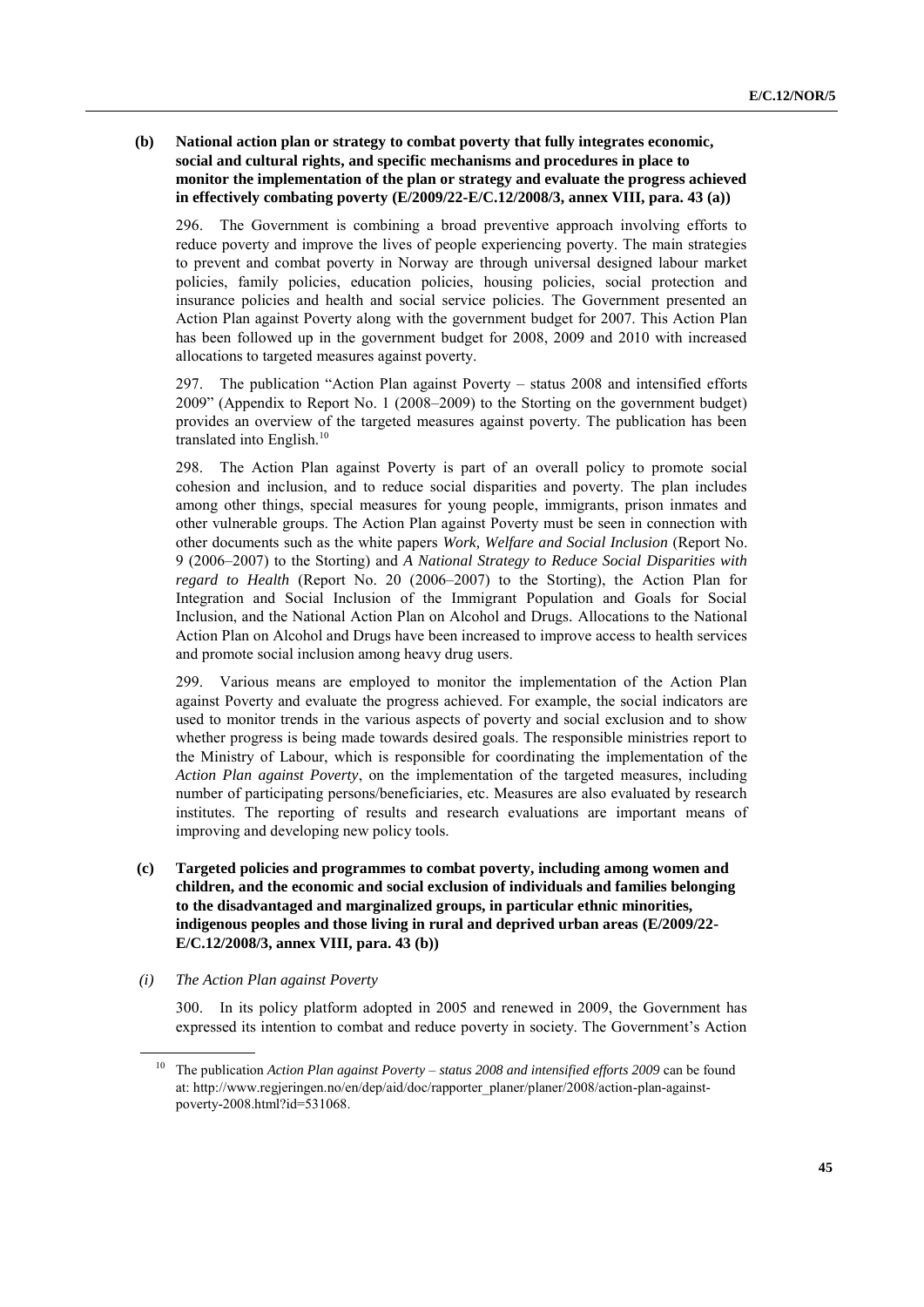**(b) National action plan or strategy to combat poverty that fully integrates economic, social and cultural rights, and specific mechanisms and procedures in place to monitor the implementation of the plan or strategy and evaluate the progress achieved in effectively combating poverty (E/2009/22-E/C.12/2008/3, annex VIII, para. 43 (a))**

296. The Government is combining a broad preventive approach involving efforts to reduce poverty and improve the lives of people experiencing poverty. The main strategies to prevent and combat poverty in Norway are through universal designed labour market policies, family policies, education policies, housing policies, social protection and insurance policies and health and social service policies. The Government presented an Action Plan against Poverty along with the government budget for 2007. This Action Plan has been followed up in the government budget for 2008, 2009 and 2010 with increased allocations to targeted measures against poverty.

297. The publication "Action Plan against Poverty – status 2008 and intensified efforts 2009" (Appendix to Report No. 1 (2008–2009) to the Storting on the government budget) provides an overview of the targeted measures against poverty. The publication has been translated into English.[10]

298. The Action Plan against Poverty is part of an overall policy to promote social cohesion and inclusion, and to reduce social disparities and poverty. The plan includes among other things, special measures for young people, immigrants, prison inmates and other vulnerable groups. The Action Plan against Poverty must be seen in connection with other documents such as the white papers *Work, Welfare and Social Inclusion* (Report No. 9 (2006–2007) to the Storting) and *A National Strategy to Reduce Social Disparities with regard to Health* (Report No. 20 (2006–2007) to the Storting), the Action Plan for Integration and Social Inclusion of the Immigrant Population and Goals for Social Inclusion, and the National Action Plan on Alcohol and Drugs. Allocations to the National Action Plan on Alcohol and Drugs have been increased to improve access to health services and promote social inclusion among heavy drug users.

299. Various means are employed to monitor the implementation of the Action Plan against Poverty and evaluate the progress achieved. For example, the social indicators are used to monitor trends in the various aspects of poverty and social exclusion and to show whether progress is being made towards desired goals. The responsible ministries report to the Ministry of Labour, which is responsible for coordinating the implementation of the *Action Plan against Poverty*, on the implementation of the targeted measures, including number of participating persons/beneficiaries, etc. Measures are also evaluated by research institutes. The reporting of results and research evaluations are important means of improving and developing new policy tools.

**(c) Targeted policies and programmes to combat poverty, including among women and children, and the economic and social exclusion of individuals and families belonging to the disadvantaged and marginalized groups, in particular ethnic minorities, indigenous peoples and those living in rural and deprived urban areas (E/2009/22-E/C.12/2008/3, annex VIII, para. 43 (b))**

*(i) The Action Plan against Poverty*

300. In its policy platform adopted in 2005 and renewed in 2009, the Government has expressed its intention to combat and reduce poverty in society. The Government's Action

[10] The publication *Action Plan against Poverty – status 2008 and intensified efforts 2009* can be found at: http://www.regjeringen.no/en/dep/aid/doc/rapporter_planer/planer/2008/action-plan-against-poverty-2008.html?id=531068.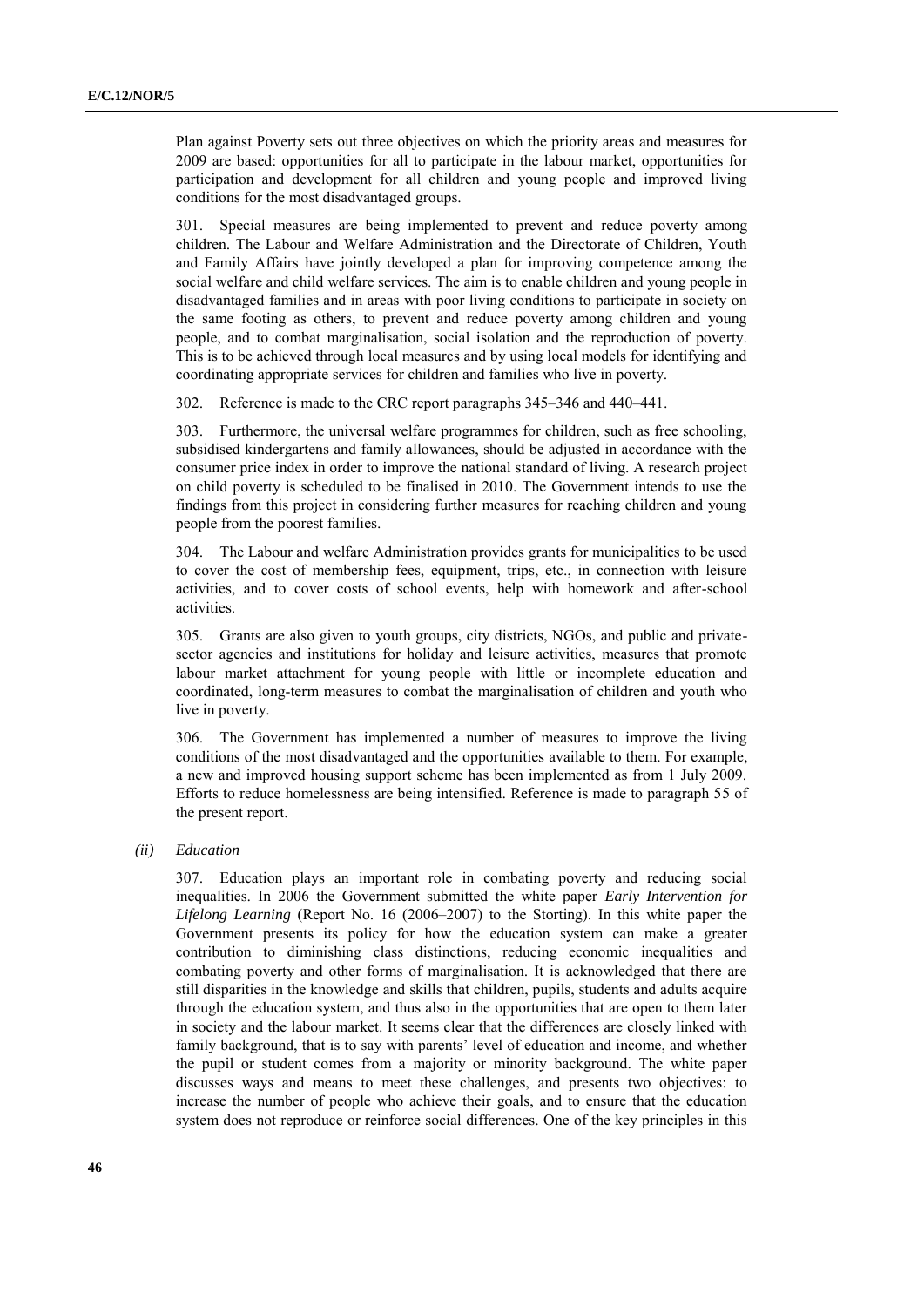Plan against Poverty sets out three objectives on which the priority areas and measures for 2009 are based: opportunities for all to participate in the labour market, opportunities for participation and development for all children and young people and improved living conditions for the most disadvantaged groups.

301. Special measures are being implemented to prevent and reduce poverty among children. The Labour and Welfare Administration and the Directorate of Children, Youth and Family Affairs have jointly developed a plan for improving competence among the social welfare and child welfare services. The aim is to enable children and young people in disadvantaged families and in areas with poor living conditions to participate in society on the same footing as others, to prevent and reduce poverty among children and young people, and to combat marginalisation, social isolation and the reproduction of poverty. This is to be achieved through local measures and by using local models for identifying and coordinating appropriate services for children and families who live in poverty.

302. Reference is made to the CRC report paragraphs 345–346 and 440–441.

303. Furthermore, the universal welfare programmes for children, such as free schooling, subsidised kindergartens and family allowances, should be adjusted in accordance with the consumer price index in order to improve the national standard of living. A research project on child poverty is scheduled to be finalised in 2010. The Government intends to use the findings from this project in considering further measures for reaching children and young people from the poorest families.

304. The Labour and welfare Administration provides grants for municipalities to be used to cover the cost of membership fees, equipment, trips, etc., in connection with leisure activities, and to cover costs of school events, help with homework and after-school activities.

305. Grants are also given to youth groups, city districts, NGOs, and public and private-sector agencies and institutions for holiday and leisure activities, measures that promote labour market attachment for young people with little or incomplete education and coordinated, long-term measures to combat the marginalisation of children and youth who live in poverty.

306. The Government has implemented a number of measures to improve the living conditions of the most disadvantaged and the opportunities available to them. For example, a new and improved housing support scheme has been implemented as from 1 July 2009. Efforts to reduce homelessness are being intensified. Reference is made to paragraph 55 of the present report.

*(ii) Education*

307. Education plays an important role in combating poverty and reducing social inequalities. In 2006 the Government submitted the white paper *Early Intervention for Lifelong Learning* (Report No. 16 (2006–2007) to the Storting). In this white paper the Government presents its policy for how the education system can make a greater contribution to diminishing class distinctions, reducing economic inequalities and combating poverty and other forms of marginalisation. It is acknowledged that there are still disparities in the knowledge and skills that children, pupils, students and adults acquire through the education system, and thus also in the opportunities that are open to them later in society and the labour market. It seems clear that the differences are closely linked with family background, that is to say with parents' level of education and income, and whether the pupil or student comes from a majority or minority background. The white paper discusses ways and means to meet these challenges, and presents two objectives: to increase the number of people who achieve their goals, and to ensure that the education system does not reproduce or reinforce social differences. One of the key principles in this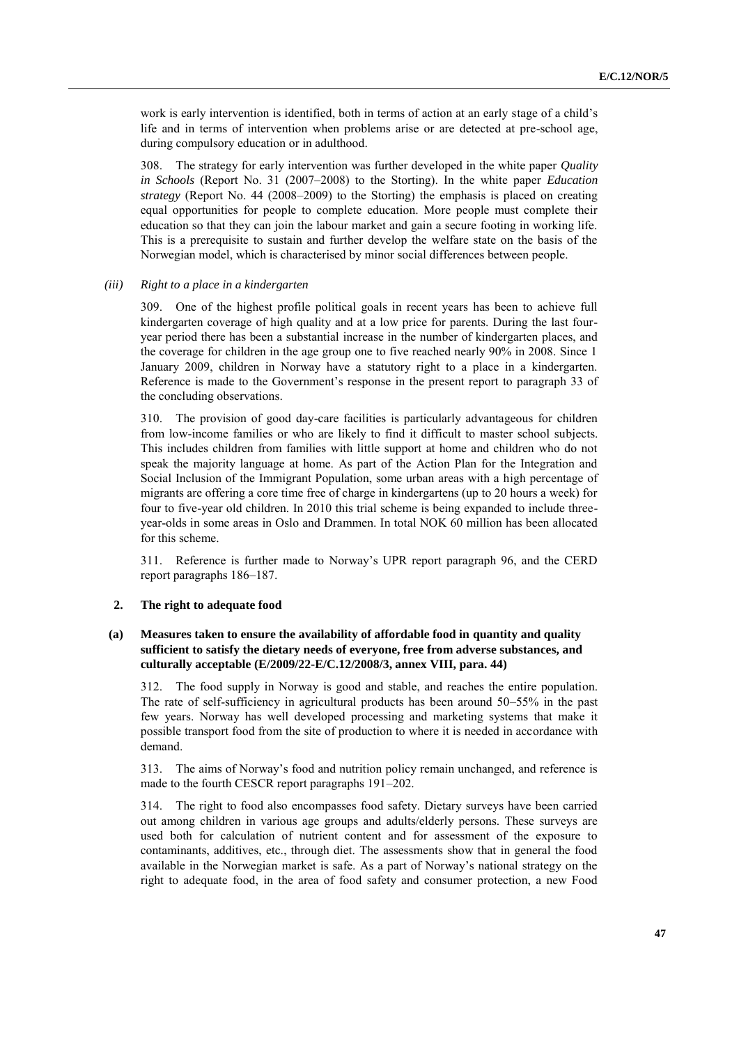work is early intervention is identified, both in terms of action at an early stage of a child's life and in terms of intervention when problems arise or are detected at pre-school age, during compulsory education or in adulthood.

308. The strategy for early intervention was further developed in the white paper *Quality in Schools* (Report No. 31 (2007–2008) to the Storting). In the white paper *Education strategy* (Report No. 44 (2008–2009) to the Storting) the emphasis is placed on creating equal opportunities for people to complete education. More people must complete their education so that they can join the labour market and gain a secure footing in working life. This is a prerequisite to sustain and further develop the welfare state on the basis of the Norwegian model, which is characterised by minor social differences between people.

*(iii) Right to a place in a kindergarten*

309. One of the highest profile political goals in recent years has been to achieve full kindergarten coverage of high quality and at a low price for parents. During the last four-year period there has been a substantial increase in the number of kindergarten places, and the coverage for children in the age group one to five reached nearly 90% in 2008. Since 1 January 2009, children in Norway have a statutory right to a place in a kindergarten. Reference is made to the Government's response in the present report to paragraph 33 of the concluding observations.

310. The provision of good day-care facilities is particularly advantageous for children from low-income families or who are likely to find it difficult to master school subjects. This includes children from families with little support at home and children who do not speak the majority language at home. As part of the Action Plan for the Integration and Social Inclusion of the Immigrant Population, some urban areas with a high percentage of migrants are offering a core time free of charge in kindergartens (up to 20 hours a week) for four to five-year old children. In 2010 this trial scheme is being expanded to include three-year-olds in some areas in Oslo and Drammen. In total NOK 60 million has been allocated for this scheme.

311. Reference is further made to Norway's UPR report paragraph 96, and the CERD report paragraphs 186–187.

## 2. The right to adequate food

### (a) Measures taken to ensure the availability of affordable food in quantity and quality sufficient to satisfy the dietary needs of everyone, free from adverse substances, and culturally acceptable (E/2009/22-E/C.12/2008/3, annex VIII, para. 44)

312. The food supply in Norway is good and stable, and reaches the entire population. The rate of self-sufficiency in agricultural products has been around 50–55% in the past few years. Norway has well developed processing and marketing systems that make it possible transport food from the site of production to where it is needed in accordance with demand.

313. The aims of Norway's food and nutrition policy remain unchanged, and reference is made to the fourth CESCR report paragraphs 191–202.

314. The right to food also encompasses food safety. Dietary surveys have been carried out among children in various age groups and adults/elderly persons. These surveys are used both for calculation of nutrient content and for assessment of the exposure to contaminants, additives, etc., through diet. The assessments show that in general the food available in the Norwegian market is safe. As a part of Norway's national strategy on the right to adequate food, in the area of food safety and consumer protection, a new Food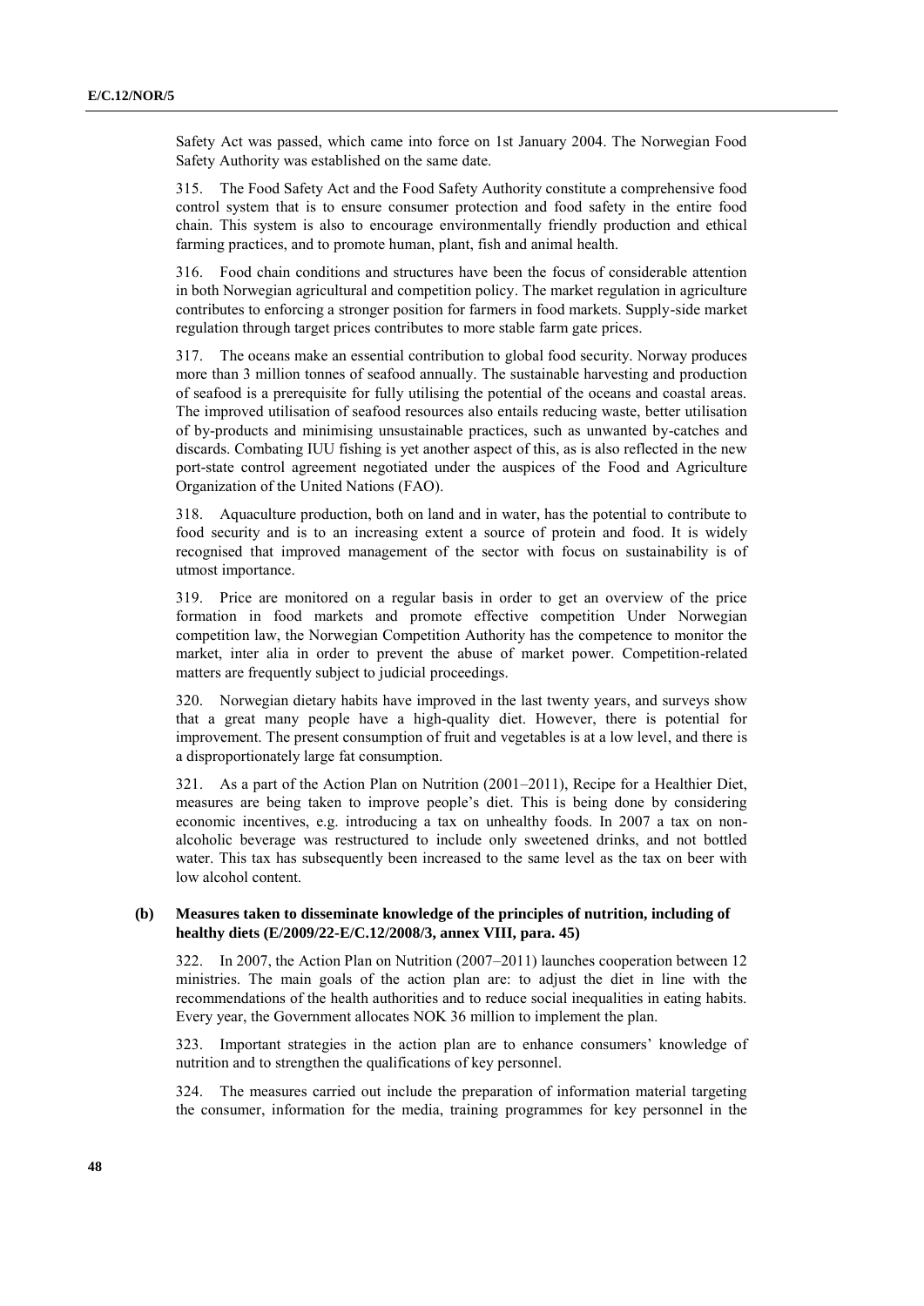Safety Act was passed, which came into force on 1st January 2004. The Norwegian Food Safety Authority was established on the same date.

315. The Food Safety Act and the Food Safety Authority constitute a comprehensive food control system that is to ensure consumer protection and food safety in the entire food chain. This system is also to encourage environmentally friendly production and ethical farming practices, and to promote human, plant, fish and animal health.

316. Food chain conditions and structures have been the focus of considerable attention in both Norwegian agricultural and competition policy. The market regulation in agriculture contributes to enforcing a stronger position for farmers in food markets. Supply-side market regulation through target prices contributes to more stable farm gate prices.

317. The oceans make an essential contribution to global food security. Norway produces more than 3 million tonnes of seafood annually. The sustainable harvesting and production of seafood is a prerequisite for fully utilising the potential of the oceans and coastal areas. The improved utilisation of seafood resources also entails reducing waste, better utilisation of by-products and minimising unsustainable practices, such as unwanted by-catches and discards. Combating IUU fishing is yet another aspect of this, as is also reflected in the new port-state control agreement negotiated under the auspices of the Food and Agriculture Organization of the United Nations (FAO).

318. Aquaculture production, both on land and in water, has the potential to contribute to food security and is to an increasing extent a source of protein and food. It is widely recognised that improved management of the sector with focus on sustainability is of utmost importance.

319. Price are monitored on a regular basis in order to get an overview of the price formation in food markets and promote effective competition Under Norwegian competition law, the Norwegian Competition Authority has the competence to monitor the market, inter alia in order to prevent the abuse of market power. Competition-related matters are frequently subject to judicial proceedings.

320. Norwegian dietary habits have improved in the last twenty years, and surveys show that a great many people have a high-quality diet. However, there is potential for improvement. The present consumption of fruit and vegetables is at a low level, and there is a disproportionately large fat consumption.

321. As a part of the Action Plan on Nutrition (2001–2011), Recipe for a Healthier Diet, measures are being taken to improve people's diet. This is being done by considering economic incentives, e.g. introducing a tax on unhealthy foods. In 2007 a tax on non-alcoholic beverage was restructured to include only sweetened drinks, and not bottled water. This tax has subsequently been increased to the same level as the tax on beer with low alcohol content.

### (b) Measures taken to disseminate knowledge of the principles of nutrition, including of healthy diets (E/2009/22-E/C.12/2008/3, annex VIII, para. 45)

322. In 2007, the Action Plan on Nutrition (2007–2011) launches cooperation between 12 ministries. The main goals of the action plan are: to adjust the diet in line with the recommendations of the health authorities and to reduce social inequalities in eating habits. Every year, the Government allocates NOK 36 million to implement the plan.

323. Important strategies in the action plan are to enhance consumers' knowledge of nutrition and to strengthen the qualifications of key personnel.

324. The measures carried out include the preparation of information material targeting the consumer, information for the media, training programmes for key personnel in the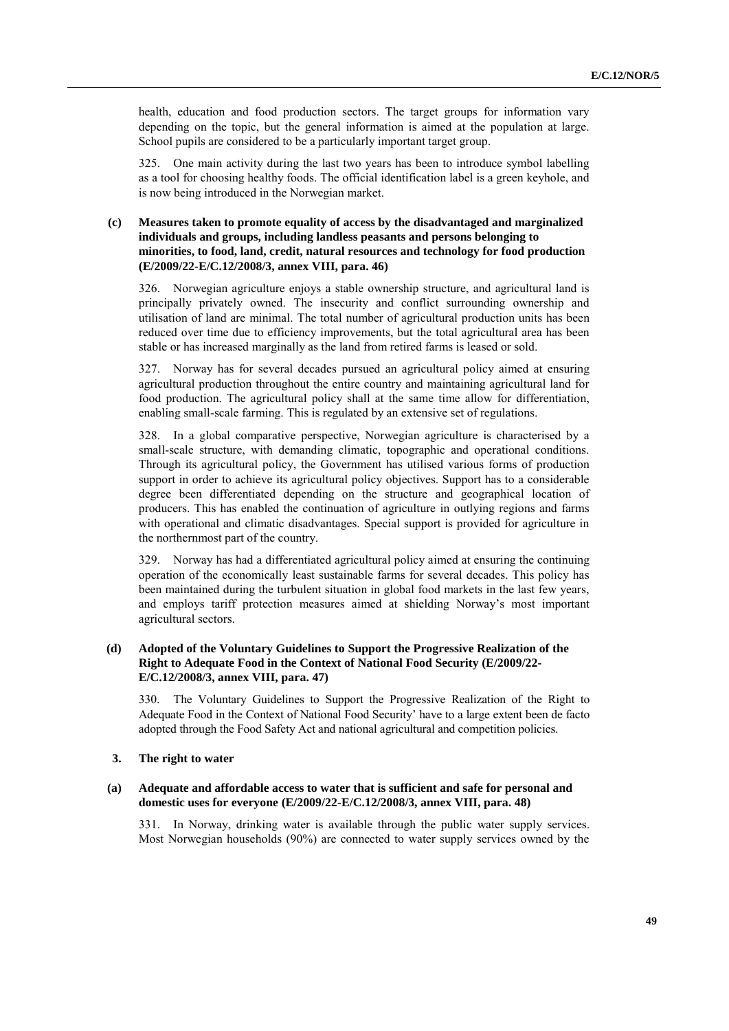health, education and food production sectors. The target groups for information vary depending on the topic, but the general information is aimed at the population at large. School pupils are considered to be a particularly important target group.

325. One main activity during the last two years has been to introduce symbol labelling as a tool for choosing healthy foods. The official identification label is a green keyhole, and is now being introduced in the Norwegian market.

### (c) Measures taken to promote equality of access by the disadvantaged and marginalized individuals and groups, including landless peasants and persons belonging to minorities, to food, land, credit, natural resources and technology for food production (E/2009/22-E/C.12/2008/3, annex VIII, para. 46)

326. Norwegian agriculture enjoys a stable ownership structure, and agricultural land is principally privately owned. The insecurity and conflict surrounding ownership and utilisation of land are minimal. The total number of agricultural production units has been reduced over time due to efficiency improvements, but the total agricultural area has been stable or has increased marginally as the land from retired farms is leased or sold.

327. Norway has for several decades pursued an agricultural policy aimed at ensuring agricultural production throughout the entire country and maintaining agricultural land for food production. The agricultural policy shall at the same time allow for differentiation, enabling small-scale farming. This is regulated by an extensive set of regulations.

328. In a global comparative perspective, Norwegian agriculture is characterised by a small-scale structure, with demanding climatic, topographic and operational conditions. Through its agricultural policy, the Government has utilised various forms of production support in order to achieve its agricultural policy objectives. Support has to a considerable degree been differentiated depending on the structure and geographical location of producers. This has enabled the continuation of agriculture in outlying regions and farms with operational and climatic disadvantages. Special support is provided for agriculture in the northernmost part of the country.

329. Norway has had a differentiated agricultural policy aimed at ensuring the continuing operation of the economically least sustainable farms for several decades. This policy has been maintained during the turbulent situation in global food markets in the last few years, and employs tariff protection measures aimed at shielding Norway's most important agricultural sectors.

### (d) Adopted of the Voluntary Guidelines to Support the Progressive Realization of the Right to Adequate Food in the Context of National Food Security (E/2009/22-E/C.12/2008/3, annex VIII, para. 47)

330. The Voluntary Guidelines to Support the Progressive Realization of the Right to Adequate Food in the Context of National Food Security' have to a large extent been de facto adopted through the Food Safety Act and national agricultural and competition policies.

## 3. The right to water

### (a) Adequate and affordable access to water that is sufficient and safe for personal and domestic uses for everyone (E/2009/22-E/C.12/2008/3, annex VIII, para. 48)

331. In Norway, drinking water is available through the public water supply services. Most Norwegian households (90%) are connected to water supply services owned by the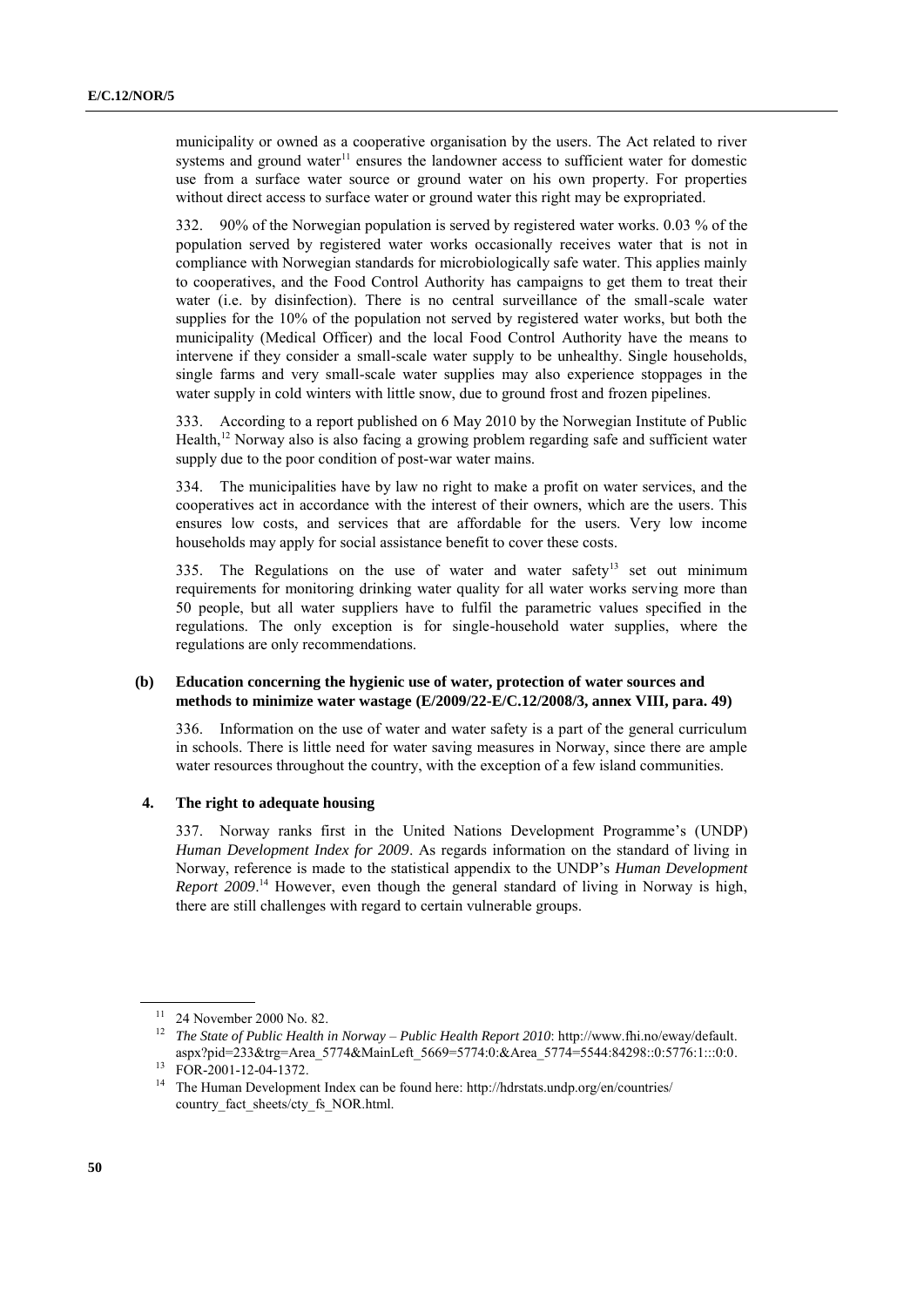municipality or owned as a cooperative organisation by the users. The Act related to river systems and ground water[11] ensures the landowner access to sufficient water for domestic use from a surface water source or ground water on his own property. For properties without direct access to surface water or ground water this right may be expropriated.

332. 90% of the Norwegian population is served by registered water works. 0.03 % of the population served by registered water works occasionally receives water that is not in compliance with Norwegian standards for microbiologically safe water. This applies mainly to cooperatives, and the Food Control Authority has campaigns to get them to treat their water (i.e. by disinfection). There is no central surveillance of the small-scale water supplies for the 10% of the population not served by registered water works, but both the municipality (Medical Officer) and the local Food Control Authority have the means to intervene if they consider a small-scale water supply to be unhealthy. Single households, single farms and very small-scale water supplies may also experience stoppages in the water supply in cold winters with little snow, due to ground frost and frozen pipelines.

333. According to a report published on 6 May 2010 by the Norwegian Institute of Public Health,[12] Norway also is also facing a growing problem regarding safe and sufficient water supply due to the poor condition of post-war water mains.

334. The municipalities have by law no right to make a profit on water services, and the cooperatives act in accordance with the interest of their owners, which are the users. This ensures low costs, and services that are affordable for the users. Very low income households may apply for social assistance benefit to cover these costs.

335. The Regulations on the use of water and water safety[13] set out minimum requirements for monitoring drinking water quality for all water works serving more than 50 people, but all water suppliers have to fulfil the parametric values specified in the regulations. The only exception is for single-household water supplies, where the regulations are only recommendations.

### (b) Education concerning the hygienic use of water, protection of water sources and methods to minimize water wastage (E/2009/22-E/C.12/2008/3, annex VIII, para. 49)

336. Information on the use of water and water safety is a part of the general curriculum in schools. There is little need for water saving measures in Norway, since there are ample water resources throughout the country, with the exception of a few island communities.

## 4. The right to adequate housing

337. Norway ranks first in the United Nations Development Programme's (UNDP) *Human Development Index for 2009*. As regards information on the standard of living in Norway, reference is made to the statistical appendix to the UNDP's *Human Development Report 2009*.[14] However, even though the general standard of living in Norway is high, there are still challenges with regard to certain vulnerable groups.

---

[11] 24 November 2000 No. 82.

[12] *The State of Public Health in Norway – Public Health Report 2010*: http://www.fhi.no/eway/default.aspx?pid=233&trg=Area_5774&MainLeft_5669=5774:0:&Area_5774=5544:84298::0:5776:1:::0:0.

[13] FOR-2001-12-04-1372.

[14] The Human Development Index can be found here: http://hdrstats.undp.org/en/countries/country_fact_sheets/cty_fs_NOR.html.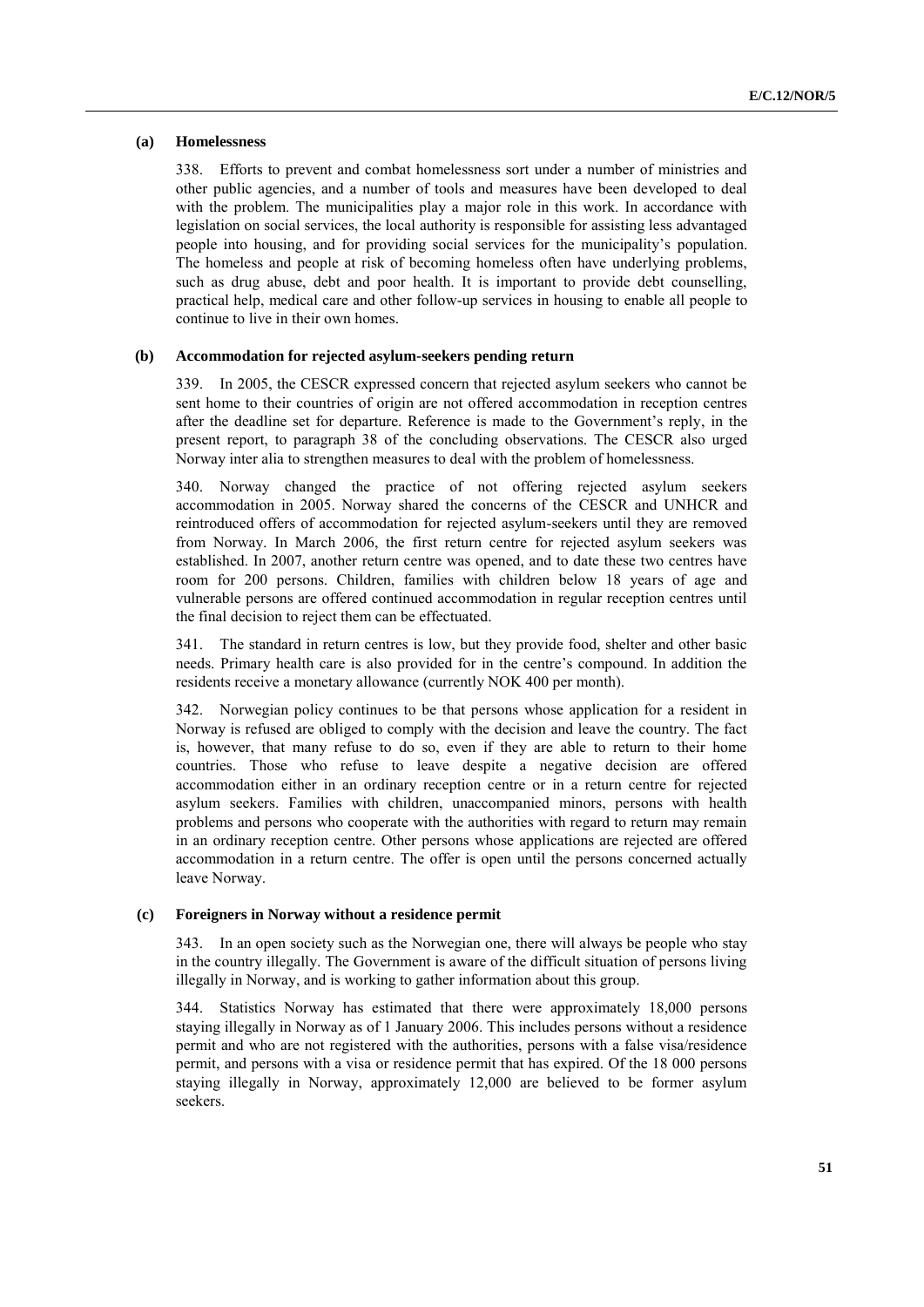### (a) Homelessness

338. Efforts to prevent and combat homelessness sort under a number of ministries and other public agencies, and a number of tools and measures have been developed to deal with the problem. The municipalities play a major role in this work. In accordance with legislation on social services, the local authority is responsible for assisting less advantaged people into housing, and for providing social services for the municipality's population. The homeless and people at risk of becoming homeless often have underlying problems, such as drug abuse, debt and poor health. It is important to provide debt counselling, practical help, medical care and other follow-up services in housing to enable all people to continue to live in their own homes.

### (b) Accommodation for rejected asylum-seekers pending return

339. In 2005, the CESCR expressed concern that rejected asylum seekers who cannot be sent home to their countries of origin are not offered accommodation in reception centres after the deadline set for departure. Reference is made to the Government's reply, in the present report, to paragraph 38 of the concluding observations. The CESCR also urged Norway inter alia to strengthen measures to deal with the problem of homelessness.

340. Norway changed the practice of not offering rejected asylum seekers accommodation in 2005. Norway shared the concerns of the CESCR and UNHCR and reintroduced offers of accommodation for rejected asylum-seekers until they are removed from Norway. In March 2006, the first return centre for rejected asylum seekers was established. In 2007, another return centre was opened, and to date these two centres have room for 200 persons. Children, families with children below 18 years of age and vulnerable persons are offered continued accommodation in regular reception centres until the final decision to reject them can be effectuated.

341. The standard in return centres is low, but they provide food, shelter and other basic needs. Primary health care is also provided for in the centre's compound. In addition the residents receive a monetary allowance (currently NOK 400 per month).

342. Norwegian policy continues to be that persons whose application for a resident in Norway is refused are obliged to comply with the decision and leave the country. The fact is, however, that many refuse to do so, even if they are able to return to their home countries. Those who refuse to leave despite a negative decision are offered accommodation either in an ordinary reception centre or in a return centre for rejected asylum seekers. Families with children, unaccompanied minors, persons with health problems and persons who cooperate with the authorities with regard to return may remain in an ordinary reception centre. Other persons whose applications are rejected are offered accommodation in a return centre. The offer is open until the persons concerned actually leave Norway.

### (c) Foreigners in Norway without a residence permit

343. In an open society such as the Norwegian one, there will always be people who stay in the country illegally. The Government is aware of the difficult situation of persons living illegally in Norway, and is working to gather information about this group.

344. Statistics Norway has estimated that there were approximately 18,000 persons staying illegally in Norway as of 1 January 2006. This includes persons without a residence permit and who are not registered with the authorities, persons with a false visa/residence permit, and persons with a visa or residence permit that has expired. Of the 18 000 persons staying illegally in Norway, approximately 12,000 are believed to be former asylum seekers.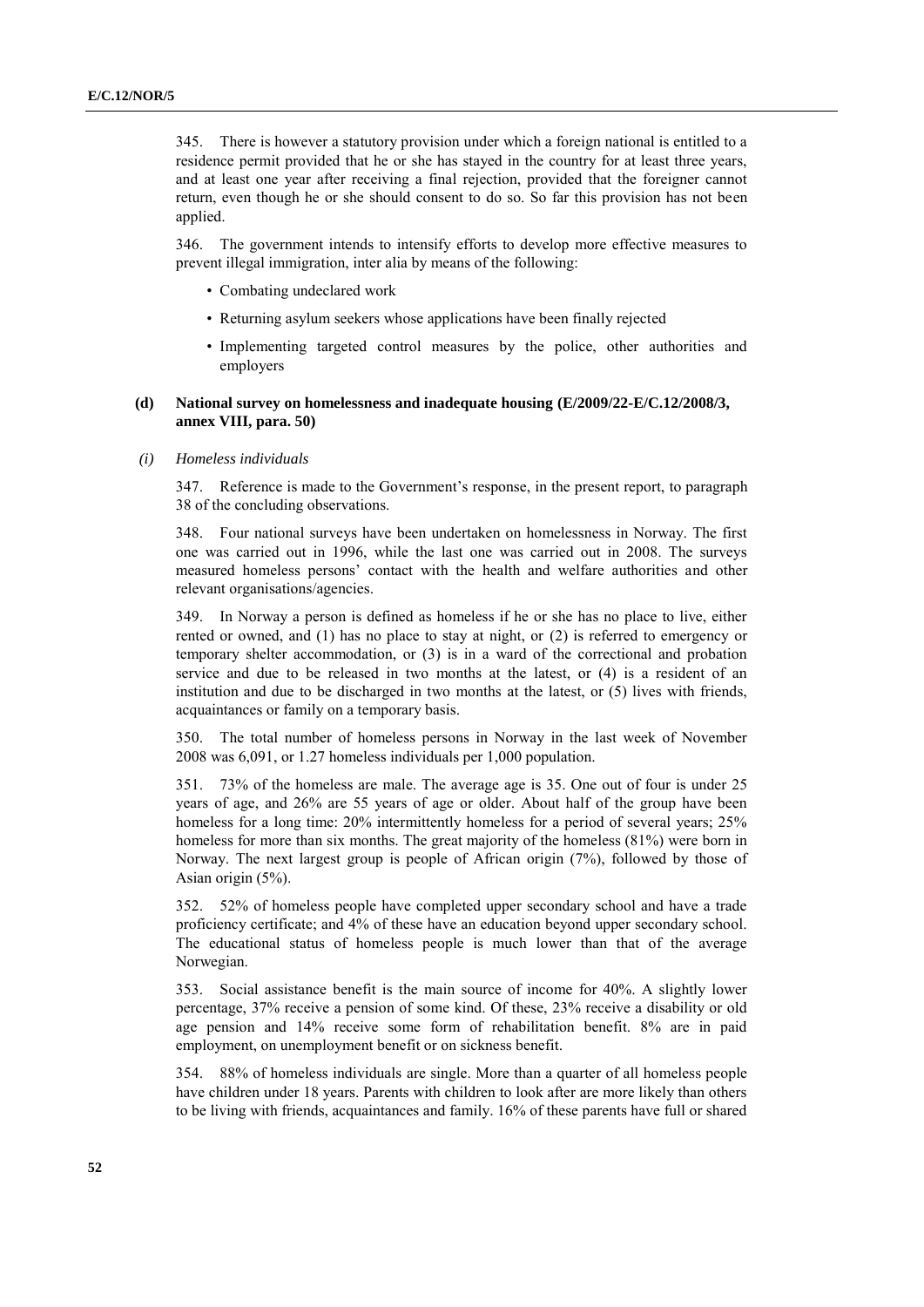345. There is however a statutory provision under which a foreign national is entitled to a residence permit provided that he or she has stayed in the country for at least three years, and at least one year after receiving a final rejection, provided that the foreigner cannot return, even though he or she should consent to do so. So far this provision has not been applied.

346. The government intends to intensify efforts to develop more effective measures to prevent illegal immigration, inter alia by means of the following:

- Combating undeclared work
- Returning asylum seekers whose applications have been finally rejected
- Implementing targeted control measures by the police, other authorities and employers

### (d) National survey on homelessness and inadequate housing (E/2009/22-E/C.12/2008/3, annex VIII, para. 50)

#### (i) *Homeless individuals*

347. Reference is made to the Government's response, in the present report, to paragraph 38 of the concluding observations.

348. Four national surveys have been undertaken on homelessness in Norway. The first one was carried out in 1996, while the last one was carried out in 2008. The surveys measured homeless persons' contact with the health and welfare authorities and other relevant organisations/agencies.

349. In Norway a person is defined as homeless if he or she has no place to live, either rented or owned, and (1) has no place to stay at night, or (2) is referred to emergency or temporary shelter accommodation, or (3) is in a ward of the correctional and probation service and due to be released in two months at the latest, or (4) is a resident of an institution and due to be discharged in two months at the latest, or (5) lives with friends, acquaintances or family on a temporary basis.

350. The total number of homeless persons in Norway in the last week of November 2008 was 6,091, or 1.27 homeless individuals per 1,000 population.

351. 73% of the homeless are male. The average age is 35. One out of four is under 25 years of age, and 26% are 55 years of age or older. About half of the group have been homeless for a long time: 20% intermittently homeless for a period of several years; 25% homeless for more than six months. The great majority of the homeless (81%) were born in Norway. The next largest group is people of African origin (7%), followed by those of Asian origin (5%).

352. 52% of homeless people have completed upper secondary school and have a trade proficiency certificate; and 4% of these have an education beyond upper secondary school. The educational status of homeless people is much lower than that of the average Norwegian.

353. Social assistance benefit is the main source of income for 40%. A slightly lower percentage, 37% receive a pension of some kind. Of these, 23% receive a disability or old age pension and 14% receive some form of rehabilitation benefit. 8% are in paid employment, on unemployment benefit or on sickness benefit.

354. 88% of homeless individuals are single. More than a quarter of all homeless people have children under 18 years. Parents with children to look after are more likely than others to be living with friends, acquaintances and family. 16% of these parents have full or shared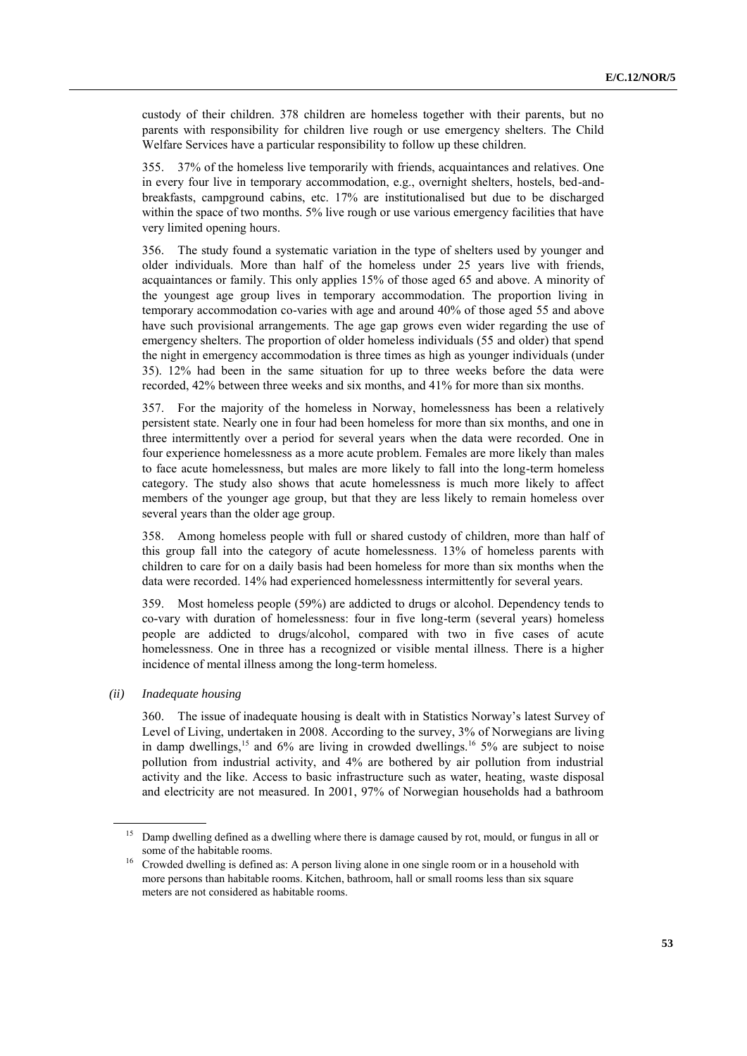custody of their children. 378 children are homeless together with their parents, but no parents with responsibility for children live rough or use emergency shelters. The Child Welfare Services have a particular responsibility to follow up these children.

355. 37% of the homeless live temporarily with friends, acquaintances and relatives. One in every four live in temporary accommodation, e.g., overnight shelters, hostels, bed-and-breakfasts, campground cabins, etc. 17% are institutionalised but due to be discharged within the space of two months. 5% live rough or use various emergency facilities that have very limited opening hours.

356. The study found a systematic variation in the type of shelters used by younger and older individuals. More than half of the homeless under 25 years live with friends, acquaintances or family. This only applies 15% of those aged 65 and above. A minority of the youngest age group lives in temporary accommodation. The proportion living in temporary accommodation co-varies with age and around 40% of those aged 55 and above have such provisional arrangements. The age gap grows even wider regarding the use of emergency shelters. The proportion of older homeless individuals (55 and older) that spend the night in emergency accommodation is three times as high as younger individuals (under 35). 12% had been in the same situation for up to three weeks before the data were recorded, 42% between three weeks and six months, and 41% for more than six months.

357. For the majority of the homeless in Norway, homelessness has been a relatively persistent state. Nearly one in four had been homeless for more than six months, and one in three intermittently over a period for several years when the data were recorded. One in four experience homelessness as a more acute problem. Females are more likely than males to face acute homelessness, but males are more likely to fall into the long-term homeless category. The study also shows that acute homelessness is much more likely to affect members of the younger age group, but that they are less likely to remain homeless over several years than the older age group.

358. Among homeless people with full or shared custody of children, more than half of this group fall into the category of acute homelessness. 13% of homeless parents with children to care for on a daily basis had been homeless for more than six months when the data were recorded. 14% had experienced homelessness intermittently for several years.

359. Most homeless people (59%) are addicted to drugs or alcohol. Dependency tends to co-vary with duration of homelessness: four in five long-term (several years) homeless people are addicted to drugs/alcohol, compared with two in five cases of acute homelessness. One in three has a recognized or visible mental illness. There is a higher incidence of mental illness among the long-term homeless.

*(ii) Inadequate housing*

360. The issue of inadequate housing is dealt with in Statistics Norway's latest Survey of Level of Living, undertaken in 2008. According to the survey, 3% of Norwegians are living in damp dwellings,[15] and 6% are living in crowded dwellings.[16] 5% are subject to noise pollution from industrial activity, and 4% are bothered by air pollution from industrial activity and the like. Access to basic infrastructure such as water, heating, waste disposal and electricity are not measured. In 2001, 97% of Norwegian households had a bathroom

[15] Damp dwelling defined as a dwelling where there is damage caused by rot, mould, or fungus in all or some of the habitable rooms.

[16] Crowded dwelling is defined as: A person living alone in one single room or in a household with more persons than habitable rooms. Kitchen, bathroom, hall or small rooms less than six square meters are not considered as habitable rooms.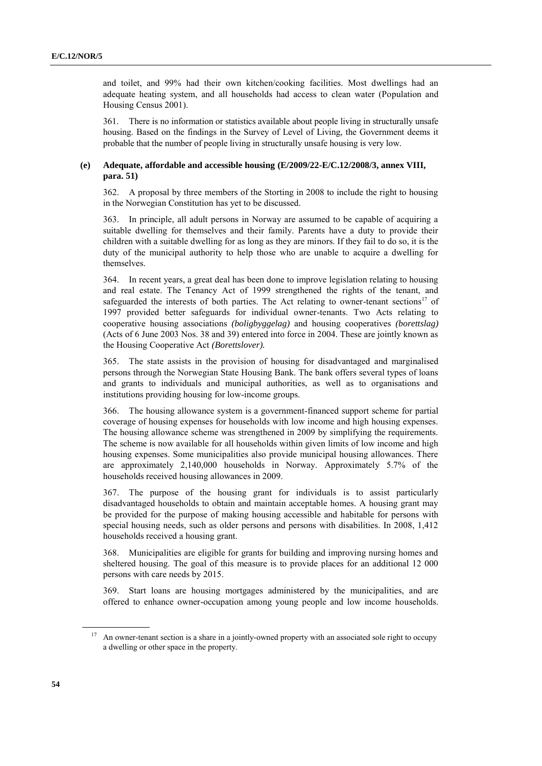and toilet, and 99% had their own kitchen/cooking facilities. Most dwellings had an adequate heating system, and all households had access to clean water (Population and Housing Census 2001).

361. There is no information or statistics available about people living in structurally unsafe housing. Based on the findings in the Survey of Level of Living, the Government deems it probable that the number of people living in structurally unsafe housing is very low.

### (e) Adequate, affordable and accessible housing (E/2009/22-E/C.12/2008/3, annex VIII, para. 51)

362. A proposal by three members of the Storting in 2008 to include the right to housing in the Norwegian Constitution has yet to be discussed.

363. In principle, all adult persons in Norway are assumed to be capable of acquiring a suitable dwelling for themselves and their family. Parents have a duty to provide their children with a suitable dwelling for as long as they are minors. If they fail to do so, it is the duty of the municipal authority to help those who are unable to acquire a dwelling for themselves.

364. In recent years, a great deal has been done to improve legislation relating to housing and real estate. The Tenancy Act of 1999 strengthened the rights of the tenant, and safeguarded the interests of both parties. The Act relating to owner-tenant sections[17] of 1997 provided better safeguards for individual owner-tenants. Two Acts relating to cooperative housing associations *(boligbyggelag)* and housing cooperatives *(borettslag)* (Acts of 6 June 2003 Nos. 38 and 39) entered into force in 2004. These are jointly known as the Housing Cooperative Act *(Borettslover).*

365. The state assists in the provision of housing for disadvantaged and marginalised persons through the Norwegian State Housing Bank. The bank offers several types of loans and grants to individuals and municipal authorities, as well as to organisations and institutions providing housing for low-income groups.

366. The housing allowance system is a government-financed support scheme for partial coverage of housing expenses for households with low income and high housing expenses. The housing allowance scheme was strengthened in 2009 by simplifying the requirements. The scheme is now available for all households within given limits of low income and high housing expenses. Some municipalities also provide municipal housing allowances. There are approximately 2,140,000 households in Norway. Approximately 5.7% of the households received housing allowances in 2009.

367. The purpose of the housing grant for individuals is to assist particularly disadvantaged households to obtain and maintain acceptable homes. A housing grant may be provided for the purpose of making housing accessible and habitable for persons with special housing needs, such as older persons and persons with disabilities. In 2008, 1,412 households received a housing grant.

368. Municipalities are eligible for grants for building and improving nursing homes and sheltered housing. The goal of this measure is to provide places for an additional 12 000 persons with care needs by 2015.

369. Start loans are housing mortgages administered by the municipalities, and are offered to enhance owner-occupation among young people and low income households.

[17] An owner-tenant section is a share in a jointly-owned property with an associated sole right to occupy a dwelling or other space in the property.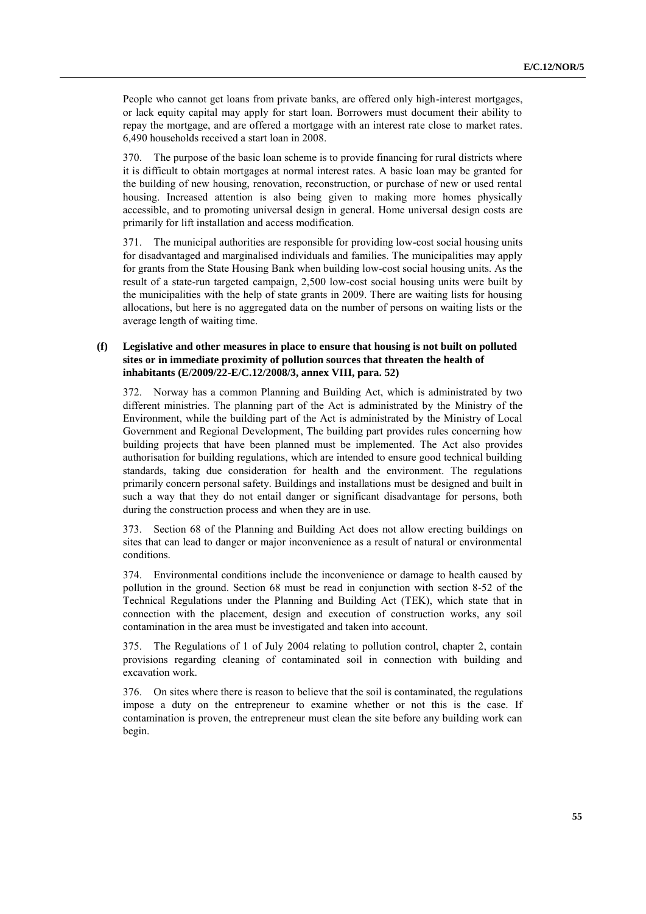People who cannot get loans from private banks, are offered only high-interest mortgages, or lack equity capital may apply for start loan. Borrowers must document their ability to repay the mortgage, and are offered a mortgage with an interest rate close to market rates. 6,490 households received a start loan in 2008.

370. The purpose of the basic loan scheme is to provide financing for rural districts where it is difficult to obtain mortgages at normal interest rates. A basic loan may be granted for the building of new housing, renovation, reconstruction, or purchase of new or used rental housing. Increased attention is also being given to making more homes physically accessible, and to promoting universal design in general. Home universal design costs are primarily for lift installation and access modification.

371. The municipal authorities are responsible for providing low-cost social housing units for disadvantaged and marginalised individuals and families. The municipalities may apply for grants from the State Housing Bank when building low-cost social housing units. As the result of a state-run targeted campaign, 2,500 low-cost social housing units were built by the municipalities with the help of state grants in 2009. There are waiting lists for housing allocations, but here is no aggregated data on the number of persons on waiting lists or the average length of waiting time.

### (f) Legislative and other measures in place to ensure that housing is not built on polluted sites or in immediate proximity of pollution sources that threaten the health of inhabitants (E/2009/22-E/C.12/2008/3, annex VIII, para. 52)

372. Norway has a common Planning and Building Act, which is administrated by two different ministries. The planning part of the Act is administrated by the Ministry of the Environment, while the building part of the Act is administrated by the Ministry of Local Government and Regional Development, The building part provides rules concerning how building projects that have been planned must be implemented. The Act also provides authorisation for building regulations, which are intended to ensure good technical building standards, taking due consideration for health and the environment. The regulations primarily concern personal safety. Buildings and installations must be designed and built in such a way that they do not entail danger or significant disadvantage for persons, both during the construction process and when they are in use.

373. Section 68 of the Planning and Building Act does not allow erecting buildings on sites that can lead to danger or major inconvenience as a result of natural or environmental conditions.

374. Environmental conditions include the inconvenience or damage to health caused by pollution in the ground. Section 68 must be read in conjunction with section 8-52 of the Technical Regulations under the Planning and Building Act (TEK), which state that in connection with the placement, design and execution of construction works, any soil contamination in the area must be investigated and taken into account.

375. The Regulations of 1 of July 2004 relating to pollution control, chapter 2, contain provisions regarding cleaning of contaminated soil in connection with building and excavation work.

376. On sites where there is reason to believe that the soil is contaminated, the regulations impose a duty on the entrepreneur to examine whether or not this is the case. If contamination is proven, the entrepreneur must clean the site before any building work can begin.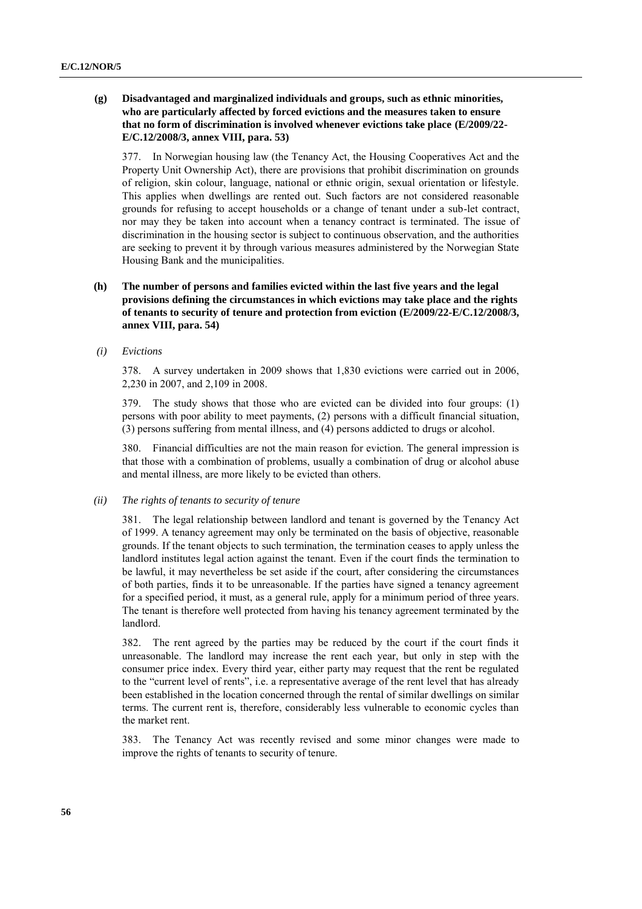**(g) Disadvantaged and marginalized individuals and groups, such as ethnic minorities, who are particularly affected by forced evictions and the measures taken to ensure that no form of discrimination is involved whenever evictions take place (E/2009/22-E/C.12/2008/3, annex VIII, para. 53)**

377. In Norwegian housing law (the Tenancy Act, the Housing Cooperatives Act and the Property Unit Ownership Act), there are provisions that prohibit discrimination on grounds of religion, skin colour, language, national or ethnic origin, sexual orientation or lifestyle. This applies when dwellings are rented out. Such factors are not considered reasonable grounds for refusing to accept households or a change of tenant under a sub-let contract, nor may they be taken into account when a tenancy contract is terminated. The issue of discrimination in the housing sector is subject to continuous observation, and the authorities are seeking to prevent it by through various measures administered by the Norwegian State Housing Bank and the municipalities.

**(h) The number of persons and families evicted within the last five years and the legal provisions defining the circumstances in which evictions may take place and the rights of tenants to security of tenure and protection from eviction (E/2009/22-E/C.12/2008/3, annex VIII, para. 54)**

*(i) Evictions*

378. A survey undertaken in 2009 shows that 1,830 evictions were carried out in 2006, 2,230 in 2007, and 2,109 in 2008.

379. The study shows that those who are evicted can be divided into four groups: (1) persons with poor ability to meet payments, (2) persons with a difficult financial situation, (3) persons suffering from mental illness, and (4) persons addicted to drugs or alcohol.

380. Financial difficulties are not the main reason for eviction. The general impression is that those with a combination of problems, usually a combination of drug or alcohol abuse and mental illness, are more likely to be evicted than others.

*(ii) The rights of tenants to security of tenure*

381. The legal relationship between landlord and tenant is governed by the Tenancy Act of 1999. A tenancy agreement may only be terminated on the basis of objective, reasonable grounds. If the tenant objects to such termination, the termination ceases to apply unless the landlord institutes legal action against the tenant. Even if the court finds the termination to be lawful, it may nevertheless be set aside if the court, after considering the circumstances of both parties, finds it to be unreasonable. If the parties have signed a tenancy agreement for a specified period, it must, as a general rule, apply for a minimum period of three years. The tenant is therefore well protected from having his tenancy agreement terminated by the landlord.

382. The rent agreed by the parties may be reduced by the court if the court finds it unreasonable. The landlord may increase the rent each year, but only in step with the consumer price index. Every third year, either party may request that the rent be regulated to the "current level of rents", i.e. a representative average of the rent level that has already been established in the location concerned through the rental of similar dwellings on similar terms. The current rent is, therefore, considerably less vulnerable to economic cycles than the market rent.

383. The Tenancy Act was recently revised and some minor changes were made to improve the rights of tenants to security of tenure.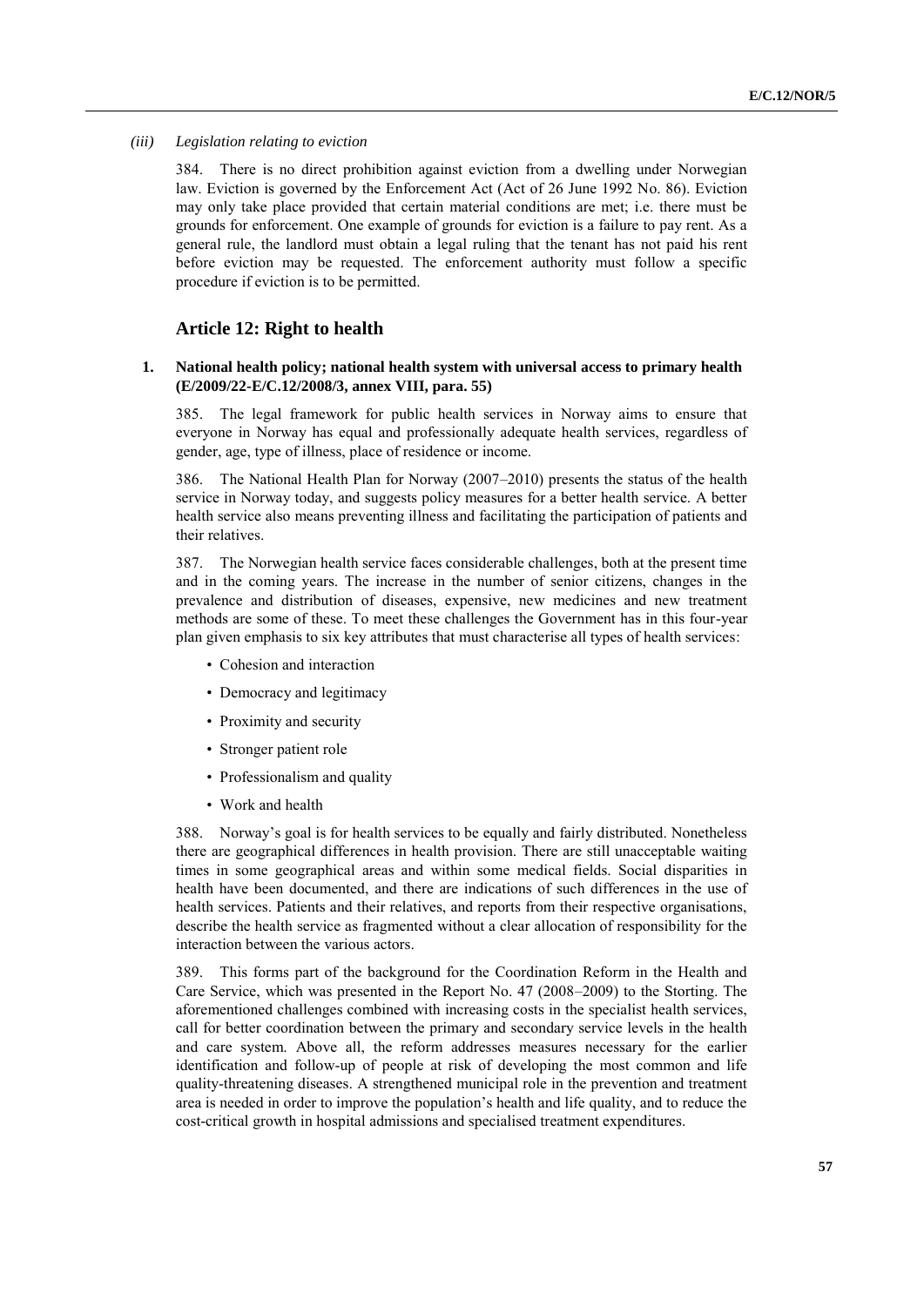*(iii) Legislation relating to eviction*

384. There is no direct prohibition against eviction from a dwelling under Norwegian law. Eviction is governed by the Enforcement Act (Act of 26 June 1992 No. 86). Eviction may only take place provided that certain material conditions are met; i.e. there must be grounds for enforcement. One example of grounds for eviction is a failure to pay rent. As a general rule, the landlord must obtain a legal ruling that the tenant has not paid his rent before eviction may be requested. The enforcement authority must follow a specific procedure if eviction is to be permitted.

## Article 12: Right to health

### 1. National health policy; national health system with universal access to primary health (E/2009/22-E/C.12/2008/3, annex VIII, para. 55)

385. The legal framework for public health services in Norway aims to ensure that everyone in Norway has equal and professionally adequate health services, regardless of gender, age, type of illness, place of residence or income.

386. The National Health Plan for Norway (2007–2010) presents the status of the health service in Norway today, and suggests policy measures for a better health service. A better health service also means preventing illness and facilitating the participation of patients and their relatives.

387. The Norwegian health service faces considerable challenges, both at the present time and in the coming years. The increase in the number of senior citizens, changes in the prevalence and distribution of diseases, expensive, new medicines and new treatment methods are some of these. To meet these challenges the Government has in this four-year plan given emphasis to six key attributes that must characterise all types of health services:

- Cohesion and interaction
- Democracy and legitimacy
- Proximity and security
- Stronger patient role
- Professionalism and quality
- Work and health

388. Norway's goal is for health services to be equally and fairly distributed. Nonetheless there are geographical differences in health provision. There are still unacceptable waiting times in some geographical areas and within some medical fields. Social disparities in health have been documented, and there are indications of such differences in the use of health services. Patients and their relatives, and reports from their respective organisations, describe the health service as fragmented without a clear allocation of responsibility for the interaction between the various actors.

389. This forms part of the background for the Coordination Reform in the Health and Care Service, which was presented in the Report No. 47 (2008–2009) to the Storting. The aforementioned challenges combined with increasing costs in the specialist health services, call for better coordination between the primary and secondary service levels in the health and care system. Above all, the reform addresses measures necessary for the earlier identification and follow-up of people at risk of developing the most common and life quality-threatening diseases. A strengthened municipal role in the prevention and treatment area is needed in order to improve the population's health and life quality, and to reduce the cost-critical growth in hospital admissions and specialised treatment expenditures.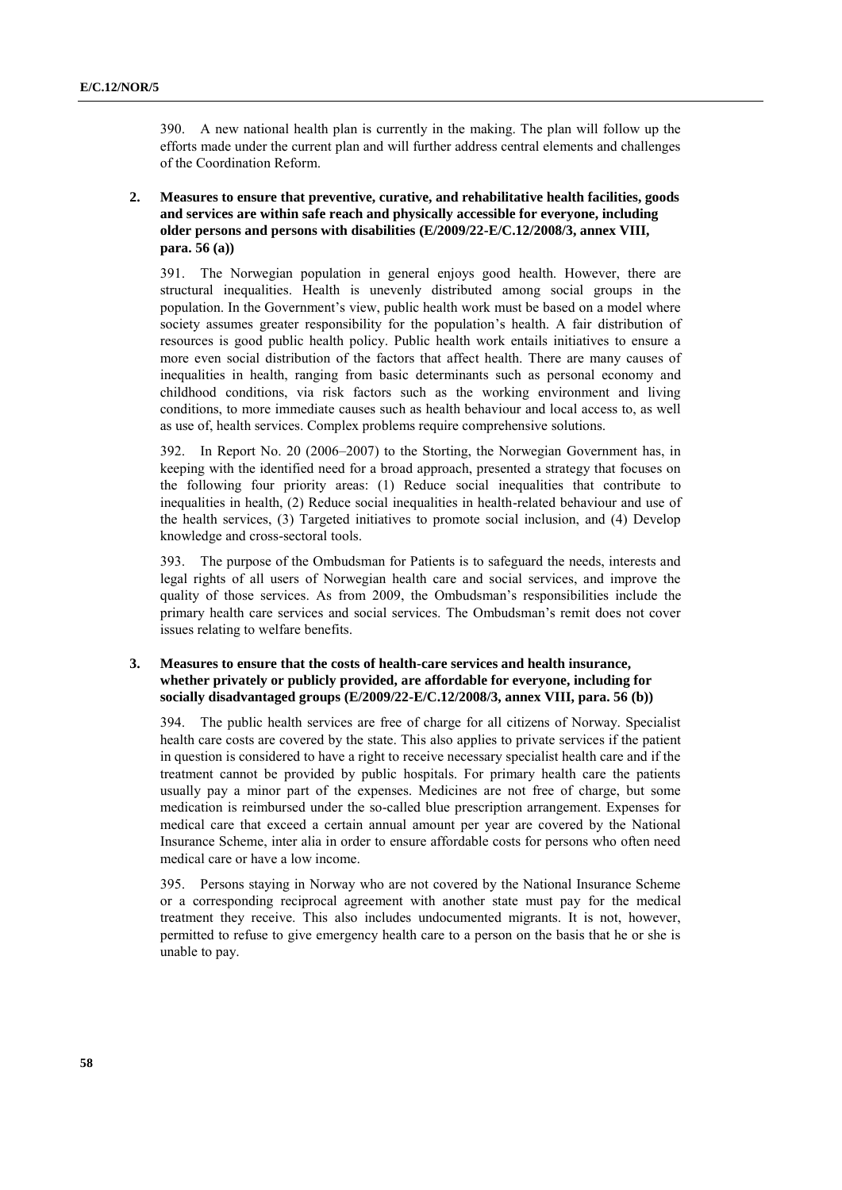390. A new national health plan is currently in the making. The plan will follow up the efforts made under the current plan and will further address central elements and challenges of the Coordination Reform.

### 2. Measures to ensure that preventive, curative, and rehabilitative health facilities, goods and services are within safe reach and physically accessible for everyone, including older persons and persons with disabilities (E/2009/22-E/C.12/2008/3, annex VIII, para. 56 (a))

391. The Norwegian population in general enjoys good health. However, there are structural inequalities. Health is unevenly distributed among social groups in the population. In the Government's view, public health work must be based on a model where society assumes greater responsibility for the population's health. A fair distribution of resources is good public health policy. Public health work entails initiatives to ensure a more even social distribution of the factors that affect health. There are many causes of inequalities in health, ranging from basic determinants such as personal economy and childhood conditions, via risk factors such as the working environment and living conditions, to more immediate causes such as health behaviour and local access to, as well as use of, health services. Complex problems require comprehensive solutions.

392. In Report No. 20 (2006–2007) to the Storting, the Norwegian Government has, in keeping with the identified need for a broad approach, presented a strategy that focuses on the following four priority areas: (1) Reduce social inequalities that contribute to inequalities in health, (2) Reduce social inequalities in health-related behaviour and use of the health services, (3) Targeted initiatives to promote social inclusion, and (4) Develop knowledge and cross-sectoral tools.

393. The purpose of the Ombudsman for Patients is to safeguard the needs, interests and legal rights of all users of Norwegian health care and social services, and improve the quality of those services. As from 2009, the Ombudsman's responsibilities include the primary health care services and social services. The Ombudsman's remit does not cover issues relating to welfare benefits.

### 3. Measures to ensure that the costs of health-care services and health insurance, whether privately or publicly provided, are affordable for everyone, including for socially disadvantaged groups (E/2009/22-E/C.12/2008/3, annex VIII, para. 56 (b))

394. The public health services are free of charge for all citizens of Norway. Specialist health care costs are covered by the state. This also applies to private services if the patient in question is considered to have a right to receive necessary specialist health care and if the treatment cannot be provided by public hospitals. For primary health care the patients usually pay a minor part of the expenses. Medicines are not free of charge, but some medication is reimbursed under the so-called blue prescription arrangement. Expenses for medical care that exceed a certain annual amount per year are covered by the National Insurance Scheme, inter alia in order to ensure affordable costs for persons who often need medical care or have a low income.

395. Persons staying in Norway who are not covered by the National Insurance Scheme or a corresponding reciprocal agreement with another state must pay for the medical treatment they receive. This also includes undocumented migrants. It is not, however, permitted to refuse to give emergency health care to a person on the basis that he or she is unable to pay.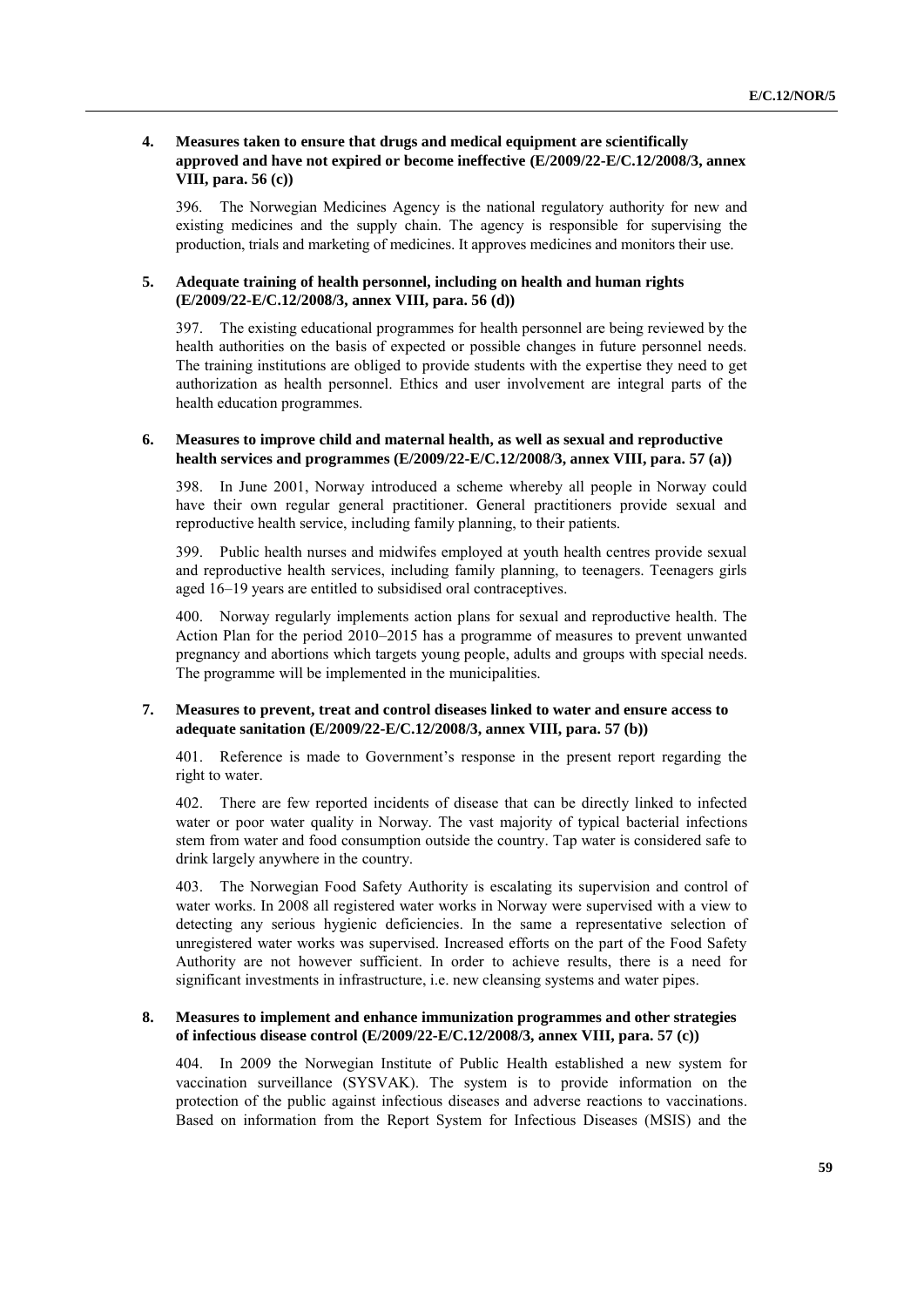### 4. Measures taken to ensure that drugs and medical equipment are scientifically approved and have not expired or become ineffective (E/2009/22-E/C.12/2008/3, annex VIII, para. 56 (c))

396. The Norwegian Medicines Agency is the national regulatory authority for new and existing medicines and the supply chain. The agency is responsible for supervising the production, trials and marketing of medicines. It approves medicines and monitors their use.

### 5. Adequate training of health personnel, including on health and human rights (E/2009/22-E/C.12/2008/3, annex VIII, para. 56 (d))

397. The existing educational programmes for health personnel are being reviewed by the health authorities on the basis of expected or possible changes in future personnel needs. The training institutions are obliged to provide students with the expertise they need to get authorization as health personnel. Ethics and user involvement are integral parts of the health education programmes.

### 6. Measures to improve child and maternal health, as well as sexual and reproductive health services and programmes (E/2009/22-E/C.12/2008/3, annex VIII, para. 57 (a))

398. In June 2001, Norway introduced a scheme whereby all people in Norway could have their own regular general practitioner. General practitioners provide sexual and reproductive health service, including family planning, to their patients.

399. Public health nurses and midwifes employed at youth health centres provide sexual and reproductive health services, including family planning, to teenagers. Teenagers girls aged 16–19 years are entitled to subsidised oral contraceptives.

400. Norway regularly implements action plans for sexual and reproductive health. The Action Plan for the period 2010–2015 has a programme of measures to prevent unwanted pregnancy and abortions which targets young people, adults and groups with special needs. The programme will be implemented in the municipalities.

### 7. Measures to prevent, treat and control diseases linked to water and ensure access to adequate sanitation (E/2009/22-E/C.12/2008/3, annex VIII, para. 57 (b))

401. Reference is made to Government's response in the present report regarding the right to water.

402. There are few reported incidents of disease that can be directly linked to infected water or poor water quality in Norway. The vast majority of typical bacterial infections stem from water and food consumption outside the country. Tap water is considered safe to drink largely anywhere in the country.

403. The Norwegian Food Safety Authority is escalating its supervision and control of water works. In 2008 all registered water works in Norway were supervised with a view to detecting any serious hygienic deficiencies. In the same a representative selection of unregistered water works was supervised. Increased efforts on the part of the Food Safety Authority are not however sufficient. In order to achieve results, there is a need for significant investments in infrastructure, i.e. new cleansing systems and water pipes.

### 8. Measures to implement and enhance immunization programmes and other strategies of infectious disease control (E/2009/22-E/C.12/2008/3, annex VIII, para. 57 (c))

404. In 2009 the Norwegian Institute of Public Health established a new system for vaccination surveillance (SYSVAK). The system is to provide information on the protection of the public against infectious diseases and adverse reactions to vaccinations. Based on information from the Report System for Infectious Diseases (MSIS) and the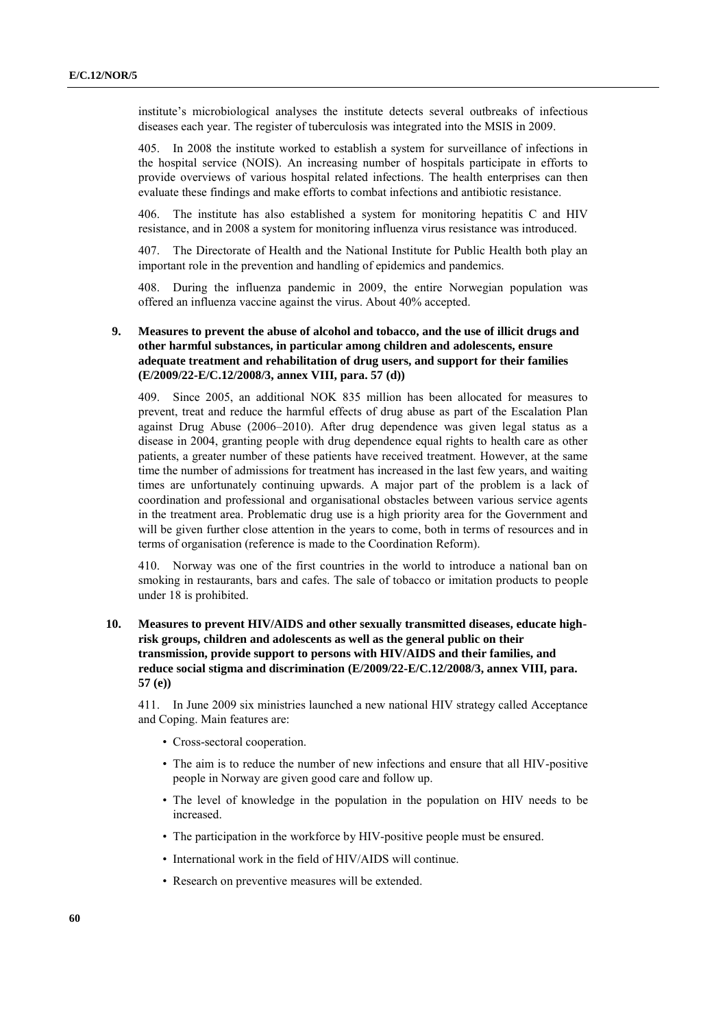institute's microbiological analyses the institute detects several outbreaks of infectious diseases each year. The register of tuberculosis was integrated into the MSIS in 2009.

405. In 2008 the institute worked to establish a system for surveillance of infections in the hospital service (NOIS). An increasing number of hospitals participate in efforts to provide overviews of various hospital related infections. The health enterprises can then evaluate these findings and make efforts to combat infections and antibiotic resistance.

406. The institute has also established a system for monitoring hepatitis C and HIV resistance, and in 2008 a system for monitoring influenza virus resistance was introduced.

407. The Directorate of Health and the National Institute for Public Health both play an important role in the prevention and handling of epidemics and pandemics.

408. During the influenza pandemic in 2009, the entire Norwegian population was offered an influenza vaccine against the virus. About 40% accepted.

### 9. Measures to prevent the abuse of alcohol and tobacco, and the use of illicit drugs and other harmful substances, in particular among children and adolescents, ensure adequate treatment and rehabilitation of drug users, and support for their families (E/2009/22-E/C.12/2008/3, annex VIII, para. 57 (d))

409. Since 2005, an additional NOK 835 million has been allocated for measures to prevent, treat and reduce the harmful effects of drug abuse as part of the Escalation Plan against Drug Abuse (2006–2010). After drug dependence was given legal status as a disease in 2004, granting people with drug dependence equal rights to health care as other patients, a greater number of these patients have received treatment. However, at the same time the number of admissions for treatment has increased in the last few years, and waiting times are unfortunately continuing upwards. A major part of the problem is a lack of coordination and professional and organisational obstacles between various service agents in the treatment area. Problematic drug use is a high priority area for the Government and will be given further close attention in the years to come, both in terms of resources and in terms of organisation (reference is made to the Coordination Reform).

410. Norway was one of the first countries in the world to introduce a national ban on smoking in restaurants, bars and cafes. The sale of tobacco or imitation products to people under 18 is prohibited.

### 10. Measures to prevent HIV/AIDS and other sexually transmitted diseases, educate high-risk groups, children and adolescents as well as the general public on their transmission, provide support to persons with HIV/AIDS and their families, and reduce social stigma and discrimination (E/2009/22-E/C.12/2008/3, annex VIII, para. 57 (e))

411. In June 2009 six ministries launched a new national HIV strategy called Acceptance and Coping. Main features are:

- Cross-sectoral cooperation.
- The aim is to reduce the number of new infections and ensure that all HIV-positive people in Norway are given good care and follow up.
- The level of knowledge in the population in the population on HIV needs to be increased.
- The participation in the workforce by HIV-positive people must be ensured.
- International work in the field of HIV/AIDS will continue.
- Research on preventive measures will be extended.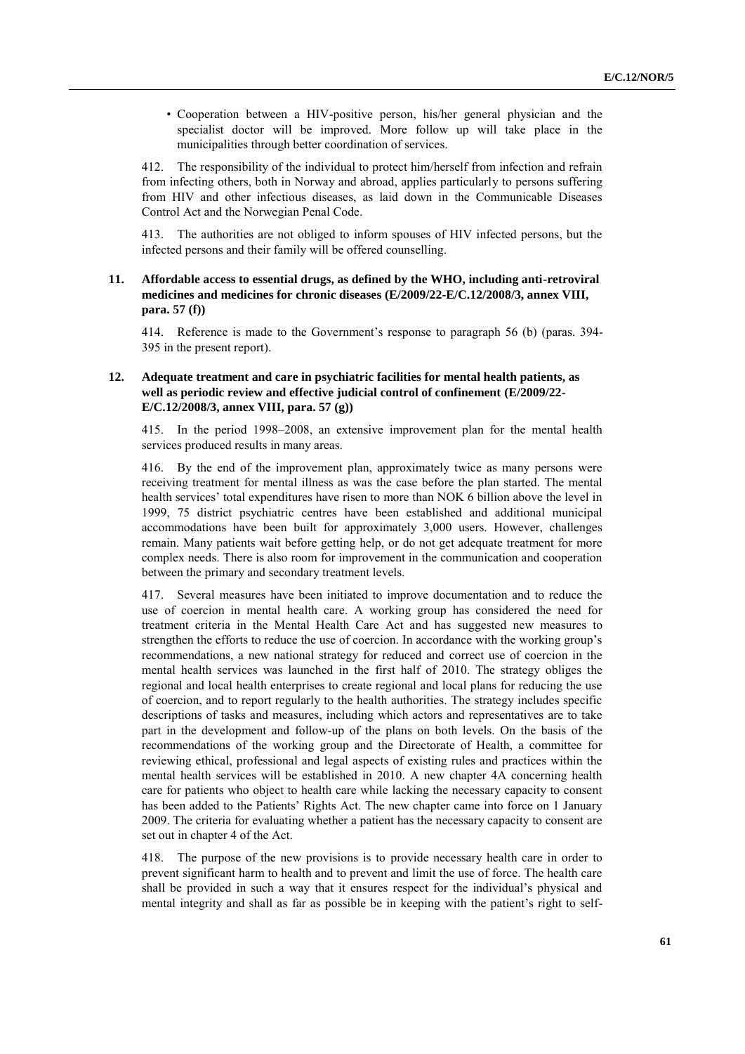- Cooperation between a HIV-positive person, his/her general physician and the specialist doctor will be improved. More follow up will take place in the municipalities through better coordination of services.

412. The responsibility of the individual to protect him/herself from infection and refrain from infecting others, both in Norway and abroad, applies particularly to persons suffering from HIV and other infectious diseases, as laid down in the Communicable Diseases Control Act and the Norwegian Penal Code.

413. The authorities are not obliged to inform spouses of HIV infected persons, but the infected persons and their family will be offered counselling.

### 11. Affordable access to essential drugs, as defined by the WHO, including anti-retroviral medicines and medicines for chronic diseases (E/2009/22-E/C.12/2008/3, annex VIII, para. 57 (f))

414. Reference is made to the Government's response to paragraph 56 (b) (paras. 394-395 in the present report).

### 12. Adequate treatment and care in psychiatric facilities for mental health patients, as well as periodic review and effective judicial control of confinement (E/2009/22-E/C.12/2008/3, annex VIII, para. 57 (g))

415. In the period 1998–2008, an extensive improvement plan for the mental health services produced results in many areas.

416. By the end of the improvement plan, approximately twice as many persons were receiving treatment for mental illness as was the case before the plan started. The mental health services' total expenditures have risen to more than NOK 6 billion above the level in 1999, 75 district psychiatric centres have been established and additional municipal accommodations have been built for approximately 3,000 users. However, challenges remain. Many patients wait before getting help, or do not get adequate treatment for more complex needs. There is also room for improvement in the communication and cooperation between the primary and secondary treatment levels.

417. Several measures have been initiated to improve documentation and to reduce the use of coercion in mental health care. A working group has considered the need for treatment criteria in the Mental Health Care Act and has suggested new measures to strengthen the efforts to reduce the use of coercion. In accordance with the working group's recommendations, a new national strategy for reduced and correct use of coercion in the mental health services was launched in the first half of 2010. The strategy obliges the regional and local health enterprises to create regional and local plans for reducing the use of coercion, and to report regularly to the health authorities. The strategy includes specific descriptions of tasks and measures, including which actors and representatives are to take part in the development and follow-up of the plans on both levels. On the basis of the recommendations of the working group and the Directorate of Health, a committee for reviewing ethical, professional and legal aspects of existing rules and practices within the mental health services will be established in 2010. A new chapter 4A concerning health care for patients who object to health care while lacking the necessary capacity to consent has been added to the Patients' Rights Act. The new chapter came into force on 1 January 2009. The criteria for evaluating whether a patient has the necessary capacity to consent are set out in chapter 4 of the Act.

418. The purpose of the new provisions is to provide necessary health care in order to prevent significant harm to health and to prevent and limit the use of force. The health care shall be provided in such a way that it ensures respect for the individual's physical and mental integrity and shall as far as possible be in keeping with the patient's right to self-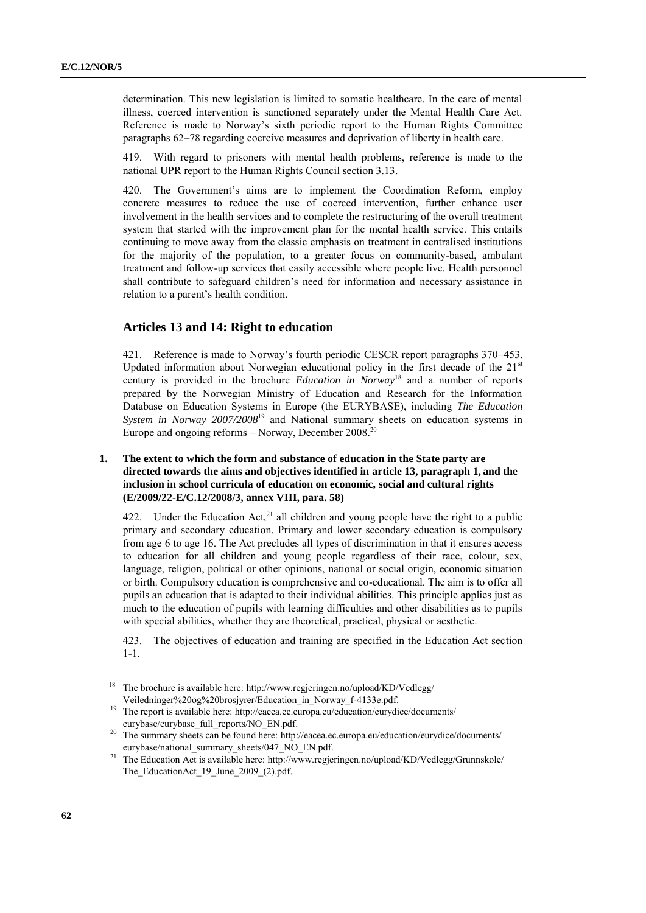determination. This new legislation is limited to somatic healthcare. In the care of mental illness, coerced intervention is sanctioned separately under the Mental Health Care Act. Reference is made to Norway's sixth periodic report to the Human Rights Committee paragraphs 62–78 regarding coercive measures and deprivation of liberty in health care.

419. With regard to prisoners with mental health problems, reference is made to the national UPR report to the Human Rights Council section 3.13.

420. The Government's aims are to implement the Coordination Reform, employ concrete measures to reduce the use of coerced intervention, further enhance user involvement in the health services and to complete the restructuring of the overall treatment system that started with the improvement plan for the mental health service. This entails continuing to move away from the classic emphasis on treatment in centralised institutions for the majority of the population, to a greater focus on community-based, ambulant treatment and follow-up services that easily accessible where people live. Health personnel shall contribute to safeguard children's need for information and necessary assistance in relation to a parent's health condition.

## Articles 13 and 14: Right to education

421. Reference is made to Norway's fourth periodic CESCR report paragraphs 370–453. Updated information about Norwegian educational policy in the first decade of the 21st century is provided in the brochure *Education in Norway*[18] and a number of reports prepared by the Norwegian Ministry of Education and Research for the Information Database on Education Systems in Europe (the EURYBASE), including *The Education System in Norway 2007/2008*[19] and National summary sheets on education systems in Europe and ongoing reforms – Norway, December 2008.[20]

### 1. The extent to which the form and substance of education in the State party are directed towards the aims and objectives identified in article 13, paragraph 1, and the inclusion in school curricula of education on economic, social and cultural rights (E/2009/22-E/C.12/2008/3, annex VIII, para. 58)

422. Under the Education Act,[21] all children and young people have the right to a public primary and secondary education. Primary and lower secondary education is compulsory from age 6 to age 16. The Act precludes all types of discrimination in that it ensures access to education for all children and young people regardless of their race, colour, sex, language, religion, political or other opinions, national or social origin, economic situation or birth. Compulsory education is comprehensive and co-educational. The aim is to offer all pupils an education that is adapted to their individual abilities. This principle applies just as much to the education of pupils with learning difficulties and other disabilities as to pupils with special abilities, whether they are theoretical, practical, physical or aesthetic.

423. The objectives of education and training are specified in the Education Act section 1-1.

---

[18] The brochure is available here: http://www.regjeringen.no/upload/KD/Vedlegg/Veiledninger%20og%20brosjyrer/Education_in_Norway_f-4133e.pdf.

[19] The report is available here: http://eacea.ec.europa.eu/education/eurydice/documents/eurybase/eurybase_full_reports/NO_EN.pdf.

[20] The summary sheets can be found here: http://eacea.ec.europa.eu/education/eurydice/documents/eurybase/national_summary_sheets/047_NO_EN.pdf.

[21] The Education Act is available here: http://www.regjeringen.no/upload/KD/Vedlegg/Grunnskole/The_EducationAct_19_June_2009_(2).pdf.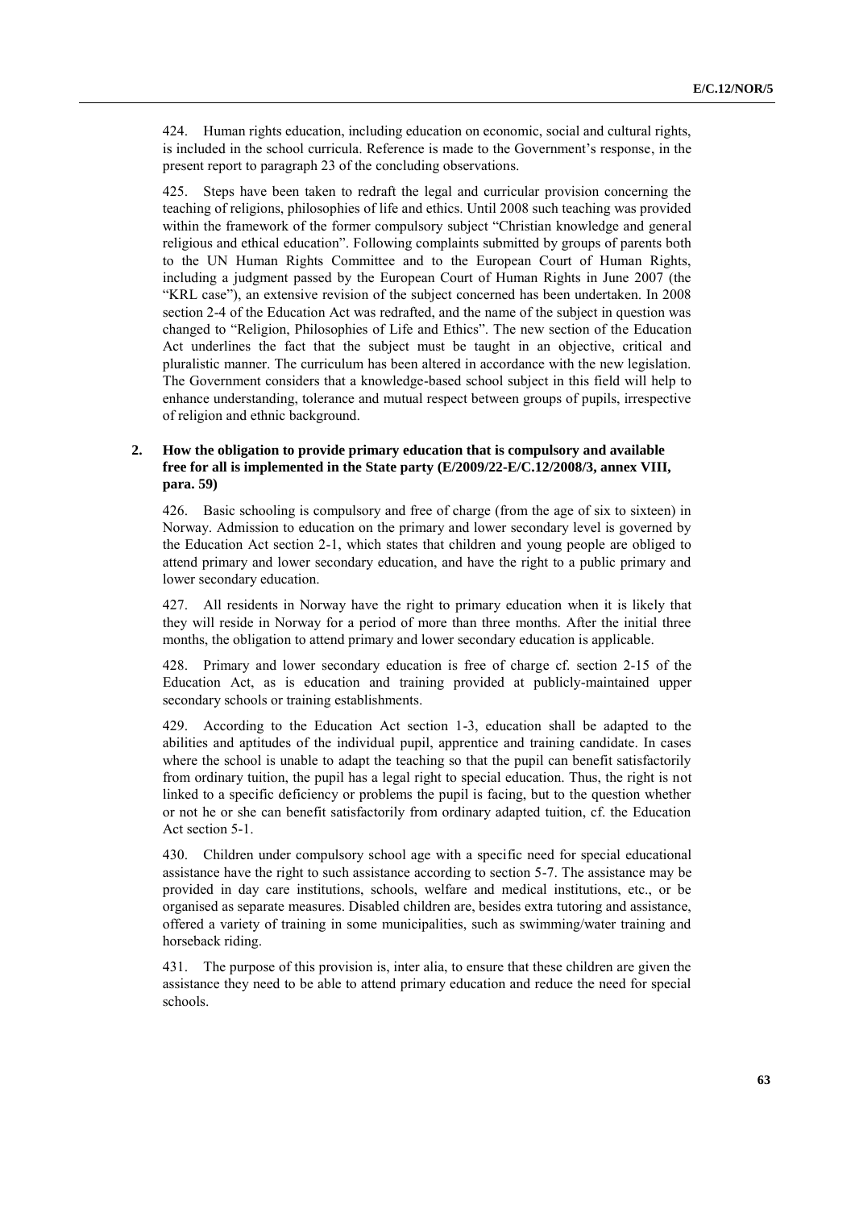424. Human rights education, including education on economic, social and cultural rights, is included in the school curricula. Reference is made to the Government's response, in the present report to paragraph 23 of the concluding observations.

425. Steps have been taken to redraft the legal and curricular provision concerning the teaching of religions, philosophies of life and ethics. Until 2008 such teaching was provided within the framework of the former compulsory subject "Christian knowledge and general religious and ethical education". Following complaints submitted by groups of parents both to the UN Human Rights Committee and to the European Court of Human Rights, including a judgment passed by the European Court of Human Rights in June 2007 (the "KRL case"), an extensive revision of the subject concerned has been undertaken. In 2008 section 2-4 of the Education Act was redrafted, and the name of the subject in question was changed to "Religion, Philosophies of Life and Ethics". The new section of the Education Act underlines the fact that the subject must be taught in an objective, critical and pluralistic manner. The curriculum has been altered in accordance with the new legislation. The Government considers that a knowledge-based school subject in this field will help to enhance understanding, tolerance and mutual respect between groups of pupils, irrespective of religion and ethnic background.

## 2. How the obligation to provide primary education that is compulsory and available free for all is implemented in the State party (E/2009/22-E/C.12/2008/3, annex VIII, para. 59)

426. Basic schooling is compulsory and free of charge (from the age of six to sixteen) in Norway. Admission to education on the primary and lower secondary level is governed by the Education Act section 2-1, which states that children and young people are obliged to attend primary and lower secondary education, and have the right to a public primary and lower secondary education.

427. All residents in Norway have the right to primary education when it is likely that they will reside in Norway for a period of more than three months. After the initial three months, the obligation to attend primary and lower secondary education is applicable.

428. Primary and lower secondary education is free of charge cf. section 2-15 of the Education Act, as is education and training provided at publicly-maintained upper secondary schools or training establishments.

429. According to the Education Act section 1-3, education shall be adapted to the abilities and aptitudes of the individual pupil, apprentice and training candidate. In cases where the school is unable to adapt the teaching so that the pupil can benefit satisfactorily from ordinary tuition, the pupil has a legal right to special education. Thus, the right is not linked to a specific deficiency or problems the pupil is facing, but to the question whether or not he or she can benefit satisfactorily from ordinary adapted tuition, cf. the Education Act section 5-1.

430. Children under compulsory school age with a specific need for special educational assistance have the right to such assistance according to section 5-7. The assistance may be provided in day care institutions, schools, welfare and medical institutions, etc., or be organised as separate measures. Disabled children are, besides extra tutoring and assistance, offered a variety of training in some municipalities, such as swimming/water training and horseback riding.

431. The purpose of this provision is, inter alia, to ensure that these children are given the assistance they need to be able to attend primary education and reduce the need for special schools.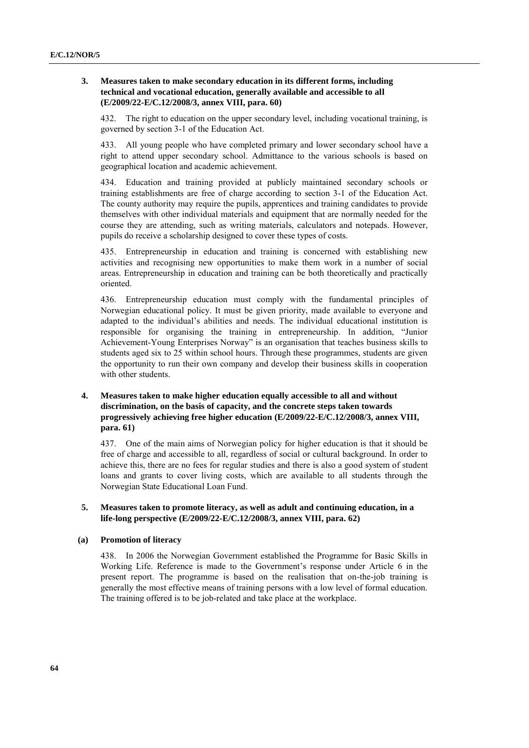### 3. Measures taken to make secondary education in its different forms, including technical and vocational education, generally available and accessible to all (E/2009/22-E/C.12/2008/3, annex VIII, para. 60)

432. The right to education on the upper secondary level, including vocational training, is governed by section 3-1 of the Education Act.

433. All young people who have completed primary and lower secondary school have a right to attend upper secondary school. Admittance to the various schools is based on geographical location and academic achievement.

434. Education and training provided at publicly maintained secondary schools or training establishments are free of charge according to section 3-1 of the Education Act. The county authority may require the pupils, apprentices and training candidates to provide themselves with other individual materials and equipment that are normally needed for the course they are attending, such as writing materials, calculators and notepads. However, pupils do receive a scholarship designed to cover these types of costs.

435. Entrepreneurship in education and training is concerned with establishing new activities and recognising new opportunities to make them work in a number of social areas. Entrepreneurship in education and training can be both theoretically and practically oriented.

436. Entrepreneurship education must comply with the fundamental principles of Norwegian educational policy. It must be given priority, made available to everyone and adapted to the individual's abilities and needs. The individual educational institution is responsible for organising the training in entrepreneurship. In addition, "Junior Achievement-Young Enterprises Norway" is an organisation that teaches business skills to students aged six to 25 within school hours. Through these programmes, students are given the opportunity to run their own company and develop their business skills in cooperation with other students.

### 4. Measures taken to make higher education equally accessible to all and without discrimination, on the basis of capacity, and the concrete steps taken towards progressively achieving free higher education (E/2009/22-E/C.12/2008/3, annex VIII, para. 61)

437. One of the main aims of Norwegian policy for higher education is that it should be free of charge and accessible to all, regardless of social or cultural background. In order to achieve this, there are no fees for regular studies and there is also a good system of student loans and grants to cover living costs, which are available to all students through the Norwegian State Educational Loan Fund.

### 5. Measures taken to promote literacy, as well as adult and continuing education, in a life-long perspective (E/2009/22-E/C.12/2008/3, annex VIII, para. 62)

#### (a) Promotion of literacy

438. In 2006 the Norwegian Government established the Programme for Basic Skills in Working Life. Reference is made to the Government's response under Article 6 in the present report. The programme is based on the realisation that on-the-job training is generally the most effective means of training persons with a low level of formal education. The training offered is to be job-related and take place at the workplace.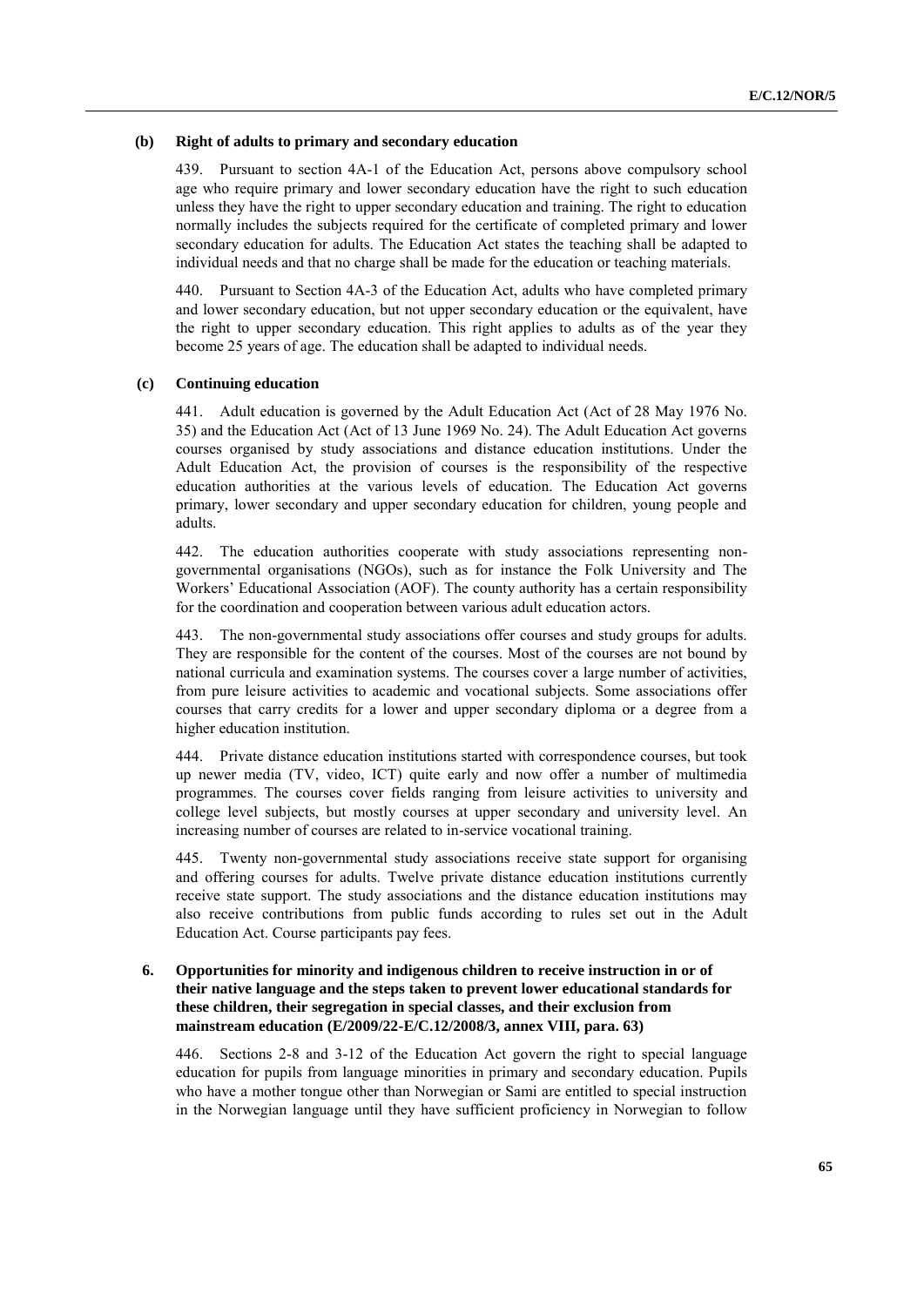### (b) Right of adults to primary and secondary education

439. Pursuant to section 4A-1 of the Education Act, persons above compulsory school age who require primary and lower secondary education have the right to such education unless they have the right to upper secondary education and training. The right to education normally includes the subjects required for the certificate of completed primary and lower secondary education for adults. The Education Act states the teaching shall be adapted to individual needs and that no charge shall be made for the education or teaching materials.

440. Pursuant to Section 4A-3 of the Education Act, adults who have completed primary and lower secondary education, but not upper secondary education or the equivalent, have the right to upper secondary education. This right applies to adults as of the year they become 25 years of age. The education shall be adapted to individual needs.

### (c) Continuing education

441. Adult education is governed by the Adult Education Act (Act of 28 May 1976 No. 35) and the Education Act (Act of 13 June 1969 No. 24). The Adult Education Act governs courses organised by study associations and distance education institutions. Under the Adult Education Act, the provision of courses is the responsibility of the respective education authorities at the various levels of education. The Education Act governs primary, lower secondary and upper secondary education for children, young people and adults.

442. The education authorities cooperate with study associations representing non-governmental organisations (NGOs), such as for instance the Folk University and The Workers' Educational Association (AOF). The county authority has a certain responsibility for the coordination and cooperation between various adult education actors.

443. The non-governmental study associations offer courses and study groups for adults. They are responsible for the content of the courses. Most of the courses are not bound by national curricula and examination systems. The courses cover a large number of activities, from pure leisure activities to academic and vocational subjects. Some associations offer courses that carry credits for a lower and upper secondary diploma or a degree from a higher education institution.

444. Private distance education institutions started with correspondence courses, but took up newer media (TV, video, ICT) quite early and now offer a number of multimedia programmes. The courses cover fields ranging from leisure activities to university and college level subjects, but mostly courses at upper secondary and university level. An increasing number of courses are related to in-service vocational training.

445. Twenty non-governmental study associations receive state support for organising and offering courses for adults. Twelve private distance education institutions currently receive state support. The study associations and the distance education institutions may also receive contributions from public funds according to rules set out in the Adult Education Act. Course participants pay fees.

## 6. Opportunities for minority and indigenous children to receive instruction in or of their native language and the steps taken to prevent lower educational standards for these children, their segregation in special classes, and their exclusion from mainstream education (E/2009/22-E/C.12/2008/3, annex VIII, para. 63)

446. Sections 2-8 and 3-12 of the Education Act govern the right to special language education for pupils from language minorities in primary and secondary education. Pupils who have a mother tongue other than Norwegian or Sami are entitled to special instruction in the Norwegian language until they have sufficient proficiency in Norwegian to follow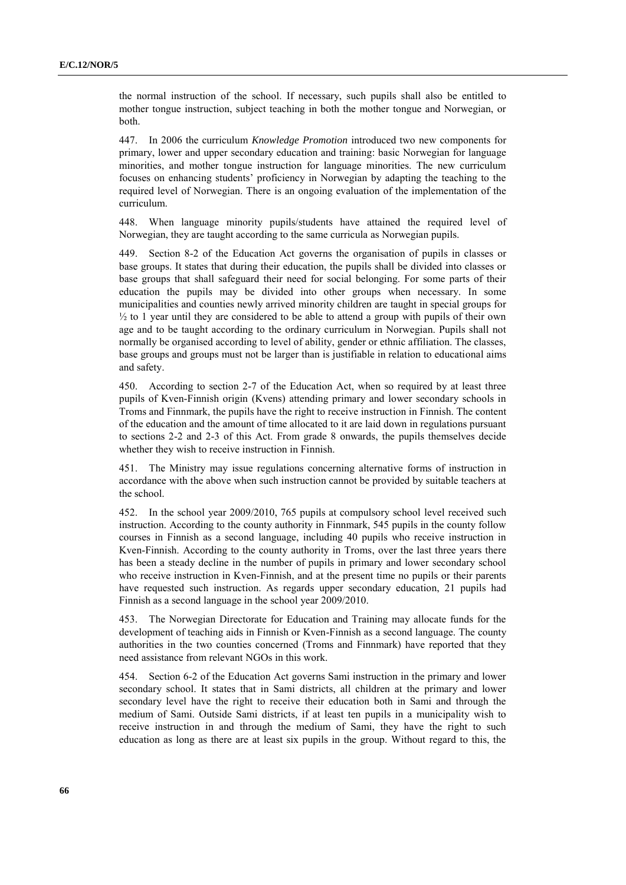the normal instruction of the school. If necessary, such pupils shall also be entitled to mother tongue instruction, subject teaching in both the mother tongue and Norwegian, or both.

447. In 2006 the curriculum *Knowledge Promotion* introduced two new components for primary, lower and upper secondary education and training: basic Norwegian for language minorities, and mother tongue instruction for language minorities. The new curriculum focuses on enhancing students' proficiency in Norwegian by adapting the teaching to the required level of Norwegian. There is an ongoing evaluation of the implementation of the curriculum.

448. When language minority pupils/students have attained the required level of Norwegian, they are taught according to the same curricula as Norwegian pupils.

449. Section 8-2 of the Education Act governs the organisation of pupils in classes or base groups. It states that during their education, the pupils shall be divided into classes or base groups that shall safeguard their need for social belonging. For some parts of their education the pupils may be divided into other groups when necessary. In some municipalities and counties newly arrived minority children are taught in special groups for ½ to 1 year until they are considered to be able to attend a group with pupils of their own age and to be taught according to the ordinary curriculum in Norwegian. Pupils shall not normally be organised according to level of ability, gender or ethnic affiliation. The classes, base groups and groups must not be larger than is justifiable in relation to educational aims and safety.

450. According to section 2-7 of the Education Act, when so required by at least three pupils of Kven-Finnish origin (Kvens) attending primary and lower secondary schools in Troms and Finnmark, the pupils have the right to receive instruction in Finnish. The content of the education and the amount of time allocated to it are laid down in regulations pursuant to sections 2-2 and 2-3 of this Act. From grade 8 onwards, the pupils themselves decide whether they wish to receive instruction in Finnish.

451. The Ministry may issue regulations concerning alternative forms of instruction in accordance with the above when such instruction cannot be provided by suitable teachers at the school.

452. In the school year 2009/2010, 765 pupils at compulsory school level received such instruction. According to the county authority in Finnmark, 545 pupils in the county follow courses in Finnish as a second language, including 40 pupils who receive instruction in Kven-Finnish. According to the county authority in Troms, over the last three years there has been a steady decline in the number of pupils in primary and lower secondary school who receive instruction in Kven-Finnish, and at the present time no pupils or their parents have requested such instruction. As regards upper secondary education, 21 pupils had Finnish as a second language in the school year 2009/2010.

453. The Norwegian Directorate for Education and Training may allocate funds for the development of teaching aids in Finnish or Kven-Finnish as a second language. The county authorities in the two counties concerned (Troms and Finnmark) have reported that they need assistance from relevant NGOs in this work.

454. Section 6-2 of the Education Act governs Sami instruction in the primary and lower secondary school. It states that in Sami districts, all children at the primary and lower secondary level have the right to receive their education both in Sami and through the medium of Sami. Outside Sami districts, if at least ten pupils in a municipality wish to receive instruction in and through the medium of Sami, they have the right to such education as long as there are at least six pupils in the group. Without regard to this, the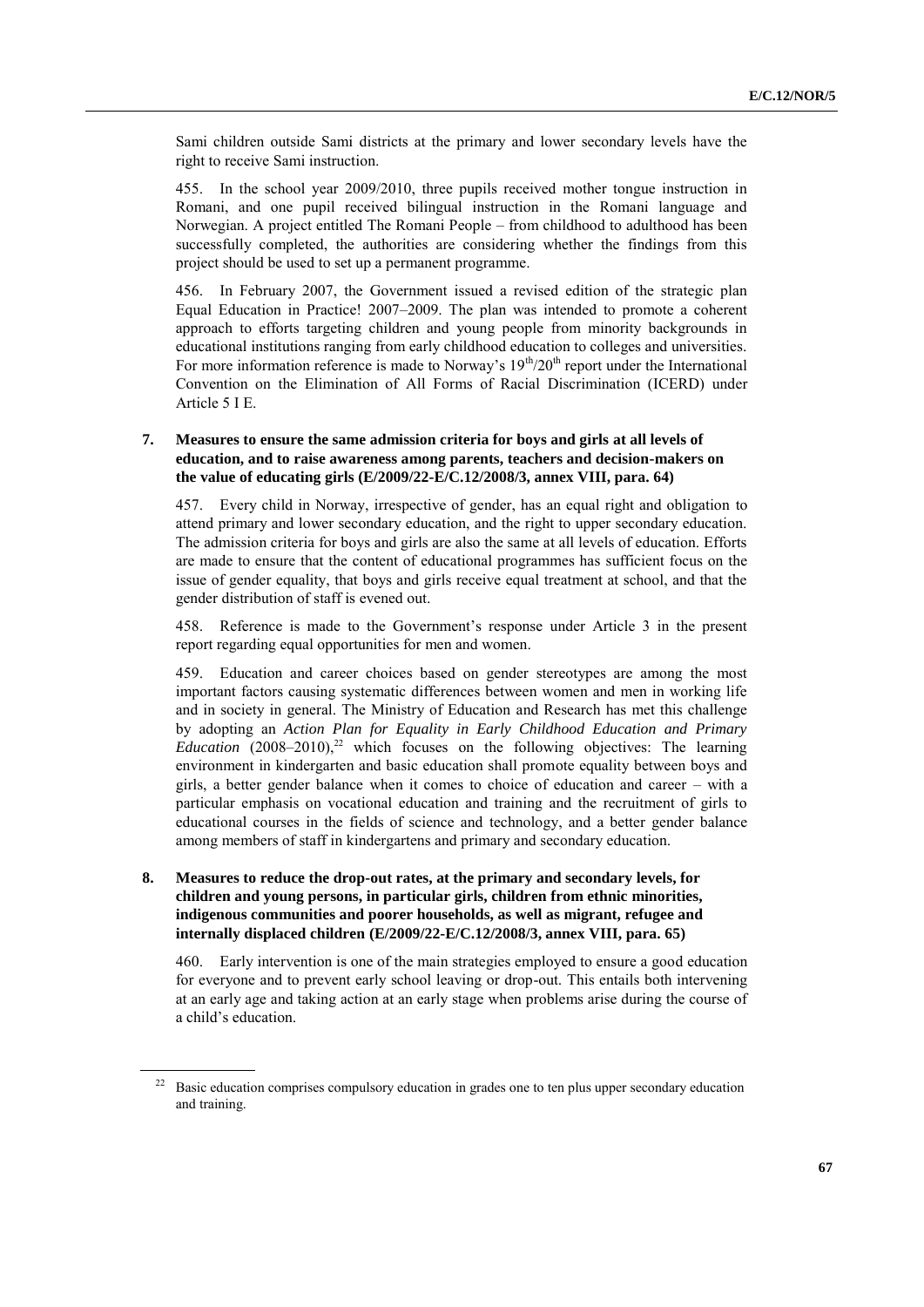Sami children outside Sami districts at the primary and lower secondary levels have the right to receive Sami instruction.

455. In the school year 2009/2010, three pupils received mother tongue instruction in Romani, and one pupil received bilingual instruction in the Romani language and Norwegian. A project entitled The Romani People – from childhood to adulthood has been successfully completed, the authorities are considering whether the findings from this project should be used to set up a permanent programme.

456. In February 2007, the Government issued a revised edition of the strategic plan Equal Education in Practice! 2007–2009. The plan was intended to promote a coherent approach to efforts targeting children and young people from minority backgrounds in educational institutions ranging from early childhood education to colleges and universities. For more information reference is made to Norway's 19th/20th report under the International Convention on the Elimination of All Forms of Racial Discrimination (ICERD) under Article 5 I E.

## 7. Measures to ensure the same admission criteria for boys and girls at all levels of education, and to raise awareness among parents, teachers and decision-makers on the value of educating girls (E/2009/22-E/C.12/2008/3, annex VIII, para. 64)

457. Every child in Norway, irrespective of gender, has an equal right and obligation to attend primary and lower secondary education, and the right to upper secondary education. The admission criteria for boys and girls are also the same at all levels of education. Efforts are made to ensure that the content of educational programmes has sufficient focus on the issue of gender equality, that boys and girls receive equal treatment at school, and that the gender distribution of staff is evened out.

458. Reference is made to the Government's response under Article 3 in the present report regarding equal opportunities for men and women.

459. Education and career choices based on gender stereotypes are among the most important factors causing systematic differences between women and men in working life and in society in general. The Ministry of Education and Research has met this challenge by adopting an *Action Plan for Equality in Early Childhood Education and Primary Education* (2008–2010),[22] which focuses on the following objectives: The learning environment in kindergarten and basic education shall promote equality between boys and girls, a better gender balance when it comes to choice of education and career – with a particular emphasis on vocational education and training and the recruitment of girls to educational courses in the fields of science and technology, and a better gender balance among members of staff in kindergartens and primary and secondary education.

## 8. Measures to reduce the drop-out rates, at the primary and secondary levels, for children and young persons, in particular girls, children from ethnic minorities, indigenous communities and poorer households, as well as migrant, refugee and internally displaced children (E/2009/22-E/C.12/2008/3, annex VIII, para. 65)

460. Early intervention is one of the main strategies employed to ensure a good education for everyone and to prevent early school leaving or drop-out. This entails both intervening at an early age and taking action at an early stage when problems arise during the course of a child's education.

[22] Basic education comprises compulsory education in grades one to ten plus upper secondary education and training.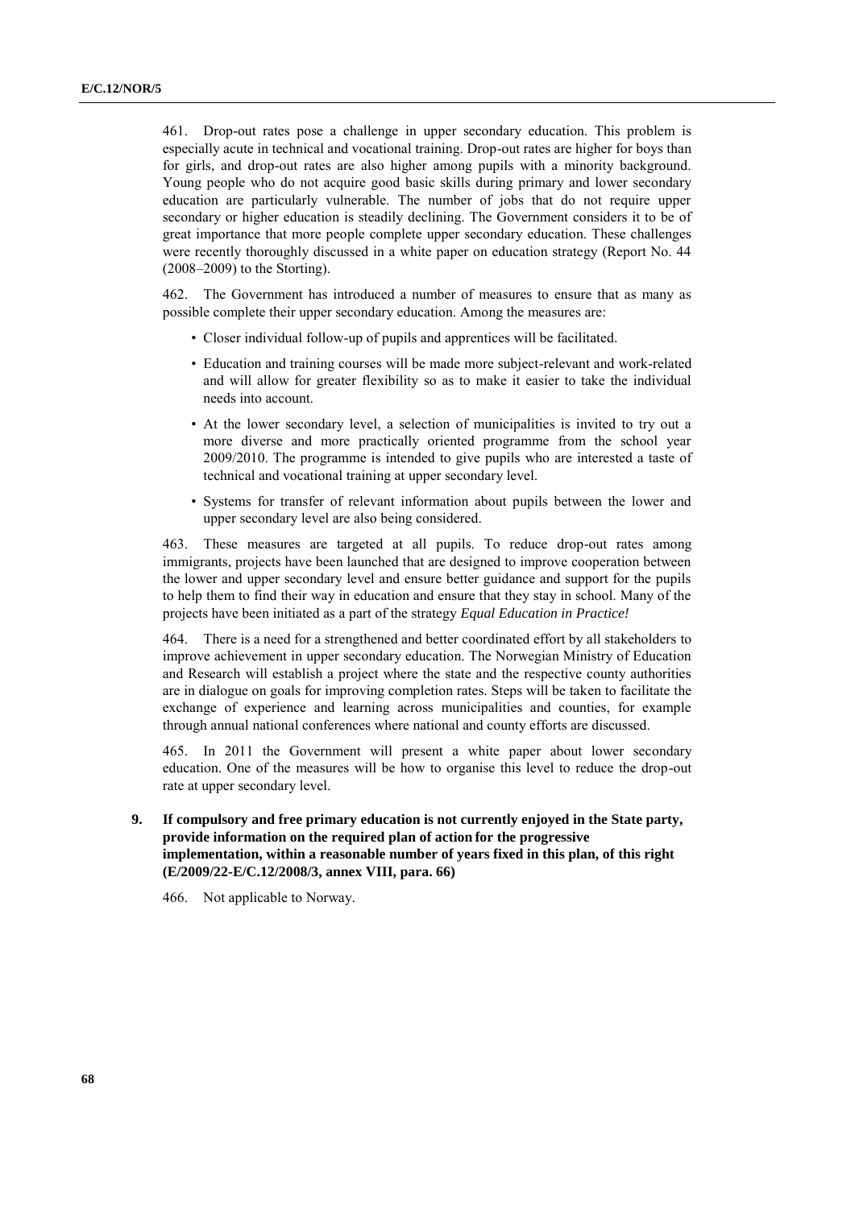461. Drop-out rates pose a challenge in upper secondary education. This problem is especially acute in technical and vocational training. Drop-out rates are higher for boys than for girls, and drop-out rates are also higher among pupils with a minority background. Young people who do not acquire good basic skills during primary and lower secondary education are particularly vulnerable. The number of jobs that do not require upper secondary or higher education is steadily declining. The Government considers it to be of great importance that more people complete upper secondary education. These challenges were recently thoroughly discussed in a white paper on education strategy (Report No. 44 (2008–2009) to the Storting).

462. The Government has introduced a number of measures to ensure that as many as possible complete their upper secondary education. Among the measures are:

- Closer individual follow-up of pupils and apprentices will be facilitated.
- Education and training courses will be made more subject-relevant and work-related and will allow for greater flexibility so as to make it easier to take the individual needs into account.
- At the lower secondary level, a selection of municipalities is invited to try out a more diverse and more practically oriented programme from the school year 2009/2010. The programme is intended to give pupils who are interested a taste of technical and vocational training at upper secondary level.
- Systems for transfer of relevant information about pupils between the lower and upper secondary level are also being considered.

463. These measures are targeted at all pupils. To reduce drop-out rates among immigrants, projects have been launched that are designed to improve cooperation between the lower and upper secondary level and ensure better guidance and support for the pupils to help them to find their way in education and ensure that they stay in school. Many of the projects have been initiated as a part of the strategy *Equal Education in Practice!*

464. There is a need for a strengthened and better coordinated effort by all stakeholders to improve achievement in upper secondary education. The Norwegian Ministry of Education and Research will establish a project where the state and the respective county authorities are in dialogue on goals for improving completion rates. Steps will be taken to facilitate the exchange of experience and learning across municipalities and counties, for example through annual national conferences where national and county efforts are discussed.

465. In 2011 the Government will present a white paper about lower secondary education. One of the measures will be how to organise this level to reduce the drop-out rate at upper secondary level.

**9. If compulsory and free primary education is not currently enjoyed in the State party, provide information on the required plan of action for the progressive implementation, within a reasonable number of years fixed in this plan, of this right (E/2009/22-E/C.12/2008/3, annex VIII, para. 66)**

466. Not applicable to Norway.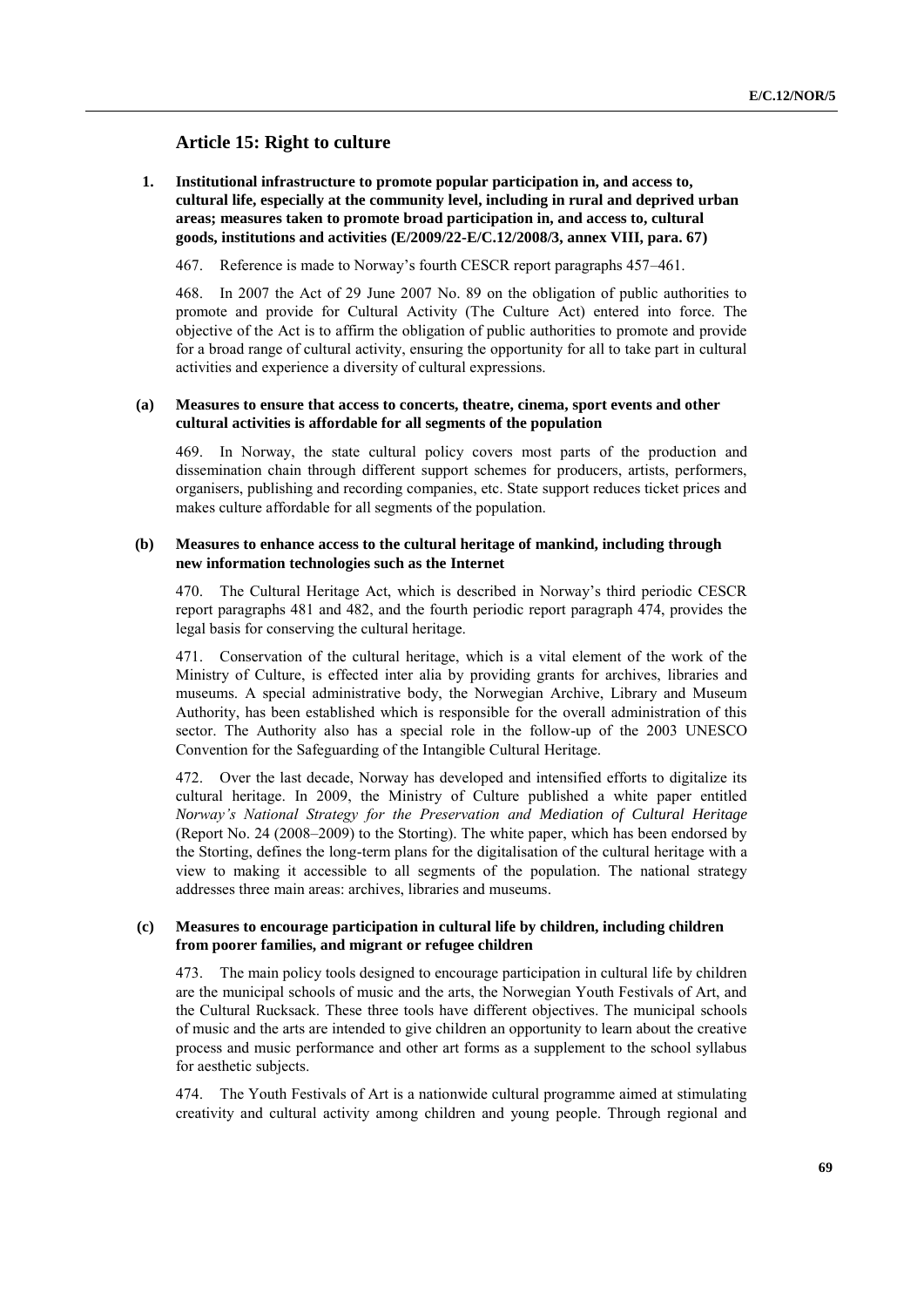## Article 15: Right to culture

### 1. Institutional infrastructure to promote popular participation in, and access to, cultural life, especially at the community level, including in rural and deprived urban areas; measures taken to promote broad participation in, and access to, cultural goods, institutions and activities (E/2009/22-E/C.12/2008/3, annex VIII, para. 67)

467. Reference is made to Norway's fourth CESCR report paragraphs 457–461.

468. In 2007 the Act of 29 June 2007 No. 89 on the obligation of public authorities to promote and provide for Cultural Activity (The Culture Act) entered into force. The objective of the Act is to affirm the obligation of public authorities to promote and provide for a broad range of cultural activity, ensuring the opportunity for all to take part in cultural activities and experience a diversity of cultural expressions.

#### (a) Measures to ensure that access to concerts, theatre, cinema, sport events and other cultural activities is affordable for all segments of the population

469. In Norway, the state cultural policy covers most parts of the production and dissemination chain through different support schemes for producers, artists, performers, organisers, publishing and recording companies, etc. State support reduces ticket prices and makes culture affordable for all segments of the population.

#### (b) Measures to enhance access to the cultural heritage of mankind, including through new information technologies such as the Internet

470. The Cultural Heritage Act, which is described in Norway's third periodic CESCR report paragraphs 481 and 482, and the fourth periodic report paragraph 474, provides the legal basis for conserving the cultural heritage.

471. Conservation of the cultural heritage, which is a vital element of the work of the Ministry of Culture, is effected inter alia by providing grants for archives, libraries and museums. A special administrative body, the Norwegian Archive, Library and Museum Authority, has been established which is responsible for the overall administration of this sector. The Authority also has a special role in the follow-up of the 2003 UNESCO Convention for the Safeguarding of the Intangible Cultural Heritage.

472. Over the last decade, Norway has developed and intensified efforts to digitalize its cultural heritage. In 2009, the Ministry of Culture published a white paper entitled *Norway's National Strategy for the Preservation and Mediation of Cultural Heritage* (Report No. 24 (2008–2009) to the Storting). The white paper, which has been endorsed by the Storting, defines the long-term plans for the digitalisation of the cultural heritage with a view to making it accessible to all segments of the population. The national strategy addresses three main areas: archives, libraries and museums.

#### (c) Measures to encourage participation in cultural life by children, including children from poorer families, and migrant or refugee children

473. The main policy tools designed to encourage participation in cultural life by children are the municipal schools of music and the arts, the Norwegian Youth Festivals of Art, and the Cultural Rucksack. These three tools have different objectives. The municipal schools of music and the arts are intended to give children an opportunity to learn about the creative process and music performance and other art forms as a supplement to the school syllabus for aesthetic subjects.

474. The Youth Festivals of Art is a nationwide cultural programme aimed at stimulating creativity and cultural activity among children and young people. Through regional and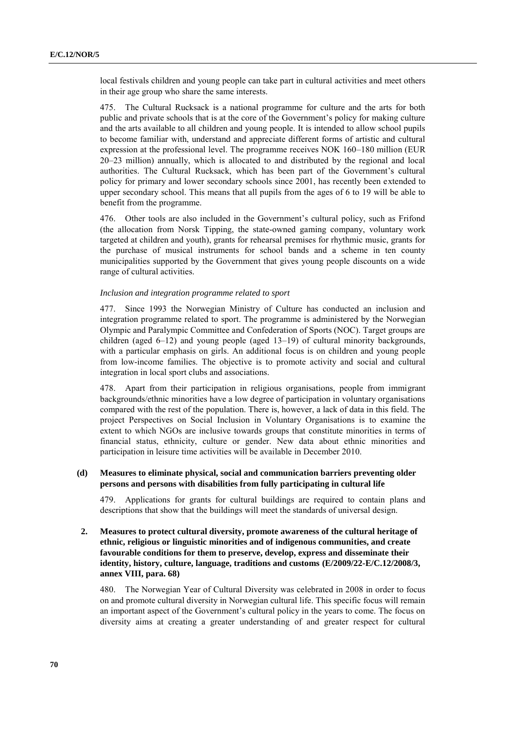local festivals children and young people can take part in cultural activities and meet others in their age group who share the same interests.

475. The Cultural Rucksack is a national programme for culture and the arts for both public and private schools that is at the core of the Government's policy for making culture and the arts available to all children and young people. It is intended to allow school pupils to become familiar with, understand and appreciate different forms of artistic and cultural expression at the professional level. The programme receives NOK 160–180 million (EUR 20–23 million) annually, which is allocated to and distributed by the regional and local authorities. The Cultural Rucksack, which has been part of the Government's cultural policy for primary and lower secondary schools since 2001, has recently been extended to upper secondary school. This means that all pupils from the ages of 6 to 19 will be able to benefit from the programme.

476. Other tools are also included in the Government's cultural policy, such as Frifond (the allocation from Norsk Tipping, the state-owned gaming company, voluntary work targeted at children and youth), grants for rehearsal premises for rhythmic music, grants for the purchase of musical instruments for school bands and a scheme in ten county municipalities supported by the Government that gives young people discounts on a wide range of cultural activities.

*Inclusion and integration programme related to sport*

477. Since 1993 the Norwegian Ministry of Culture has conducted an inclusion and integration programme related to sport. The programme is administered by the Norwegian Olympic and Paralympic Committee and Confederation of Sports (NOC). Target groups are children (aged 6–12) and young people (aged 13–19) of cultural minority backgrounds, with a particular emphasis on girls. An additional focus is on children and young people from low-income families. The objective is to promote activity and social and cultural integration in local sport clubs and associations.

478. Apart from their participation in religious organisations, people from immigrant backgrounds/ethnic minorities have a low degree of participation in voluntary organisations compared with the rest of the population. There is, however, a lack of data in this field. The project Perspectives on Social Inclusion in Voluntary Organisations is to examine the extent to which NGOs are inclusive towards groups that constitute minorities in terms of financial status, ethnicity, culture or gender. New data about ethnic minorities and participation in leisure time activities will be available in December 2010.

#### (d) Measures to eliminate physical, social and communication barriers preventing older persons and persons with disabilities from fully participating in cultural life

479. Applications for grants for cultural buildings are required to contain plans and descriptions that show that the buildings will meet the standards of universal design.

### 2. Measures to protect cultural diversity, promote awareness of the cultural heritage of ethnic, religious or linguistic minorities and of indigenous communities, and create favourable conditions for them to preserve, develop, express and disseminate their identity, history, culture, language, traditions and customs (E/2009/22-E/C.12/2008/3, annex VIII, para. 68)

480. The Norwegian Year of Cultural Diversity was celebrated in 2008 in order to focus on and promote cultural diversity in Norwegian cultural life. This specific focus will remain an important aspect of the Government's cultural policy in the years to come. The focus on diversity aims at creating a greater understanding of and greater respect for cultural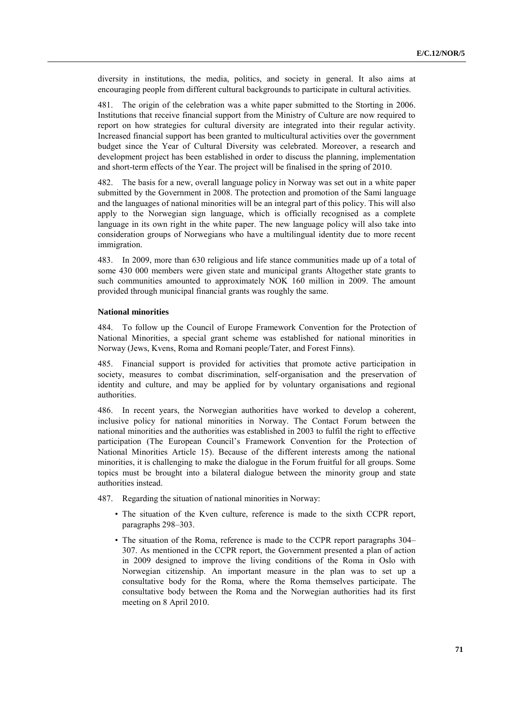diversity in institutions, the media, politics, and society in general. It also aims at encouraging people from different cultural backgrounds to participate in cultural activities.

481. The origin of the celebration was a white paper submitted to the Storting in 2006. Institutions that receive financial support from the Ministry of Culture are now required to report on how strategies for cultural diversity are integrated into their regular activity. Increased financial support has been granted to multicultural activities over the government budget since the Year of Cultural Diversity was celebrated. Moreover, a research and development project has been established in order to discuss the planning, implementation and short-term effects of the Year. The project will be finalised in the spring of 2010.

482. The basis for a new, overall language policy in Norway was set out in a white paper submitted by the Government in 2008. The protection and promotion of the Sami language and the languages of national minorities will be an integral part of this policy. This will also apply to the Norwegian sign language, which is officially recognised as a complete language in its own right in the white paper. The new language policy will also take into consideration groups of Norwegians who have a multilingual identity due to more recent immigration.

483. In 2009, more than 630 religious and life stance communities made up of a total of some 430 000 members were given state and municipal grants Altogether state grants to such communities amounted to approximately NOK 160 million in 2009. The amount provided through municipal financial grants was roughly the same.

**National minorities**

484. To follow up the Council of Europe Framework Convention for the Protection of National Minorities, a special grant scheme was established for national minorities in Norway (Jews, Kvens, Roma and Romani people/Tater, and Forest Finns).

485. Financial support is provided for activities that promote active participation in society, measures to combat discrimination, self-organisation and the preservation of identity and culture, and may be applied for by voluntary organisations and regional authorities.

486. In recent years, the Norwegian authorities have worked to develop a coherent, inclusive policy for national minorities in Norway. The Contact Forum between the national minorities and the authorities was established in 2003 to fulfil the right to effective participation (The European Council's Framework Convention for the Protection of National Minorities Article 15). Because of the different interests among the national minorities, it is challenging to make the dialogue in the Forum fruitful for all groups. Some topics must be brought into a bilateral dialogue between the minority group and state authorities instead.

487. Regarding the situation of national minorities in Norway:

- The situation of the Kven culture, reference is made to the sixth CCPR report, paragraphs 298–303.
- The situation of the Roma, reference is made to the CCPR report paragraphs 304–307. As mentioned in the CCPR report, the Government presented a plan of action in 2009 designed to improve the living conditions of the Roma in Oslo with Norwegian citizenship. An important measure in the plan was to set up a consultative body for the Roma, where the Roma themselves participate. The consultative body between the Roma and the Norwegian authorities had its first meeting on 8 April 2010.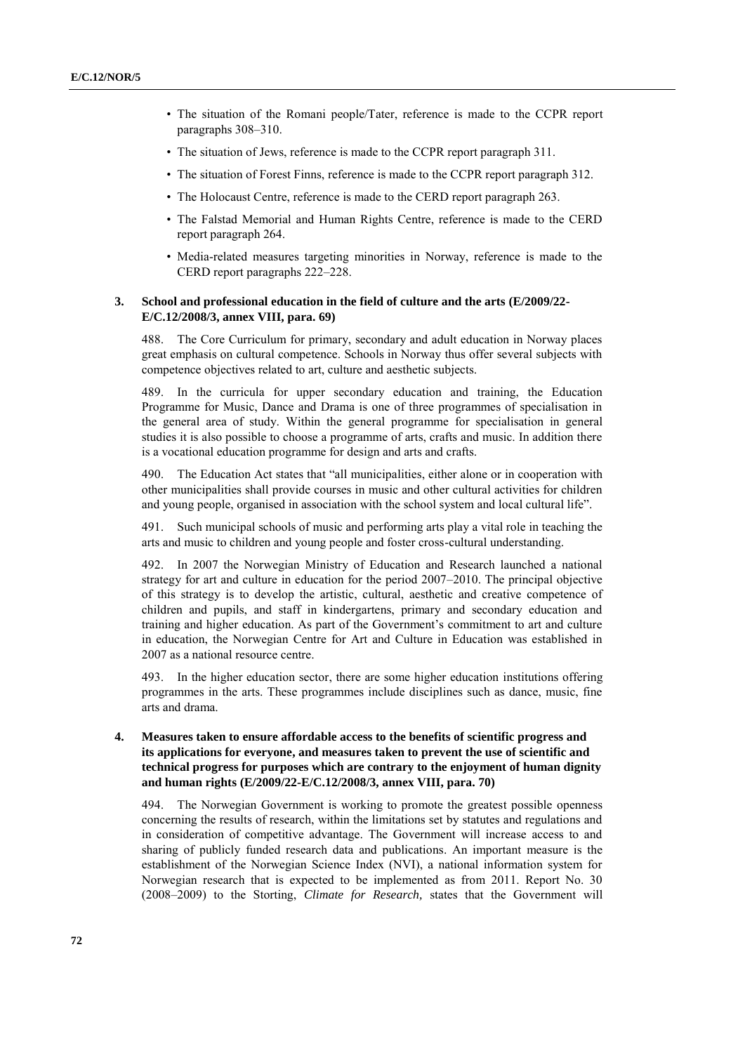- The situation of the Romani people/Tater, reference is made to the CCPR report paragraphs 308–310.
- The situation of Jews, reference is made to the CCPR report paragraph 311.
- The situation of Forest Finns, reference is made to the CCPR report paragraph 312.
- The Holocaust Centre, reference is made to the CERD report paragraph 263.
- The Falstad Memorial and Human Rights Centre, reference is made to the CERD report paragraph 264.
- Media-related measures targeting minorities in Norway, reference is made to the CERD report paragraphs 222–228.

### 3. School and professional education in the field of culture and the arts (E/2009/22-E/C.12/2008/3, annex VIII, para. 69)

488. The Core Curriculum for primary, secondary and adult education in Norway places great emphasis on cultural competence. Schools in Norway thus offer several subjects with competence objectives related to art, culture and aesthetic subjects.

489. In the curricula for upper secondary education and training, the Education Programme for Music, Dance and Drama is one of three programmes of specialisation in the general area of study. Within the general programme for specialisation in general studies it is also possible to choose a programme of arts, crafts and music. In addition there is a vocational education programme for design and arts and crafts.

490. The Education Act states that "all municipalities, either alone or in cooperation with other municipalities shall provide courses in music and other cultural activities for children and young people, organised in association with the school system and local cultural life".

491. Such municipal schools of music and performing arts play a vital role in teaching the arts and music to children and young people and foster cross-cultural understanding.

492. In 2007 the Norwegian Ministry of Education and Research launched a national strategy for art and culture in education for the period 2007–2010. The principal objective of this strategy is to develop the artistic, cultural, aesthetic and creative competence of children and pupils, and staff in kindergartens, primary and secondary education and training and higher education. As part of the Government's commitment to art and culture in education, the Norwegian Centre for Art and Culture in Education was established in 2007 as a national resource centre.

493. In the higher education sector, there are some higher education institutions offering programmes in the arts. These programmes include disciplines such as dance, music, fine arts and drama.

### 4. Measures taken to ensure affordable access to the benefits of scientific progress and its applications for everyone, and measures taken to prevent the use of scientific and technical progress for purposes which are contrary to the enjoyment of human dignity and human rights (E/2009/22-E/C.12/2008/3, annex VIII, para. 70)

494. The Norwegian Government is working to promote the greatest possible openness concerning the results of research, within the limitations set by statutes and regulations and in consideration of competitive advantage. The Government will increase access to and sharing of publicly funded research data and publications. An important measure is the establishment of the Norwegian Science Index (NVI), a national information system for Norwegian research that is expected to be implemented as from 2011. Report No. 30 (2008–2009) to the Storting, *Climate for Research,* states that the Government will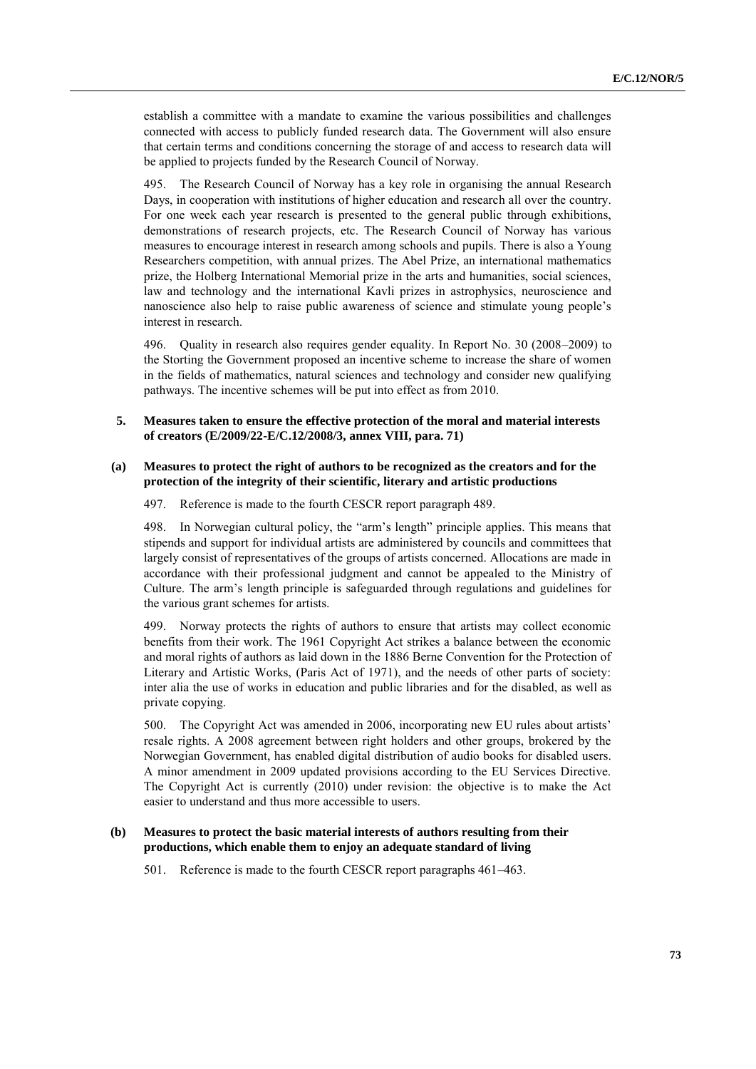establish a committee with a mandate to examine the various possibilities and challenges connected with access to publicly funded research data. The Government will also ensure that certain terms and conditions concerning the storage of and access to research data will be applied to projects funded by the Research Council of Norway.

495. The Research Council of Norway has a key role in organising the annual Research Days, in cooperation with institutions of higher education and research all over the country. For one week each year research is presented to the general public through exhibitions, demonstrations of research projects, etc. The Research Council of Norway has various measures to encourage interest in research among schools and pupils. There is also a Young Researchers competition, with annual prizes. The Abel Prize, an international mathematics prize, the Holberg International Memorial prize in the arts and humanities, social sciences, law and technology and the international Kavli prizes in astrophysics, neuroscience and nanoscience also help to raise public awareness of science and stimulate young people's interest in research.

496. Quality in research also requires gender equality. In Report No. 30 (2008–2009) to the Storting the Government proposed an incentive scheme to increase the share of women in the fields of mathematics, natural sciences and technology and consider new qualifying pathways. The incentive schemes will be put into effect as from 2010.

### 5. Measures taken to ensure the effective protection of the moral and material interests of creators (E/2009/22-E/C.12/2008/3, annex VIII, para. 71)

#### (a) Measures to protect the right of authors to be recognized as the creators and for the protection of the integrity of their scientific, literary and artistic productions

497. Reference is made to the fourth CESCR report paragraph 489.

498. In Norwegian cultural policy, the "arm's length" principle applies. This means that stipends and support for individual artists are administered by councils and committees that largely consist of representatives of the groups of artists concerned. Allocations are made in accordance with their professional judgment and cannot be appealed to the Ministry of Culture. The arm's length principle is safeguarded through regulations and guidelines for the various grant schemes for artists.

499. Norway protects the rights of authors to ensure that artists may collect economic benefits from their work. The 1961 Copyright Act strikes a balance between the economic and moral rights of authors as laid down in the 1886 Berne Convention for the Protection of Literary and Artistic Works, (Paris Act of 1971), and the needs of other parts of society: inter alia the use of works in education and public libraries and for the disabled, as well as private copying.

500. The Copyright Act was amended in 2006, incorporating new EU rules about artists' resale rights. A 2008 agreement between right holders and other groups, brokered by the Norwegian Government, has enabled digital distribution of audio books for disabled users. A minor amendment in 2009 updated provisions according to the EU Services Directive. The Copyright Act is currently (2010) under revision: the objective is to make the Act easier to understand and thus more accessible to users.

#### (b) Measures to protect the basic material interests of authors resulting from their productions, which enable them to enjoy an adequate standard of living

501. Reference is made to the fourth CESCR report paragraphs 461–463.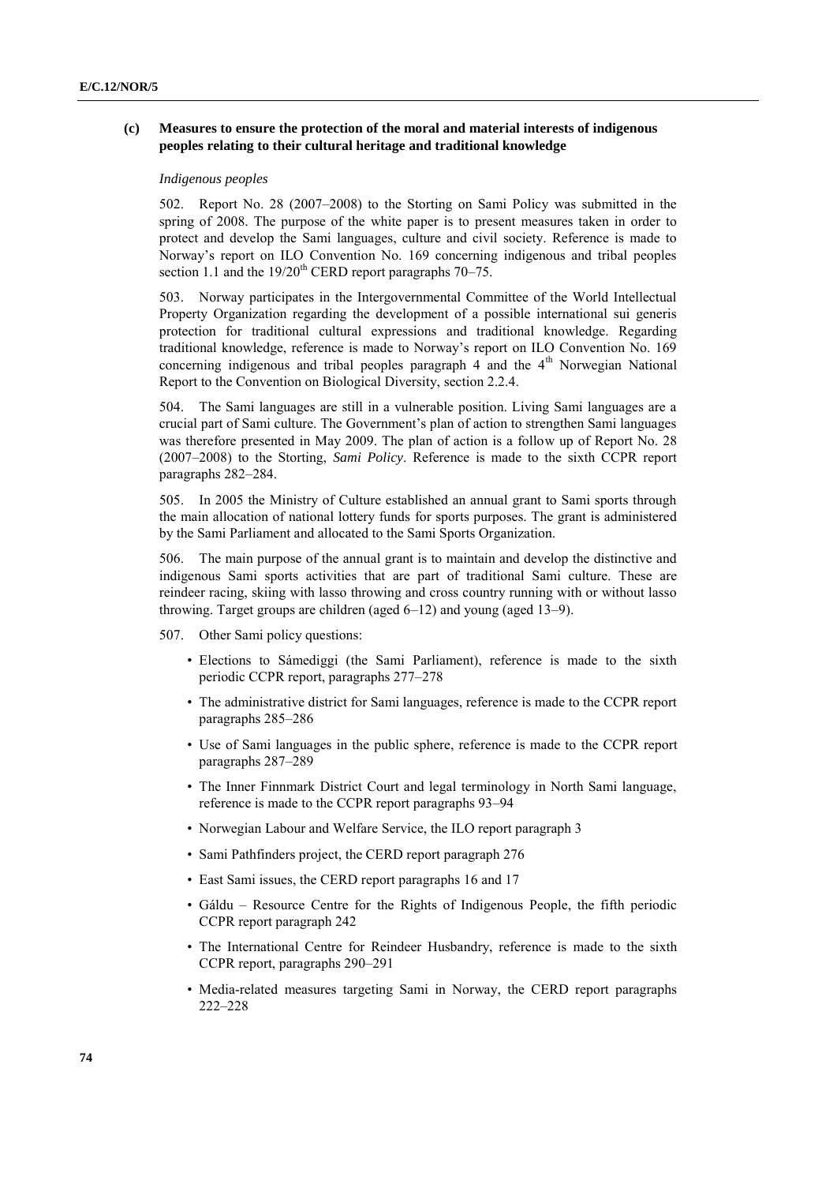### (c) Measures to ensure the protection of the moral and material interests of indigenous peoples relating to their cultural heritage and traditional knowledge

*Indigenous peoples*

502. Report No. 28 (2007–2008) to the Storting on Sami Policy was submitted in the spring of 2008. The purpose of the white paper is to present measures taken in order to protect and develop the Sami languages, culture and civil society. Reference is made to Norway's report on ILO Convention No. 169 concerning indigenous and tribal peoples section 1.1 and the 19/20th CERD report paragraphs 70–75.

503. Norway participates in the Intergovernmental Committee of the World Intellectual Property Organization regarding the development of a possible international sui generis protection for traditional cultural expressions and traditional knowledge. Regarding traditional knowledge, reference is made to Norway's report on ILO Convention No. 169 concerning indigenous and tribal peoples paragraph 4 and the 4th Norwegian National Report to the Convention on Biological Diversity, section 2.2.4.

504. The Sami languages are still in a vulnerable position. Living Sami languages are a crucial part of Sami culture. The Government's plan of action to strengthen Sami languages was therefore presented in May 2009. The plan of action is a follow up of Report No. 28 (2007–2008) to the Storting, *Sami Policy*. Reference is made to the sixth CCPR report paragraphs 282–284.

505. In 2005 the Ministry of Culture established an annual grant to Sami sports through the main allocation of national lottery funds for sports purposes. The grant is administered by the Sami Parliament and allocated to the Sami Sports Organization.

506. The main purpose of the annual grant is to maintain and develop the distinctive and indigenous Sami sports activities that are part of traditional Sami culture. These are reindeer racing, skiing with lasso throwing and cross country running with or without lasso throwing. Target groups are children (aged 6–12) and young (aged 13–9).

507. Other Sami policy questions:

- Elections to Sámediggi (the Sami Parliament), reference is made to the sixth periodic CCPR report, paragraphs 277–278
- The administrative district for Sami languages, reference is made to the CCPR report paragraphs 285–286
- Use of Sami languages in the public sphere, reference is made to the CCPR report paragraphs 287–289
- The Inner Finnmark District Court and legal terminology in North Sami language, reference is made to the CCPR report paragraphs 93–94
- Norwegian Labour and Welfare Service, the ILO report paragraph 3
- Sami Pathfinders project, the CERD report paragraph 276
- East Sami issues, the CERD report paragraphs 16 and 17
- Gáldu – Resource Centre for the Rights of Indigenous People, the fifth periodic CCPR report paragraph 242
- The International Centre for Reindeer Husbandry, reference is made to the sixth CCPR report, paragraphs 290–291
- Media-related measures targeting Sami in Norway, the CERD report paragraphs 222–228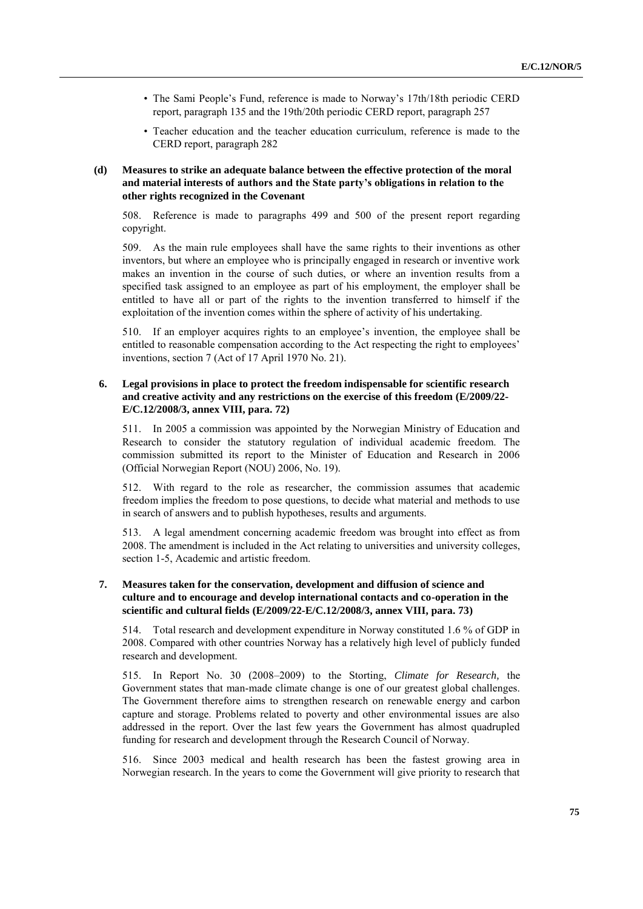- The Sami People's Fund, reference is made to Norway's 17th/18th periodic CERD report, paragraph 135 and the 19th/20th periodic CERD report, paragraph 257
- Teacher education and the teacher education curriculum, reference is made to the CERD report, paragraph 282

### (d) Measures to strike an adequate balance between the effective protection of the moral and material interests of authors and the State party's obligations in relation to the other rights recognized in the Covenant

508. Reference is made to paragraphs 499 and 500 of the present report regarding copyright.

509. As the main rule employees shall have the same rights to their inventions as other inventors, but where an employee who is principally engaged in research or inventive work makes an invention in the course of such duties, or where an invention results from a specified task assigned to an employee as part of his employment, the employer shall be entitled to have all or part of the rights to the invention transferred to himself if the exploitation of the invention comes within the sphere of activity of his undertaking.

510. If an employer acquires rights to an employee's invention, the employee shall be entitled to reasonable compensation according to the Act respecting the right to employees' inventions, section 7 (Act of 17 April 1970 No. 21).

## 6. Legal provisions in place to protect the freedom indispensable for scientific research and creative activity and any restrictions on the exercise of this freedom (E/2009/22-E/C.12/2008/3, annex VIII, para. 72)

511. In 2005 a commission was appointed by the Norwegian Ministry of Education and Research to consider the statutory regulation of individual academic freedom. The commission submitted its report to the Minister of Education and Research in 2006 (Official Norwegian Report (NOU) 2006, No. 19).

512. With regard to the role as researcher, the commission assumes that academic freedom implies the freedom to pose questions, to decide what material and methods to use in search of answers and to publish hypotheses, results and arguments.

513. A legal amendment concerning academic freedom was brought into effect as from 2008. The amendment is included in the Act relating to universities and university colleges, section 1-5, Academic and artistic freedom.

## 7. Measures taken for the conservation, development and diffusion of science and culture and to encourage and develop international contacts and co-operation in the scientific and cultural fields (E/2009/22-E/C.12/2008/3, annex VIII, para. 73)

514. Total research and development expenditure in Norway constituted 1.6 % of GDP in 2008. Compared with other countries Norway has a relatively high level of publicly funded research and development.

515. In Report No. 30 (2008–2009) to the Storting, *Climate for Research*, the Government states that man-made climate change is one of our greatest global challenges. The Government therefore aims to strengthen research on renewable energy and carbon capture and storage. Problems related to poverty and other environmental issues are also addressed in the report. Over the last few years the Government has almost quadrupled funding for research and development through the Research Council of Norway.

516. Since 2003 medical and health research has been the fastest growing area in Norwegian research. In the years to come the Government will give priority to research that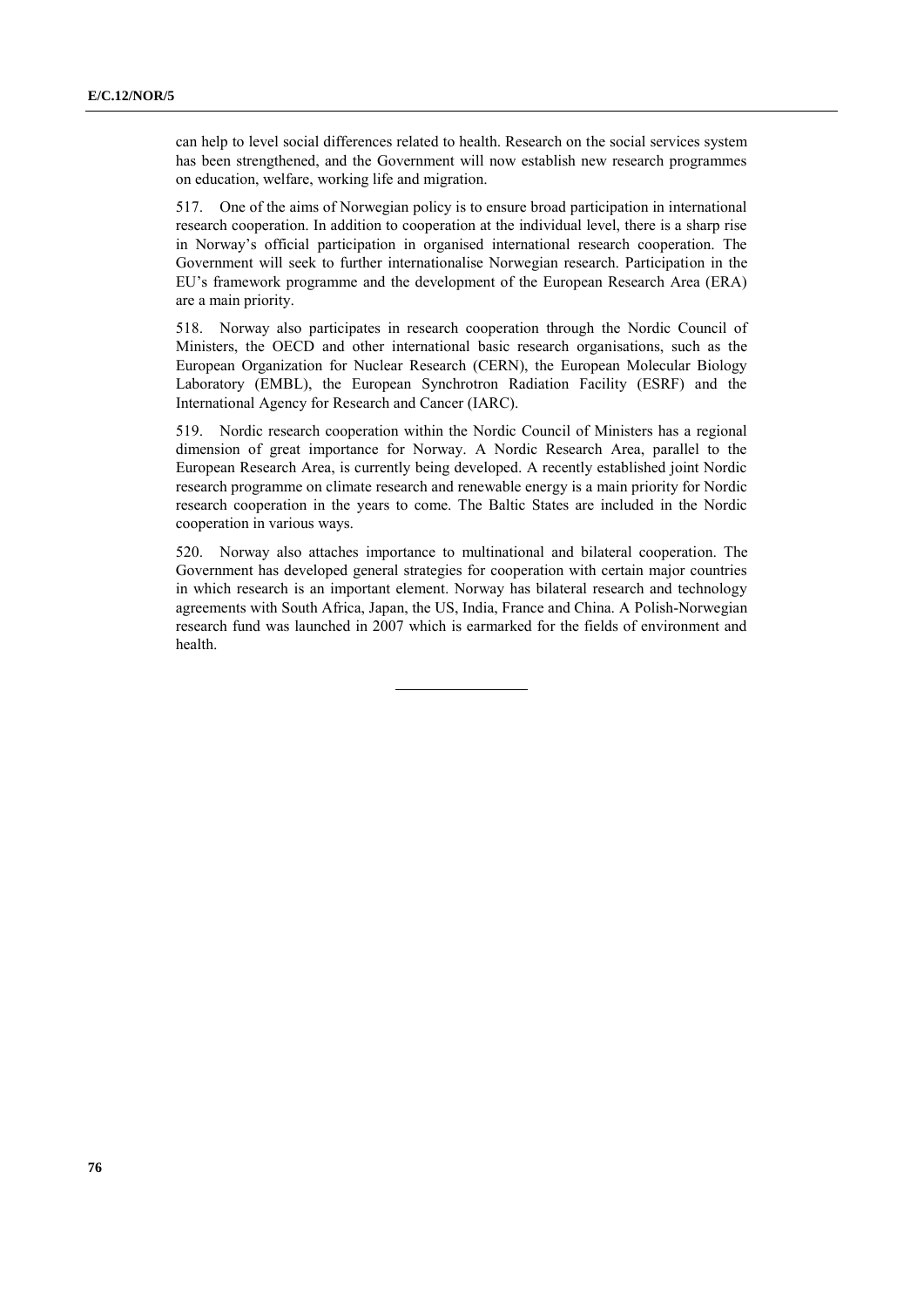can help to level social differences related to health. Research on the social services system has been strengthened, and the Government will now establish new research programmes on education, welfare, working life and migration.

517. One of the aims of Norwegian policy is to ensure broad participation in international research cooperation. In addition to cooperation at the individual level, there is a sharp rise in Norway's official participation in organised international research cooperation. The Government will seek to further internationalise Norwegian research. Participation in the EU's framework programme and the development of the European Research Area (ERA) are a main priority.

518. Norway also participates in research cooperation through the Nordic Council of Ministers, the OECD and other international basic research organisations, such as the European Organization for Nuclear Research (CERN), the European Molecular Biology Laboratory (EMBL), the European Synchrotron Radiation Facility (ESRF) and the International Agency for Research and Cancer (IARC).

519. Nordic research cooperation within the Nordic Council of Ministers has a regional dimension of great importance for Norway. A Nordic Research Area, parallel to the European Research Area, is currently being developed. A recently established joint Nordic research programme on climate research and renewable energy is a main priority for Nordic research cooperation in the years to come. The Baltic States are included in the Nordic cooperation in various ways.

520. Norway also attaches importance to multinational and bilateral cooperation. The Government has developed general strategies for cooperation with certain major countries in which research is an important element. Norway has bilateral research and technology agreements with South Africa, Japan, the US, India, France and China. A Polish-Norwegian research fund was launched in 2007 which is earmarked for the fields of environment and health.